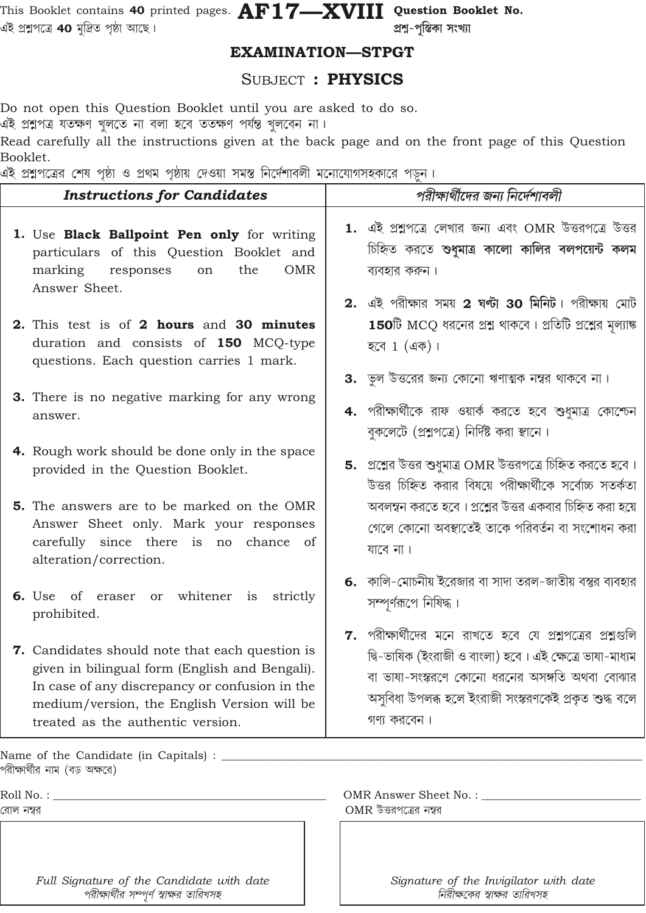This Booklet contains **40** printed pages. **AF17—XVIII** **Question Booklet No.**

এই প্রশ্নপত্রে **40** মুদ্রিত পৃষ্ঠা আছে। প্রশ্ন-পুস্তিকা সংখ্যা

## EXAMINATION—STPGT

## SUBJECT : PHYSICS

Do not open this Question Booklet until you are asked to do so.
এই প্রশ্নপত্র যতক্ষণ খুলতে না বলা হবে ততক্ষণ পর্যন্ত খুলবেন না।

Read carefully all the instructions given at the back page and on the front page of this Question Booklet.
এই প্রশ্নপত্রের শেষ পৃষ্ঠা ও প্রথম পৃষ্ঠায় দেওয়া সমস্ত নির্দেশাবলী মনোযোগসহকারে পড়ুন।

| *Instructions for Candidates* | *পরীক্ষার্থীদের জন্য নির্দেশাবলী* |
|---|---|
| **1.** Use **Black Ballpoint Pen only** for writing particulars of this Question Booklet and marking responses on the OMR Answer Sheet. | **1.** এই প্রশ্নপত্রে লেখার জন্য এবং OMR উত্তরপত্রে উত্তর চিহ্নিত করতে **শুধুমাত্র কালো কালির বলপয়েন্ট কলম** ব্যবহার করুন। |
| **2.** This test is of **2 hours** and **30 minutes** duration and consists of **150** MCQ-type questions. Each question carries 1 mark. | **2.** এই পরীক্ষার সময় **2 ঘণ্টা 30 মিনিট**। পরীক্ষায় মোট **150**টি MCQ ধরনের প্রশ্ন থাকবে। প্রতিটি প্রশ্নের মূল্যাঙ্ক হবে 1 (এক)। |
| **3.** There is no negative marking for any wrong answer. | **3.** ভুল উত্তরের জন্য কোনো ঋণাত্মক নম্বর থাকবে না। |
| **4.** Rough work should be done only in the space provided in the Question Booklet. | **4.** পরীক্ষার্থীকে রাফ ওয়ার্ক করতে হবে শুধুমাত্র কোশ্চেন বুকলেটে (প্রশ্নপত্রে) নির্দিষ্ট করা স্থানে। |
| **5.** The answers are to be marked on the OMR Answer Sheet only. Mark your responses carefully since there is no chance of alteration/correction. | **5.** প্রশ্নের উত্তর শুধুমাত্র OMR উত্তরপত্রে চিহ্নিত করতে হবে। উত্তর চিহ্নিত করার বিষয়ে পরীক্ষার্থীকে সর্বোচ্চ সতর্কতা অবলম্বন করতে হবে। প্রশ্নের উত্তর একবার চিহ্নিত করা হয়ে গেলে কোনো অবস্থাতেই তাকে পরিবর্তন বা সংশোধন করা যাবে না। |
| **6.** Use of eraser or whitener is strictly prohibited. | **6.** কালি-মোচনীয় ইরেজার বা সাদা তরল-জাতীয় বস্তুর ব্যবহার সম্পূর্ণরূপে নিষিদ্ধ। |
| **7.** Candidates should note that each question is given in bilingual form (English and Bengali). In case of any discrepancy or confusion in the medium/version, the English Version will be treated as the authentic version. | **7.** পরীক্ষার্থীদের মনে রাখতে হবে যে প্রশ্নপত্রের প্রশ্নগুলি দ্বি-ভাষিক (ইংরাজী ও বাংলা) হবে। এই ক্ষেত্রে ভাষা-মাধ্যম বা ভাষা-সংস্করণে কোনো ধরনের অসঙ্গতি অথবা বোঝার অসুবিধা উপলব্ধ হলে ইংরাজী সংস্করণকেই প্রকৃত শুদ্ধ বলে গণ্য করবেন। |

Name of the Candidate (in Capitals) : ______________________________
পরীক্ষার্থীর নাম (বড় অক্ষরে)

Roll No. : ______________________________ OMR Answer Sheet No. : ______________________________
রোল নম্বর OMR উত্তরপত্রের নম্বর

| *Full Signature of the Candidate with date* | *Signature of the Invigilator with date* |
|---|---|
| *পরীক্ষার্থীর সম্পূর্ণ স্বাক্ষর তারিখসহ* | *নিরীক্ষকের স্বাক্ষর তারিখসহ* |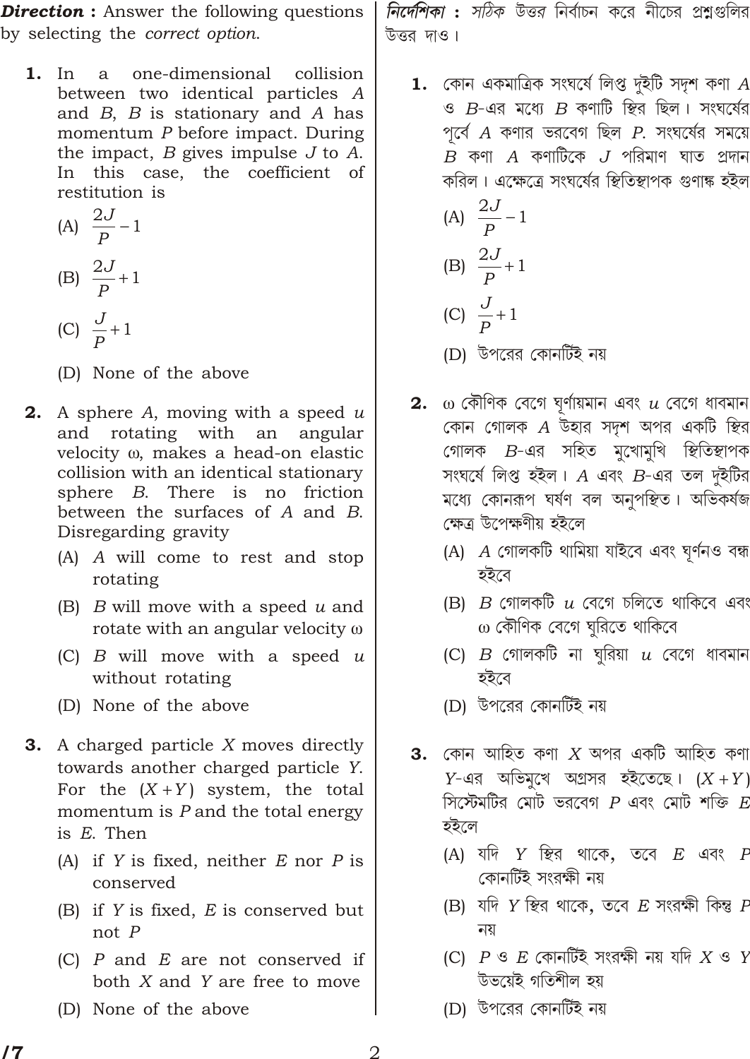***Direction*** : Answer the following questions by selecting the *correct option*.

**1.** In a one-dimensional collision between two identical particles $A$ and $B$, $B$ is stationary and $A$ has momentum $P$ before impact. During the impact, $B$ gives impulse $J$ to $A$. In this case, the coefficient of restitution is

(A) $\dfrac{2J}{P} - 1$

(B) $\dfrac{2J}{P} + 1$

(C) $\dfrac{J}{P} + 1$

(D) None of the above

**2.** A sphere $A$, moving with a speed $u$ and rotating with an angular velocity $\omega$, makes a head-on elastic collision with an identical stationary sphere $B$. There is no friction between the surfaces of $A$ and $B$. Disregarding gravity

(A) $A$ will come to rest and stop rotating

(B) $B$ will move with a speed $u$ and rotate with an angular velocity $\omega$

(C) $B$ will move with a speed $u$ without rotating

(D) None of the above

**3.** A charged particle $X$ moves directly towards another charged particle $Y$. For the $(X+Y)$ system, the total momentum is $P$ and the total energy is $E$. Then

(A) if $Y$ is fixed, neither $E$ nor $P$ is conserved

(B) if $Y$ is fixed, $E$ is conserved but not $P$

(C) $P$ and $E$ are not conserved if both $X$ and $Y$ are free to move

(D) None of the above

***নির্দেশিকা*** : *সঠিক* উত্তর নির্বাচন করে নীচের প্রশ্নগুলির উত্তর দাও।

**1.** কোন একমাত্রিক সংঘর্ষে লিপ্ত দুইটি সদৃশ কণা $A$ ও $B$-এর মধ্যে $B$ কণাটি স্থির ছিল। সংঘর্ষের পূর্বে $A$ কণার ভরবেগ ছিল $P$. সংঘর্ষের সময়ে $B$ কণা $A$ কণাটিকে $J$ পরিমাণ ঘাত প্রদান করিল। এক্ষেত্রে সংঘর্ষের স্থিতিস্থাপক গুণাঙ্ক হইল

(A) $\dfrac{2J}{P} - 1$

(B) $\dfrac{2J}{P} + 1$

(C) $\dfrac{J}{P} + 1$

(D) উপরের কোনটিই নয়

**2.** $\omega$ কৌণিক বেগে ঘূর্ণায়মান এবং $u$ বেগে ধাবমান কোন গোলক $A$ উহার সদৃশ অপর একটি স্থির গোলক $B$-এর সহিত মুখোমুখি স্থিতিস্থাপক সংঘর্ষে লিপ্ত হইল। $A$ এবং $B$-এর তল দুইটির মধ্যে কোনরূপ ঘর্ষণ বল অনুপস্থিত। অভিকর্ষজ ক্ষেত্র উপেক্ষণীয় হইলে

(A) $A$ গোলকটি থামিয়া যাইবে এবং ঘূর্ণনও বন্ধ হইবে

(B) $B$ গোলকটি $u$ বেগে চলিতে থাকিবে এবং $\omega$ কৌণিক বেগে ঘুরিতে থাকিবে

(C) $B$ গোলকটি না ঘুরিয়া $u$ বেগে ধাবমান হইবে

(D) উপরের কোনটিই নয়

**3.** কোন আহিত কণা $X$ অপর একটি আহিত কণা $Y$-এর অভিমুখে অগ্রসর হইতেছে। $(X+Y)$ সিস্টেমটির মোট ভরবেগ $P$ এবং মোট শক্তি $E$ হইলে

(A) যদি $Y$ স্থির থাকে, তবে $E$ এবং $P$ কোনটিই সংরক্ষী নয়

(B) যদি $Y$ স্থির থাকে, তবে $E$ সংরক্ষী কিন্তু $P$ নয়

(C) $P$ ও $E$ কোনটিই সংরক্ষী নয় যদি $X$ ও $Y$ উভয়েই গতিশীল হয়

(D) উপরের কোনটিই নয়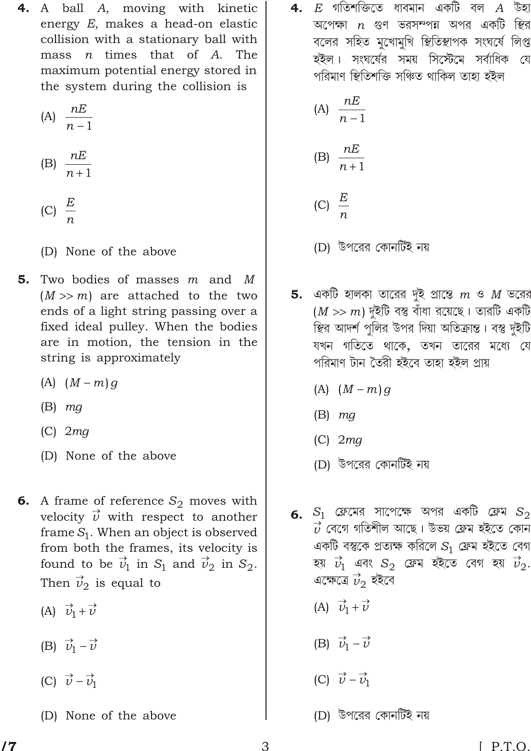**4.** A ball $A$, moving with kinetic energy $E$, makes a head-on elastic collision with a stationary ball with mass $n$ times that of $A$. The maximum potential energy stored in the system during the collision is

(A) $\frac{nE}{n-1}$

(B) $\frac{nE}{n+1}$

(C) $\frac{E}{n}$

(D) None of the above

**5.** Two bodies of masses $m$ and $M$ $(M >> m)$ are attached to the two ends of a light string passing over a fixed ideal pulley. When the bodies are in motion, the tension in the string is approximately

(A) $(M-m)g$

(B) $mg$

(C) $2mg$

(D) None of the above

**6.** A frame of reference $S_2$ moves with velocity $\vec{v}$ with respect to another frame $S_1$. When an object is observed from both the frames, its velocity is found to be $\vec{v}_1$ in $S_1$ and $\vec{v}_2$ in $S_2$. Then $\vec{v}_2$ is equal to

(A) $\vec{v}_1 + \vec{v}$

(B) $\vec{v}_1 - \vec{v}$

(C) $\vec{v} - \vec{v}_1$

(D) None of the above

**4.** $E$ গতিশক্তিতে ধাবমান একটি বল $A$ উহা অপেক্ষা $n$ গুণ ভরসম্পন্ন অপর একটি স্থির বলের সহিত মুখোমুখি স্থিতিস্থাপক সংঘর্ষে লিপ্ত হইল। সংঘর্ষের সময় সিস্টেমে সর্বাধিক যে পরিমাণ স্থিতিশক্তি সঞ্চিত থাকিল তাহা হইল

(A) $\frac{nE}{n-1}$

(B) $\frac{nE}{n+1}$

(C) $\frac{E}{n}$

(D) উপরের কোনটিই নয়

**5.** একটি হালকা তারের দুই প্রান্তে $m$ ও $M$ ভরের $(M >> m)$ দুইটি বস্তু বাঁধা রয়েছে। তারটি একটি স্থির আদর্শ পুলির উপর দিয়া অতিক্রান্ত। বস্তু দুইটি যখন গতিতে থাকে, তখন তারের মধ্যে যে পরিমাণ টান তৈরী হইবে তাহা হইল প্রায়

(A) $(M-m)g$

(B) $mg$

(C) $2mg$

(D) উপরের কোনটিই নয়

**6.** $S_1$ ফ্রেমের সাপেক্ষে অপর একটি ফ্রেম $S_2$ $\vec{v}$ বেগে গতিশীল আছে। উভয় ফ্রেম হইতে কোন একটি বস্তুকে প্রত্যক্ষ করিলে $S_1$ ফ্রেম হইতে বেগ হয় $\vec{v}_1$ এবং $S_2$ ফ্রেম হইতে বেগ হয় $\vec{v}_2$. এক্ষেত্রে $\vec{v}_2$ হইবে

(A) $\vec{v}_1 + \vec{v}$

(B) $\vec{v}_1 - \vec{v}$

(C) $\vec{v} - \vec{v}_1$

(D) উপরের কোনটিই নয়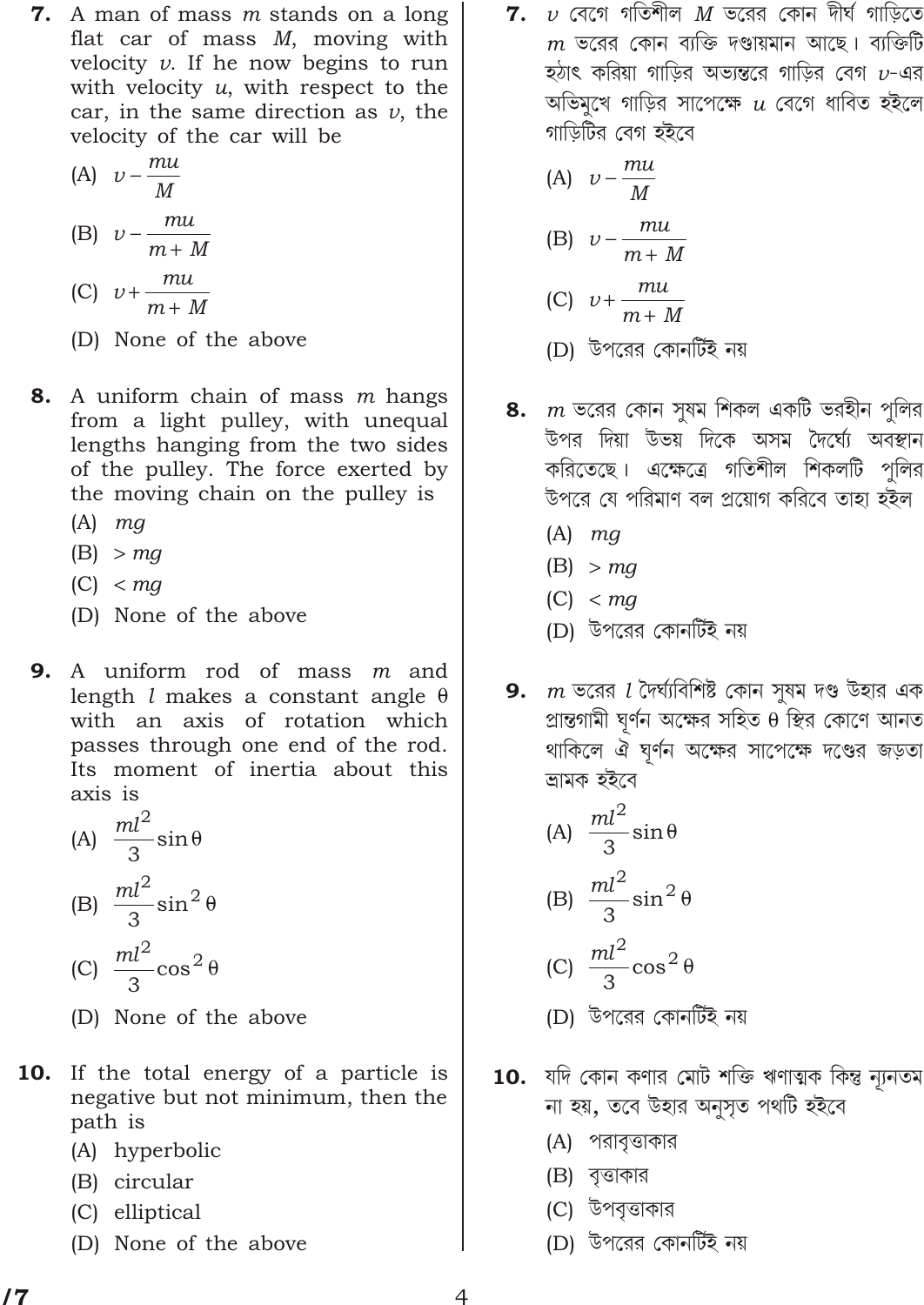**7.** A man of mass $m$ stands on a long flat car of mass $M$, moving with velocity $v$. If he now begins to run with velocity $u$, with respect to the car, in the same direction as $v$, the velocity of the car will be

(A) $v - \frac{mu}{M}$

(B) $v - \frac{mu}{m+M}$

(C) $v + \frac{mu}{m+M}$

(D) None of the above

**8.** A uniform chain of mass $m$ hangs from a light pulley, with unequal lengths hanging from the two sides of the pulley. The force exerted by the moving chain on the pulley is

(A) $mg$

(B) $> mg$

(C) $< mg$

(D) None of the above

**9.** A uniform rod of mass $m$ and length $l$ makes a constant angle $\theta$ with an axis of rotation which passes through one end of the rod. Its moment of inertia about this axis is

(A) $\frac{ml^2}{3}\sin\theta$

(B) $\frac{ml^2}{3}\sin^2\theta$

(C) $\frac{ml^2}{3}\cos^2\theta$

(D) None of the above

**10.** If the total energy of a particle is negative but not minimum, then the path is

(A) hyperbolic

(B) circular

(C) elliptical

(D) None of the above

**7.** $v$ বেগে গতিশীল $M$ ভরের কোন দীর্ঘ গাড়িতে $m$ ভরের কোন ব্যক্তি দণ্ডায়মান আছে। ব্যক্তিটি হঠাৎ করিয়া গাড়ির অভ্যন্তরে গাড়ির বেগ $v$-এর অভিমুখে গাড়ির সাপেক্ষে $u$ বেগে ধাবিত হইলে গাড়িটির বেগ হইবে

(A) $v - \frac{mu}{M}$

(B) $v - \frac{mu}{m+M}$

(C) $v + \frac{mu}{m+M}$

(D) উপরের কোনটিই নয়

**8.** $m$ ভরের কোন সুষম শিকল একটি ভরহীন পুলির উপর দিয়া উভয় দিকে অসম দৈর্ঘ্যে অবস্থান করিতেছে। এক্ষেত্রে গতিশীল শিকলটি পুলির উপরে যে পরিমাণ বল প্রয়োগ করিবে তাহা হইল

(A) $mg$

(B) $> mg$

(C) $< mg$

(D) উপরের কোনটিই নয়

**9.** $m$ ভরের $l$ দৈর্ঘ্যবিশিষ্ট কোন সুষম দণ্ড উহার এক প্রান্তগামী ঘূর্ণন অক্ষের সহিত $\theta$ স্থির কোণে আনত থাকিলে ঐ ঘূর্ণন অক্ষের সাপেক্ষে দণ্ডের জড়তা ভ্রামক হইবে

(A) $\frac{ml^2}{3}\sin\theta$

(B) $\frac{ml^2}{3}\sin^2\theta$

(C) $\frac{ml^2}{3}\cos^2\theta$

(D) উপরের কোনটিই নয়

**10.** যদি কোন কণার মোট শক্তি ঋণাত্মক কিন্তু ন্যূনতম না হয়, তবে উহার অনুসৃত পথটি হইবে

(A) পরাবৃত্তাকার

(B) বৃত্তাকার

(C) উপবৃত্তাকার

(D) উপরের কোনটিই নয়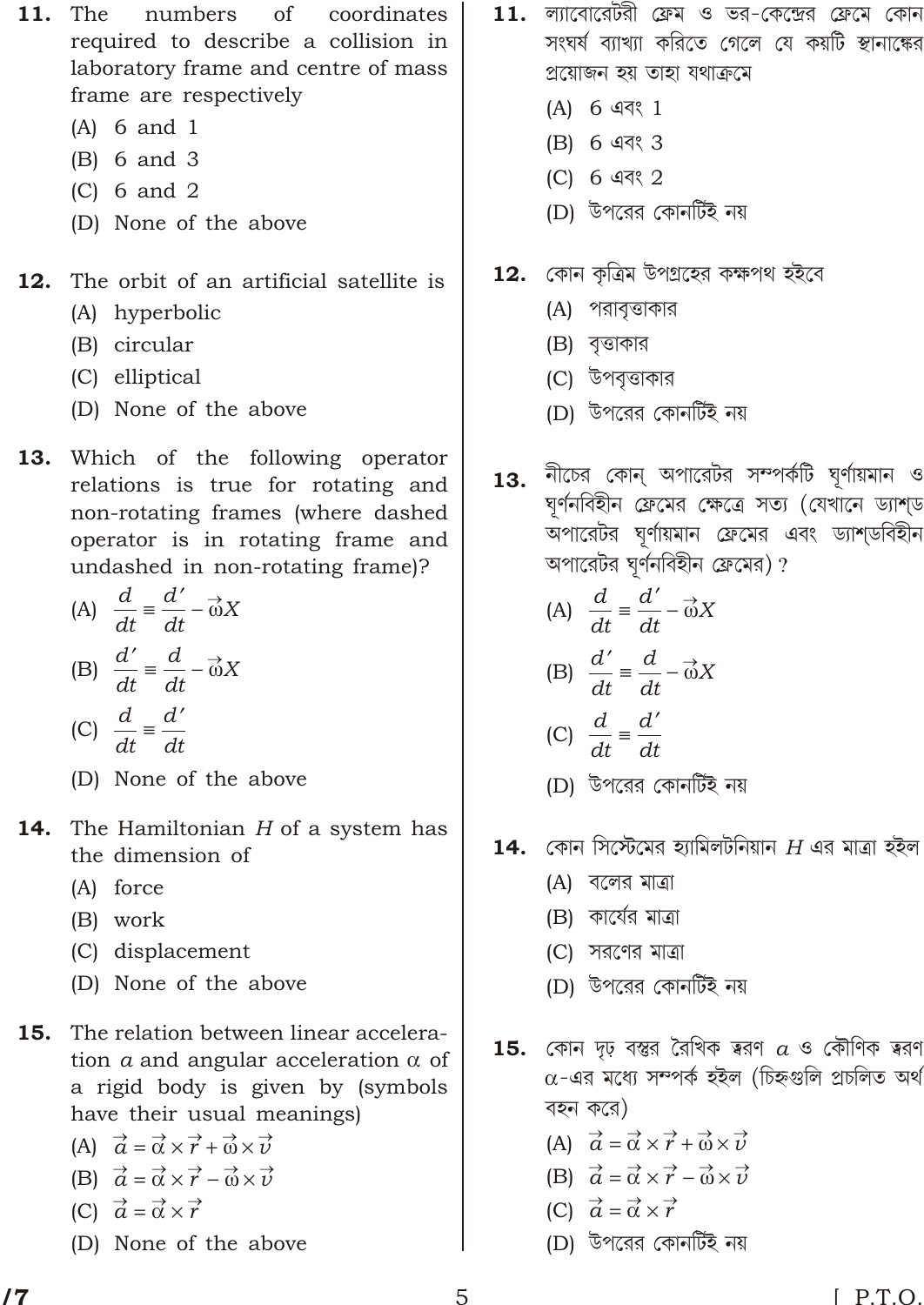**11.** The numbers of coordinates required to describe a collision in laboratory frame and centre of mass frame are respectively

(A) 6 and 1

(B) 6 and 3

(C) 6 and 2

(D) None of the above

**12.** The orbit of an artificial satellite is

(A) hyperbolic

(B) circular

(C) elliptical

(D) None of the above

**13.** Which of the following operator relations is true for rotating and non-rotating frames (where dashed operator is in rotating frame and undashed in non-rotating frame)?

(A) $\dfrac{d}{dt} \equiv \dfrac{d'}{dt} - \vec{\omega} X$

(B) $\dfrac{d'}{dt} \equiv \dfrac{d}{dt} - \vec{\omega} X$

(C) $\dfrac{d}{dt} \equiv \dfrac{d'}{dt}$

(D) None of the above

**14.** The Hamiltonian $H$ of a system has the dimension of

(A) force

(B) work

(C) displacement

(D) None of the above

**15.** The relation between linear acceleration $a$ and angular acceleration $\alpha$ of a rigid body is given by (symbols have their usual meanings)

(A) $\vec{a} = \vec{\alpha} \times \vec{r} + \vec{\omega} \times \vec{v}$

(B) $\vec{a} = \vec{\alpha} \times \vec{r} - \vec{\omega} \times \vec{v}$

(C) $\vec{a} = \vec{\alpha} \times \vec{r}$

(D) None of the above

**11.** ল্যাবোরেটরী ফ্রেম ও ভর-কেন্দ্রের ফ্রেমে কোন সংঘর্ষ ব্যাখ্যা করিতে গেলে যে কয়টি স্থানাঙ্কের প্রয়োজন হয় তাহা যথাক্রমে

(A) 6 এবং 1

(B) 6 এবং 3

(C) 6 এবং 2

(D) উপরের কোনটিই নয়

**12.** কোন কৃত্রিম উপগ্রহের কক্ষপথ হইবে

(A) পরাবৃত্তাকার

(B) বৃত্তাকার

(C) উপবৃত্তাকার

(D) উপরের কোনটিই নয়

**13.** নীচের কোন্ অপারেটর সম্পর্কটি ঘূর্ণায়মান ও ঘূর্ণনবিহীন ফ্রেমের ক্ষেত্রে সত্য (যেখানে ড্যাশ্‌ড অপারেটর ঘূর্ণায়মান ফ্রেমের এবং ড্যাশ্‌ডবিহীন অপারেটর ঘূর্ণনবিহীন ফ্রেমের) ?

(A) $\dfrac{d}{dt} \equiv \dfrac{d'}{dt} - \vec{\omega} X$

(B) $\dfrac{d'}{dt} \equiv \dfrac{d}{dt} - \vec{\omega} X$

(C) $\dfrac{d}{dt} \equiv \dfrac{d'}{dt}$

(D) উপরের কোনটিই নয়

**14.** কোন সিস্টেমের হ্যামিলটনিয়ান $H$ এর মাত্রা হইল

(A) বলের মাত্রা

(B) কার্যের মাত্রা

(C) সরণের মাত্রা

(D) উপরের কোনটিই নয়

**15.** কোন দৃঢ় বস্তুর রৈখিক ত্বরণ $a$ ও কৌণিক ত্বরণ $\alpha$-এর মধ্যে সম্পর্ক হইল (চিহ্নগুলি প্রচলিত অর্থ বহন করে)

(A) $\vec{a} = \vec{\alpha} \times \vec{r} + \vec{\omega} \times \vec{v}$

(B) $\vec{a} = \vec{\alpha} \times \vec{r} - \vec{\omega} \times \vec{v}$

(C) $\vec{a} = \vec{\alpha} \times \vec{r}$

(D) উপরের কোনটিই নয়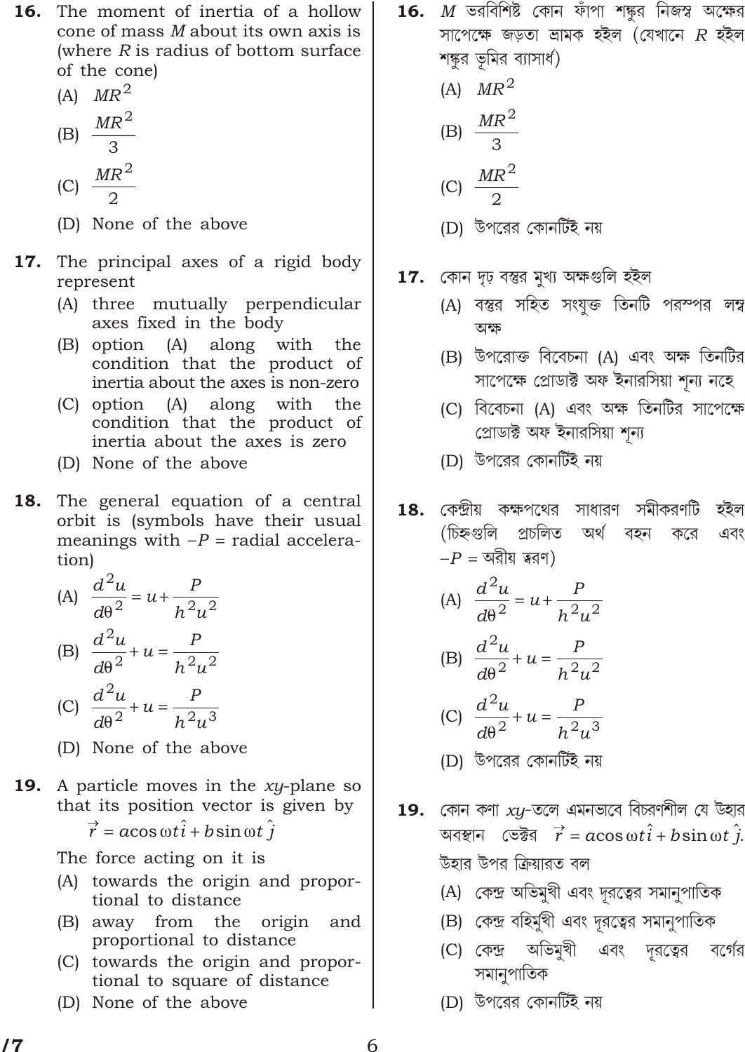**16.** The moment of inertia of a hollow cone of mass $M$ about its own axis is (where $R$ is radius of bottom surface of the cone)

(A) $MR^2$

(B) $\dfrac{MR^2}{3}$

(C) $\dfrac{MR^2}{2}$

(D) None of the above

**17.** The principal axes of a rigid body represent

(A) three mutually perpendicular axes fixed in the body

(B) option (A) along with the condition that the product of inertia about the axes is non-zero

(C) option (A) along with the condition that the product of inertia about the axes is zero

(D) None of the above

**18.** The general equation of a central orbit is (symbols have their usual meanings with $-P$ = radial acceleration)

(A) $\dfrac{d^2u}{d\theta^2} = u + \dfrac{P}{h^2u^2}$

(B) $\dfrac{d^2u}{d\theta^2} + u = \dfrac{P}{h^2u^2}$

(C) $\dfrac{d^2u}{d\theta^2} + u = \dfrac{P}{h^2u^3}$

(D) None of the above

**19.** A particle moves in the $xy$-plane so that its position vector is given by

$$\vec{r} = a\cos\omega t\,\hat{i} + b\sin\omega t\,\hat{j}$$

The force acting on it is

(A) towards the origin and proportional to distance

(B) away from the origin and proportional to distance

(C) towards the origin and proportional to square of distance

(D) None of the above

**16.** $M$ ভরবিশিষ্ট কোন ফাঁপা শঙ্কুর নিজস্ব অক্ষের সাপেক্ষে জড়তা ভ্রামক হইল (যেখানে $R$ হইল শঙ্কুর ভূমির ব্যাসার্ধ)

(A) $MR^2$

(B) $\dfrac{MR^2}{3}$

(C) $\dfrac{MR^2}{2}$

(D) উপরের কোনটিই নয়

**17.** কোন দৃঢ় বস্তুর মুখ্য অক্ষগুলি হইল

(A) বস্তুর সহিত সংযুক্ত তিনটি পরস্পর লম্ব অক্ষ

(B) উপরোক্ত বিবেচনা (A) এবং অক্ষ তিনটির সাপেক্ষে প্রোডাক্ট অফ ইনারসিয়া শূন্য নহে

(C) বিবেচনা (A) এবং অক্ষ তিনটির সাপেক্ষে প্রোডাক্ট অফ ইনারসিয়া শূন্য

(D) উপরের কোনটিই নয়

**18.** কেন্দ্রীয় কক্ষপথের সাধারণ সমীকরণটি হইল (চিহ্নগুলি প্রচলিত অর্থ বহন করে এবং $-P$ = অরীয় ত্বরণ)

(A) $\dfrac{d^2u}{d\theta^2} = u + \dfrac{P}{h^2u^2}$

(B) $\dfrac{d^2u}{d\theta^2} + u = \dfrac{P}{h^2u^2}$

(C) $\dfrac{d^2u}{d\theta^2} + u = \dfrac{P}{h^2u^3}$

(D) উপরের কোনটিই নয়

**19.** কোন কণা $xy$-তলে এমনভাবে বিচরণশীল যে উহার অবস্থান ভেক্টর $\vec{r} = a\cos\omega t\,\hat{i} + b\sin\omega t\,\hat{j}$. উহার উপর ক্রিয়ারত বল

(A) কেন্দ্র অভিমুখী এবং দূরত্বের সমানুপাতিক

(B) কেন্দ্র বহির্মুখী এবং দূরত্বের সমানুপাতিক

(C) কেন্দ্র অভিমুখী এবং দূরত্বের বর্গের সমানুপাতিক

(D) উপরের কোনটিই নয়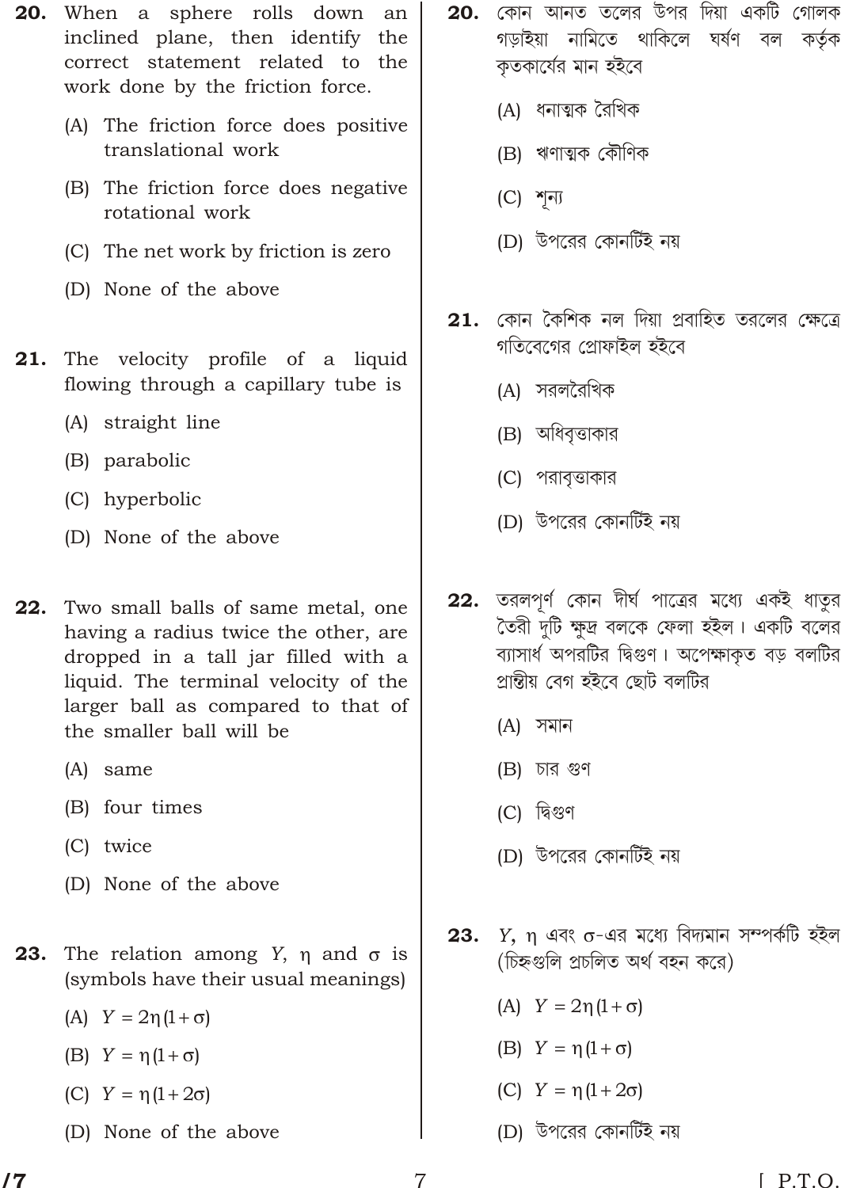**20.** When a sphere rolls down an inclined plane, then identify the correct statement related to the work done by the friction force.

(A) The friction force does positive translational work

(B) The friction force does negative rotational work

(C) The net work by friction is zero

(D) None of the above

**21.** The velocity profile of a liquid flowing through a capillary tube is

(A) straight line

(B) parabolic

(C) hyperbolic

(D) None of the above

**22.** Two small balls of same metal, one having a radius twice the other, are dropped in a tall jar filled with a liquid. The terminal velocity of the larger ball as compared to that of the smaller ball will be

(A) same

(B) four times

(C) twice

(D) None of the above

**23.** The relation among $Y$, $\eta$ and $\sigma$ is (symbols have their usual meanings)

(A) $Y = 2\eta(1+\sigma)$

(B) $Y = \eta(1+\sigma)$

(C) $Y = \eta(1+2\sigma)$

(D) None of the above

**20.** কোন আনত তলের উপর দিয়া একটি গোলক গড়াইয়া নামিতে থাকিলে ঘর্ষণ বল কর্তৃক কৃতকার্যের মান হইবে

(A) ধনাত্মক রৈখিক

(B) ঋণাত্মক কৌণিক

(C) শূন্য

(D) উপরের কোনটিই নয়

**21.** কোন কৈশিক নল দিয়া প্রবাহিত তরলের ক্ষেত্রে গতিবেগের প্রোফাইল হইবে

(A) সরলরৈখিক

(B) অধিবৃত্তাকার

(C) পরাবৃত্তাকার

(D) উপরের কোনটিই নয়

**22.** তরলপূর্ণ কোন দীর্ঘ পাত্রের মধ্যে একই ধাতুর তৈরী দুটি ক্ষুদ্র বলকে ফেলা হইল। একটি বলের ব্যাসার্ধ অপরটির দ্বিগুণ। অপেক্ষাকৃত বড় বলটির প্রান্তীয় বেগ হইবে ছোট বলটির

(A) সমান

(B) চার গুণ

(C) দ্বিগুণ

(D) উপরের কোনটিই নয়

**23.** $Y$, $\eta$ এবং $\sigma$-এর মধ্যে বিদ্যমান সম্পর্কটি হইল (চিহ্নগুলি প্রচলিত অর্থ বহন করে)

(A) $Y = 2\eta(1+\sigma)$

(B) $Y = \eta(1+\sigma)$

(C) $Y = \eta(1+2\sigma)$

(D) উপরের কোনটিই নয়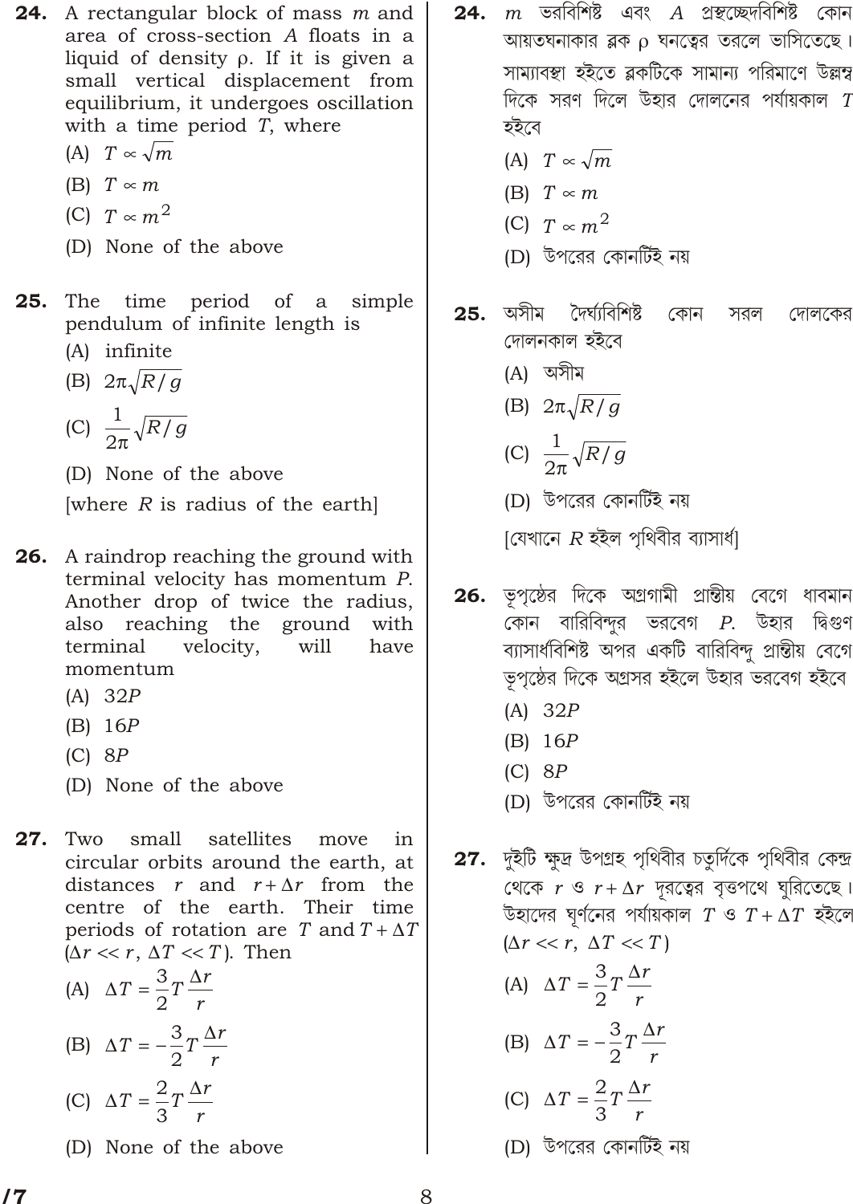**24.** A rectangular block of mass $m$ and area of cross-section $A$ floats in a liquid of density $\rho$. If it is given a small vertical displacement from equilibrium, it undergoes oscillation with a time period $T$, where

(A) $T \propto \sqrt{m}$

(B) $T \propto m$

(C) $T \propto m^2$

(D) None of the above

**25.** The time period of a simple pendulum of infinite length is

(A) infinite

(B) $2\pi\sqrt{R/g}$

(C) $\frac{1}{2\pi}\sqrt{R/g}$

(D) None of the above

[where $R$ is radius of the earth]

**26.** A raindrop reaching the ground with terminal velocity has momentum $P$. Another drop of twice the radius, also reaching the ground with terminal velocity, will have momentum

(A) $32P$

(B) $16P$

(C) $8P$

(D) None of the above

**27.** Two small satellites move in circular orbits around the earth, at distances $r$ and $r + \Delta r$ from the centre of the earth. Their time periods of rotation are $T$ and $T + \Delta T$ ($\Delta r << r$, $\Delta T << T$). Then

(A) $\Delta T = \frac{3}{2} T \frac{\Delta r}{r}$

(B) $\Delta T = -\frac{3}{2} T \frac{\Delta r}{r}$

(C) $\Delta T = \frac{2}{3} T \frac{\Delta r}{r}$

(D) None of the above

**24.** $m$ ভরবিশিষ্ট এবং $A$ প্রস্থচ্ছেদবিশিষ্ট কোন আয়তঘনাকার ব্লক $\rho$ ঘনত্বের তরলে ভাসিতেছে। সাম্যাবস্থা হইতে ব্লকটিকে সামান্য পরিমাণে উল্লম্ব দিকে সরণ দিলে উহার দোলনের পর্যায়কাল $T$ হইবে

(A) $T \propto \sqrt{m}$

(B) $T \propto m$

(C) $T \propto m^2$

(D) উপরের কোনটিই নয়

**25.** অসীম দৈর্ঘ্যবিশিষ্ট কোন সরল দোলকের দোলনকাল হইবে

(A) অসীম

(B) $2\pi\sqrt{R/g}$

(C) $\frac{1}{2\pi}\sqrt{R/g}$

(D) উপরের কোনটিই নয়

[যেখানে $R$ হইল পৃথিবীর ব্যাসার্ধ]

**26.** ভূপৃষ্ঠের দিকে অগ্রগামী প্রান্তীয় বেগে ধাবমান কোন বারিবিন্দুর ভরবেগ $P$. উহার দ্বিগুণ ব্যাসার্ধবিশিষ্ট অপর একটি বারিবিন্দু প্রান্তীয় বেগে ভূপৃষ্ঠের দিকে অগ্রসর হইলে উহার ভরবেগ হইবে

(A) $32P$

(B) $16P$

(C) $8P$

(D) উপরের কোনটিই নয়

**27.** দুইটি ক্ষুদ্র উপগ্রহ পৃথিবীর চতুর্দিকে পৃথিবীর কেন্দ্র থেকে $r$ ও $r + \Delta r$ দূরত্বের বৃত্তপথে ঘুরিতেছে। উহাদের ঘূর্ণনের পর্যায়কাল $T$ ও $T + \Delta T$ হইলে ($\Delta r << r$, $\Delta T << T$)

(A) $\Delta T = \frac{3}{2} T \frac{\Delta r}{r}$

(B) $\Delta T = -\frac{3}{2} T \frac{\Delta r}{r}$

(C) $\Delta T = \frac{2}{3} T \frac{\Delta r}{r}$

(D) উপরের কোনটিই নয়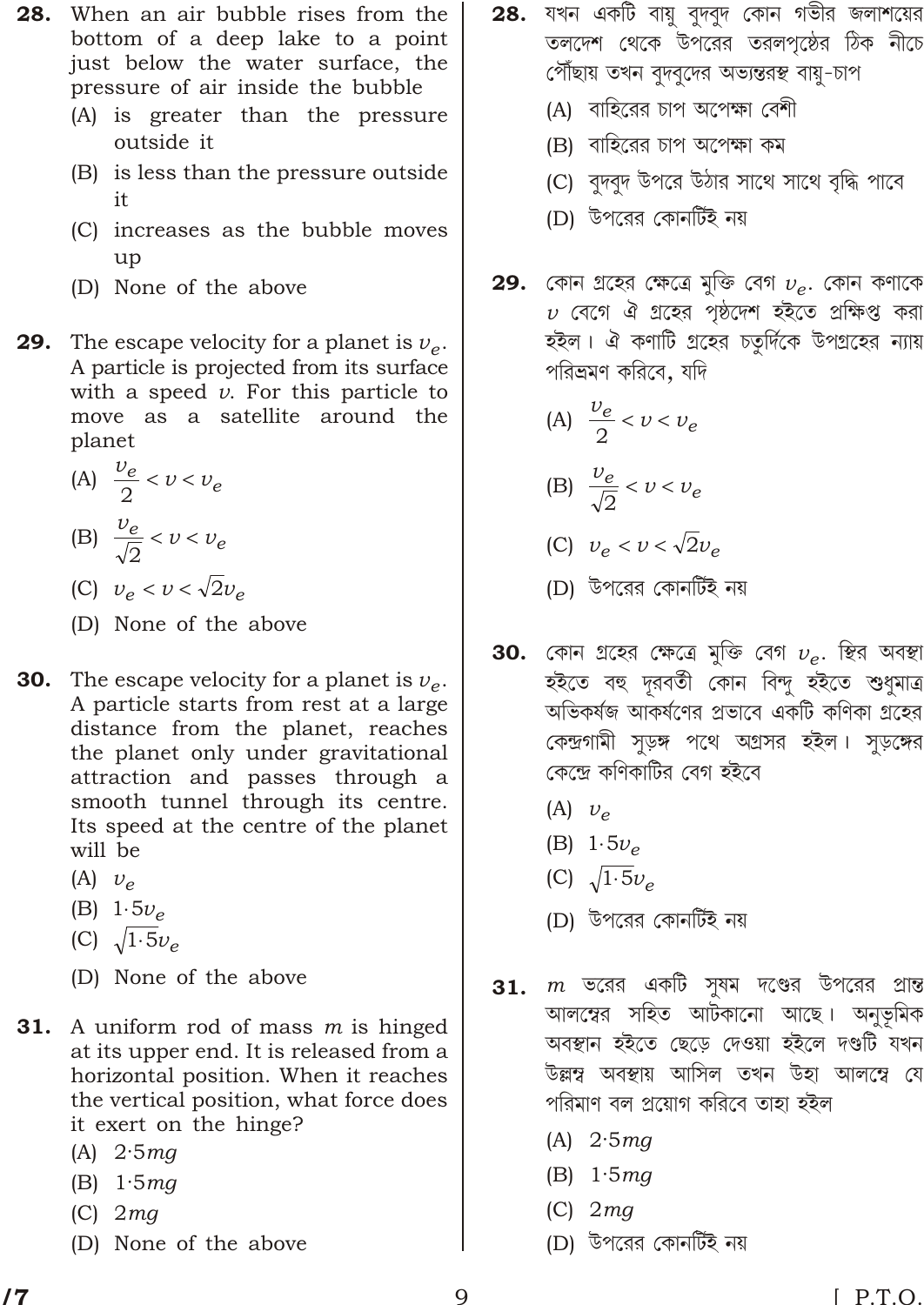**28.** When an air bubble rises from the bottom of a deep lake to a point just below the water surface, the pressure of air inside the bubble

(A) is greater than the pressure outside it

(B) is less than the pressure outside it

(C) increases as the bubble moves up

(D) None of the above

**29.** The escape velocity for a planet is $v_e$. A particle is projected from its surface with a speed $v$. For this particle to move as a satellite around the planet

(A) $\frac{v_e}{2} < v < v_e$

(B) $\frac{v_e}{\sqrt{2}} < v < v_e$

(C) $v_e < v < \sqrt{2} v_e$

(D) None of the above

**30.** The escape velocity for a planet is $v_e$. A particle starts from rest at a large distance from the planet, reaches the planet only under gravitational attraction and passes through a smooth tunnel through its centre. Its speed at the centre of the planet will be

(A) $v_e$

(B) $1{\cdot}5 v_e$

(C) $\sqrt{1{\cdot}5}\, v_e$

(D) None of the above

**31.** A uniform rod of mass $m$ is hinged at its upper end. It is released from a horizontal position. When it reaches the vertical position, what force does it exert on the hinge?

(A) $2{\cdot}5mg$

(B) $1{\cdot}5mg$

(C) $2mg$

(D) None of the above

**28.** যখন একটি বায়ু বুদবুদ কোন গভীর জলাশয়ের তলদেশ থেকে উপরের তরলপৃষ্ঠের ঠিক নীচে পৌঁছায় তখন বুদবুদের অভ্যন্তরস্থ বায়ু-চাপ

(A) বাহিরের চাপ অপেক্ষা বেশী

(B) বাহিরের চাপ অপেক্ষা কম

(C) বুদবুদ উপরে উঠার সাথে সাথে বৃদ্ধি পাবে

(D) উপরের কোনটিই নয়

**29.** কোন গ্রহের ক্ষেত্রে মুক্তি বেগ $v_e$. কোন কণাকে $v$ বেগে ঐ গ্রহের পৃষ্ঠদেশ হইতে প্রক্ষিপ্ত করা হইল। ঐ কণাটি গ্রহের চতুর্দিকে উপগ্রহের ন্যায় পরিভ্রমণ করিবে, যদি

(A) $\frac{v_e}{2} < v < v_e$

(B) $\frac{v_e}{\sqrt{2}} < v < v_e$

(C) $v_e < v < \sqrt{2} v_e$

(D) উপরের কোনটিই নয়

**30.** কোন গ্রহের ক্ষেত্রে মুক্তি বেগ $v_e$. স্থির অবস্থা হইতে বহু দূরবর্তী কোন বিন্দু হইতে শুধুমাত্র অভিকর্ষজ আকর্ষণের প্রভাবে একটি কণিকা গ্রহের কেন্দ্রগামী সুড়ঙ্গ পথে অগ্রসর হইল। সুড়ঙ্গের কেন্দ্রে কণিকাটির বেগ হইবে

(A) $v_e$

(B) $1{\cdot}5 v_e$

(C) $\sqrt{1{\cdot}5}\, v_e$

(D) উপরের কোনটিই নয়

**31.** $m$ ভরের একটি সুষম দণ্ডের উপরের প্রান্ত আলম্বের সহিত আটকানো আছে। অনুভূমিক অবস্থান হইতে ছেড়ে দেওয়া হইলে দণ্ডটি যখন উল্লম্ব অবস্থায় আসিল তখন উহা আলম্বে যে পরিমাণ বল প্রয়োগ করিবে তাহা হইল

(A) $2{\cdot}5mg$

(B) $1{\cdot}5mg$

(C) $2mg$

(D) উপরের কোনটিই নয়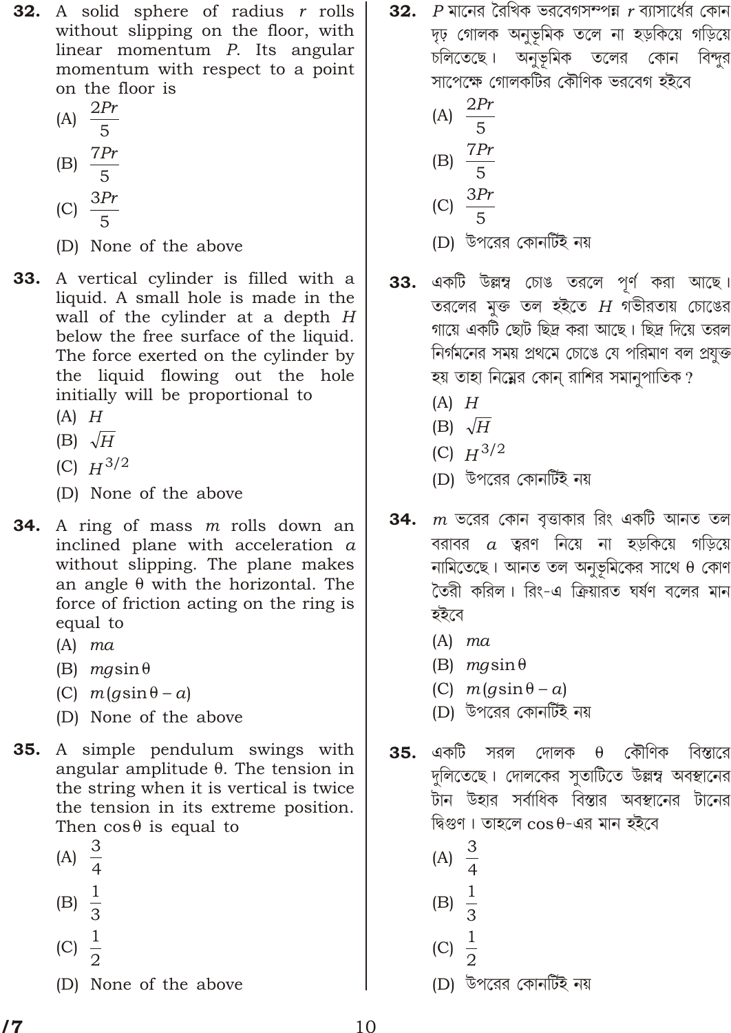**32.** A solid sphere of radius $r$ rolls without slipping on the floor, with linear momentum $P$. Its angular momentum with respect to a point on the floor is

(A) $\frac{2Pr}{5}$

(B) $\frac{7Pr}{5}$

(C) $\frac{3Pr}{5}$

(D) None of the above

**33.** A vertical cylinder is filled with a liquid. A small hole is made in the wall of the cylinder at a depth $H$ below the free surface of the liquid. The force exerted on the cylinder by the liquid flowing out the hole initially will be proportional to

(A) $H$

(B) $\sqrt{H}$

(C) $H^{3/2}$

(D) None of the above

**34.** A ring of mass $m$ rolls down an inclined plane with acceleration $a$ without slipping. The plane makes an angle $\theta$ with the horizontal. The force of friction acting on the ring is equal to

(A) $ma$

(B) $mg\sin\theta$

(C) $m(g\sin\theta - a)$

(D) None of the above

**35.** A simple pendulum swings with angular amplitude $\theta$. The tension in the string when it is vertical is twice the tension in its extreme position. Then $\cos\theta$ is equal to

(A) $\frac{3}{4}$

(B) $\frac{1}{3}$

(C) $\frac{1}{2}$

(D) None of the above

**32.** $P$ মানের রৈখিক ভরবেগসম্পন্ন $r$ ব্যাসার্ধের কোন দৃঢ় গোলক অনুভূমিক তলে না হড়কিয়ে গড়িয়ে চলিতেছে। অনুভূমিক তলের কোন বিন্দুর সাপেক্ষে গোলকটির কৌণিক ভরবেগ হইবে

(A) $\frac{2Pr}{5}$

(B) $\frac{7Pr}{5}$

(C) $\frac{3Pr}{5}$

(D) উপরের কোনটিই নয়

**33.** একটি উল্লম্ব চোঙ তরলে পূর্ণ করা আছে। তরলের মুক্ত তল হইতে $H$ গভীরতায় চোঙের গায়ে একটি ছোট ছিদ্র করা আছে। ছিদ্র দিয়ে তরল নির্গমনের সময় প্রথমে চোঙে যে পরিমাণ বল প্রযুক্ত হয় তাহা নিম্নের কোন্ রাশির সমানুপাতিক?

(A) $H$

(B) $\sqrt{H}$

(C) $H^{3/2}$

(D) উপরের কোনটিই নয়

**34.** $m$ ভরের কোন বৃত্তাকার রিং একটি আনত তল বরাবর $a$ ত্বরণ নিয়ে না হড়কিয়ে গড়িয়ে নামিতেছে। আনত তল অনুভূমিকের সাথে $\theta$ কোণ তৈরী করিল। রিং-এ ক্রিয়ারত ঘর্ষণ বলের মান হইবে

(A) $ma$

(B) $mg\sin\theta$

(C) $m(g\sin\theta - a)$

(D) উপরের কোনটিই নয়

**35.** একটি সরল দোলক $\theta$ কৌণিক বিস্তারে দুলিতেছে। দোলকের সুতাটিতে উল্লম্ব অবস্থানের টান উহার সর্বাধিক বিস্তার অবস্থানের টানের দ্বিগুণ। তাহলে $\cos\theta$-এর মান হইবে

(A) $\frac{3}{4}$

(B) $\frac{1}{3}$

(C) $\frac{1}{2}$

(D) উপরের কোনটিই নয়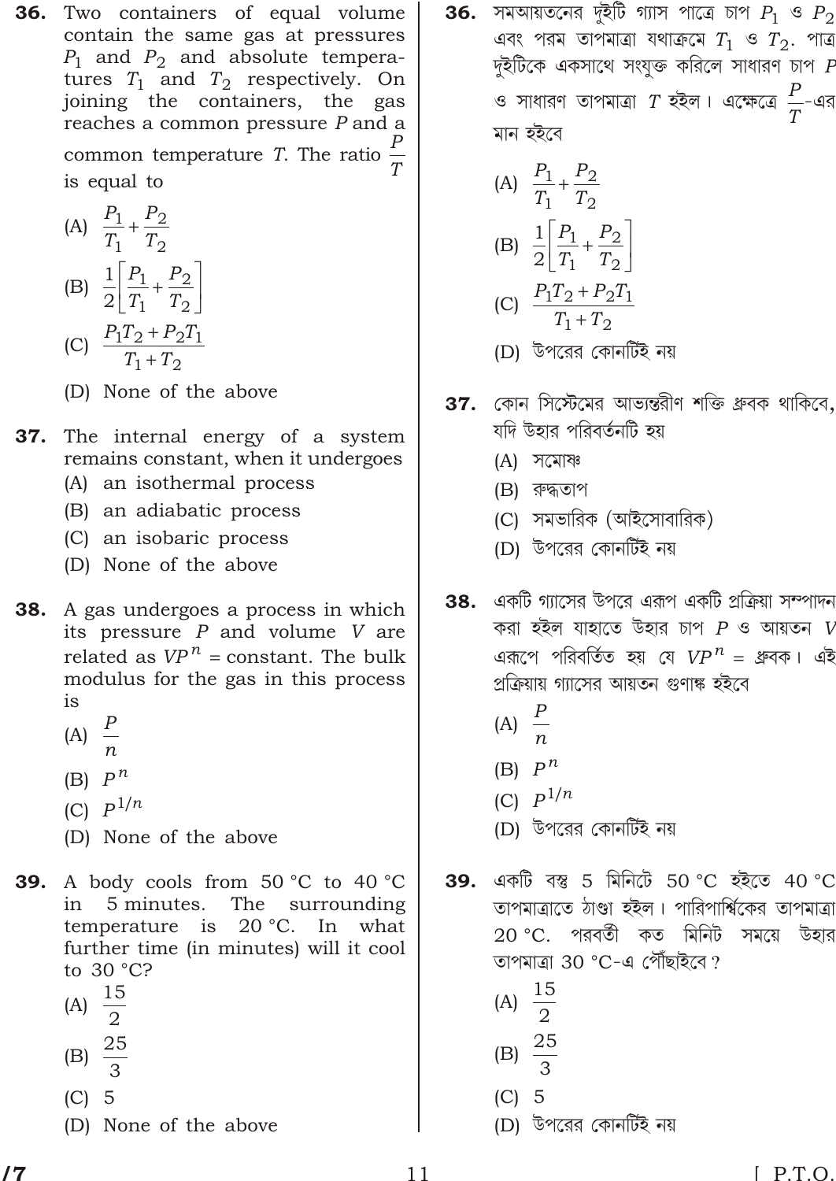**36.** Two containers of equal volume contain the same gas at pressures $P_1$ and $P_2$ and absolute temperatures $T_1$ and $T_2$ respectively. On joining the containers, the gas reaches a common pressure $P$ and a common temperature $T$. The ratio $\frac{P}{T}$ is equal to

(A) $\frac{P_1}{T_1} + \frac{P_2}{T_2}$

(B) $\frac{1}{2}\left[\frac{P_1}{T_1} + \frac{P_2}{T_2}\right]$

(C) $\frac{P_1 T_2 + P_2 T_1}{T_1 + T_2}$

(D) None of the above

**37.** The internal energy of a system remains constant, when it undergoes

(A) an isothermal process

(B) an adiabatic process

(C) an isobaric process

(D) None of the above

**38.** A gas undergoes a process in which its pressure $P$ and volume $V$ are related as $VP^n$ = constant. The bulk modulus for the gas in this process is

(A) $\frac{P}{n}$

(B) $P^n$

(C) $P^{1/n}$

(D) None of the above

**39.** A body cools from 50 °C to 40 °C in 5 minutes. The surrounding temperature is 20 °C. In what further time (in minutes) will it cool to 30 °C?

(A) $\frac{15}{2}$

(B) $\frac{25}{3}$

(C) 5

(D) None of the above

**36.** সমআয়তনের দুইটি গ্যাস পাত্রে চাপ $P_1$ ও $P_2$ এবং পরম তাপমাত্রা যথাক্রমে $T_1$ ও $T_2$. পাত্র দুইটিকে একসাথে সংযুক্ত করিলে সাধারণ চাপ $P$ ও সাধারণ তাপমাত্রা $T$ হইল। এক্ষেত্রে $\frac{P}{T}$-এর মান হইবে

(A) $\frac{P_1}{T_1} + \frac{P_2}{T_2}$

(B) $\frac{1}{2}\left[\frac{P_1}{T_1} + \frac{P_2}{T_2}\right]$

(C) $\frac{P_1 T_2 + P_2 T_1}{T_1 + T_2}$

(D) উপরের কোনটিই নয়

**37.** কোন সিস্টেমের আভ্যন্তরীণ শক্তি ধ্রুবক থাকিবে, যদি উহার পরিবর্তনটি হয়

(A) সমোষ্ণ

(B) রুদ্ধতাপ

(C) সমভারিক (আইসোবারিক)

(D) উপরের কোনটিই নয়

**38.** একটি গ্যাসের উপরে এরূপ একটি প্রক্রিয়া সম্পাদন করা হইল যাহাতে উহার চাপ $P$ ও আয়তন $V$ এরূপে পরিবর্তিত হয় যে $VP^n$ = ধ্রুবক। এই প্রক্রিয়ায় গ্যাসের আয়তন গুণাঙ্ক হইবে

(A) $\frac{P}{n}$

(B) $P^n$

(C) $P^{1/n}$

(D) উপরের কোনটিই নয়

**39.** একটি বস্তু 5 মিনিটে 50 °C হইতে 40 °C তাপমাত্রাতে ঠাণ্ডা হইল। পারিপার্শ্বিকের তাপমাত্রা 20 °C. পরবর্তী কত মিনিট সময়ে উহার তাপমাত্রা 30 °C-এ পৌঁছাইবে?

(A) $\frac{15}{2}$

(B) $\frac{25}{3}$

(C) 5

(D) উপরের কোনটিই নয়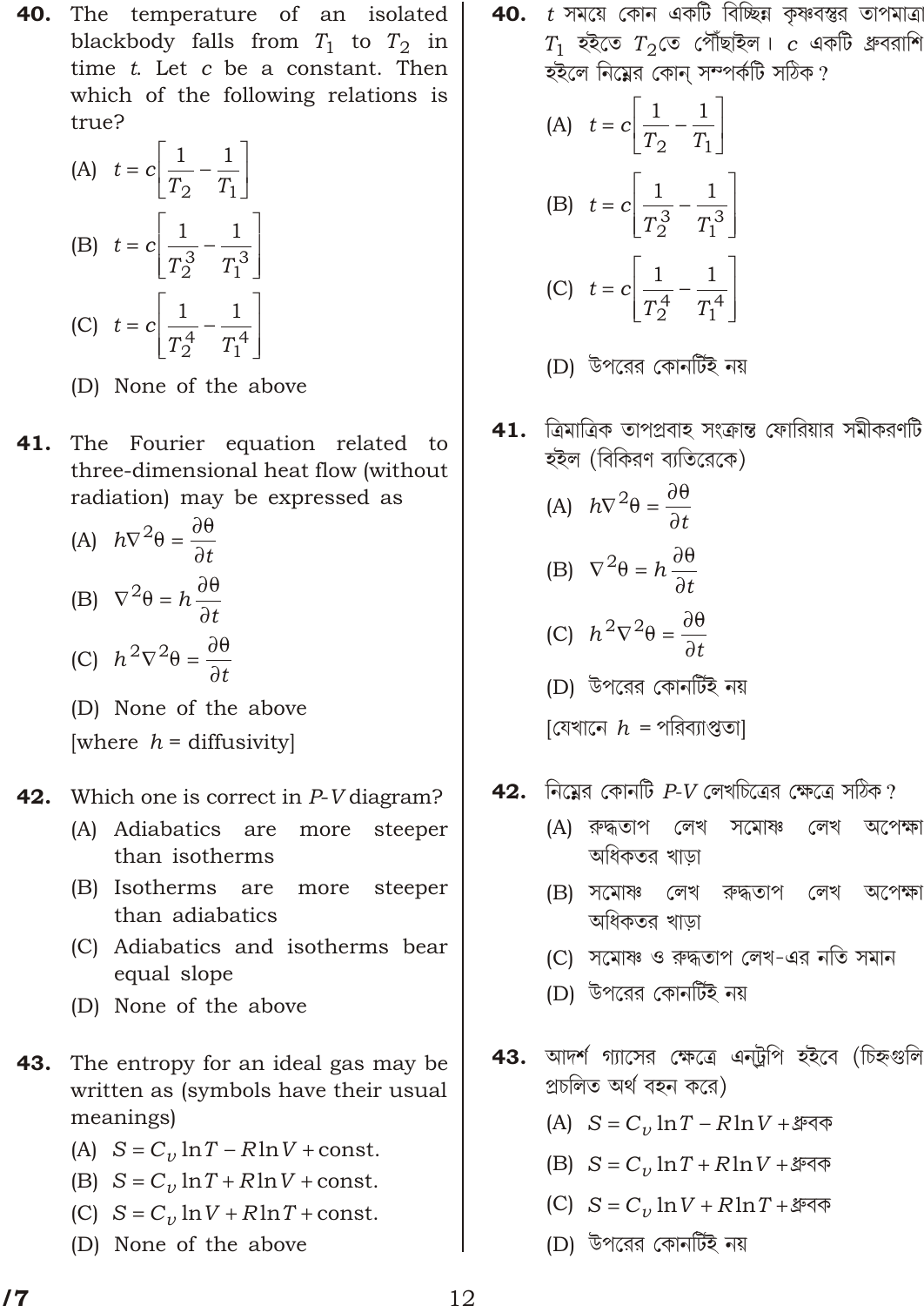**40.** The temperature of an isolated blackbody falls from $T_1$ to $T_2$ in time $t$. Let $c$ be a constant. Then which of the following relations is true?

(A) $t = c\left[\frac{1}{T_2} - \frac{1}{T_1}\right]$

(B) $t = c\left[\frac{1}{T_2^3} - \frac{1}{T_1^3}\right]$

(C) $t = c\left[\frac{1}{T_2^4} - \frac{1}{T_1^4}\right]$

(D) None of the above

**41.** The Fourier equation related to three-dimensional heat flow (without radiation) may be expressed as

(A) $h\nabla^2\theta = \frac{\partial\theta}{\partial t}$

(B) $\nabla^2\theta = h\frac{\partial\theta}{\partial t}$

(C) $h^2\nabla^2\theta = \frac{\partial\theta}{\partial t}$

(D) None of the above

[where $h$ = diffusivity]

**42.** Which one is correct in $P$-$V$ diagram?

(A) Adiabatics are more steeper than isotherms

(B) Isotherms are more steeper than adiabatics

(C) Adiabatics and isotherms bear equal slope

(D) None of the above

**43.** The entropy for an ideal gas may be written as (symbols have their usual meanings)

(A) $S = C_v \ln T - R\ln V + \text{const.}$

(B) $S = C_v \ln T + R\ln V + \text{const.}$

(C) $S = C_v \ln V + R\ln T + \text{const.}$

(D) None of the above

**40.** $t$ সময়ে কোন একটি বিচ্ছিন্ন কৃষ্ণবস্তুর তাপমাত্রা $T_1$ হইতে $T_2$তে পৌঁছাইল। $c$ একটি ধ্রুবরাশি হইলে নিম্নের কোন্ সম্পর্কটি সঠিক?

(A) $t = c\left[\frac{1}{T_2} - \frac{1}{T_1}\right]$

(B) $t = c\left[\frac{1}{T_2^3} - \frac{1}{T_1^3}\right]$

(C) $t = c\left[\frac{1}{T_2^4} - \frac{1}{T_1^4}\right]$

(D) উপরের কোনটিই নয়

**41.** ত্রিমাত্রিক তাপপ্রবাহ সংক্রান্ত ফোরিয়ার সমীকরণটি হইল (বিকিরণ ব্যতিরেকে)

(A) $h\nabla^2\theta = \frac{\partial\theta}{\partial t}$

(B) $\nabla^2\theta = h\frac{\partial\theta}{\partial t}$

(C) $h^2\nabla^2\theta = \frac{\partial\theta}{\partial t}$

(D) উপরের কোনটিই নয়

[যেখানে $h$ = পরিব্যাপ্ততা]

**42.** নিম্নের কোনটি $P$-$V$ লেখচিত্রের ক্ষেত্রে সঠিক?

(A) রুদ্ধতাপ লেখ সমোষ্ণ লেখ অপেক্ষা অধিকতর খাড়া

(B) সমোষ্ণ লেখ রুদ্ধতাপ লেখ অপেক্ষা অধিকতর খাড়া

(C) সমোষ্ণ ও রুদ্ধতাপ লেখ-এর নতি সমান

(D) উপরের কোনটিই নয়

**43.** আদর্শ গ্যাসের ক্ষেত্রে এনট্রপি হইবে (চিহ্নগুলি প্রচলিত অর্থ বহন করে)

(A) $S = C_v \ln T - R\ln V +$ ধ্রুবক

(B) $S = C_v \ln T + R\ln V +$ ধ্রুবক

(C) $S = C_v \ln V + R\ln T +$ ধ্রুবক

(D) উপরের কোনটিই নয়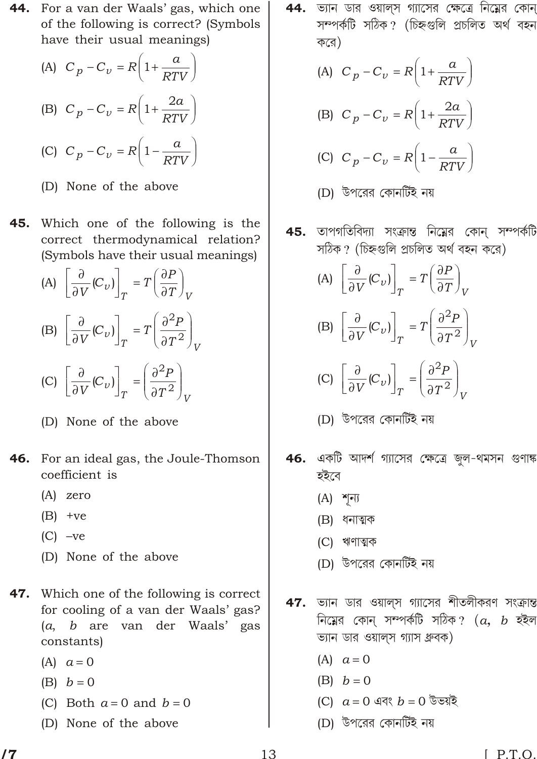**44.** For a van der Waals' gas, which one of the following is correct? (Symbols have their usual meanings)

(A) $C_p - C_v = R\left(1 + \frac{a}{RTV}\right)$

(B) $C_p - C_v = R\left(1 + \frac{2a}{RTV}\right)$

(C) $C_p - C_v = R\left(1 - \frac{a}{RTV}\right)$

(D) None of the above

**45.** Which one of the following is the correct thermodynamical relation? (Symbols have their usual meanings)

(A) $\left[\frac{\partial}{\partial V}(C_v)\right]_T = T\left(\frac{\partial P}{\partial T}\right)_V$

(B) $\left[\frac{\partial}{\partial V}(C_v)\right]_T = T\left(\frac{\partial^2 P}{\partial T^2}\right)_V$

(C) $\left[\frac{\partial}{\partial V}(C_v)\right]_T = \left(\frac{\partial^2 P}{\partial T^2}\right)_V$

(D) None of the above

**46.** For an ideal gas, the Joule-Thomson coefficient is

(A) zero

(B) +ve

(C) –ve

(D) None of the above

**47.** Which one of the following is correct for cooling of a van der Waals' gas? ($a$, $b$ are van der Waals' gas constants)

(A) $a = 0$

(B) $b = 0$

(C) Both $a = 0$ and $b = 0$

(D) None of the above

**44.** ভ্যান ডার ওয়াল্‌স গ্যাসের ক্ষেত্রে নিম্নের কোন্ সম্পর্কটি সঠিক? (চিহ্নগুলি প্রচলিত অর্থ বহন করে)

(A) $C_p - C_v = R\left(1 + \frac{a}{RTV}\right)$

(B) $C_p - C_v = R\left(1 + \frac{2a}{RTV}\right)$

(C) $C_p - C_v = R\left(1 - \frac{a}{RTV}\right)$

(D) উপরের কোনটিই নয়

**45.** তাপগতিবিদ্যা সংক্রান্ত নিম্নের কোন্ সম্পর্কটি সঠিক? (চিহ্নগুলি প্রচলিত অর্থ বহন করে)

(A) $\left[\frac{\partial}{\partial V}(C_v)\right]_T = T\left(\frac{\partial P}{\partial T}\right)_V$

(B) $\left[\frac{\partial}{\partial V}(C_v)\right]_T = T\left(\frac{\partial^2 P}{\partial T^2}\right)_V$

(C) $\left[\frac{\partial}{\partial V}(C_v)\right]_T = \left(\frac{\partial^2 P}{\partial T^2}\right)_V$

(D) উপরের কোনটিই নয়

**46.** একটি আদর্শ গ্যাসের ক্ষেত্রে জুল-থমসন গুণাঙ্ক হইবে

(A) শূন্য

(B) ধনাত্মক

(C) ঋণাত্মক

(D) উপরের কোনটিই নয়

**47.** ভ্যান ডার ওয়াল্‌স গ্যাসের শীতলীকরণ সংক্রান্ত নিম্নের কোন্ সম্পর্কটি সঠিক? ($a$, $b$ হইল ভ্যান ডার ওয়াল্‌স গ্যাস ধ্রুবক)

(A) $a = 0$

(B) $b = 0$

(C) $a = 0$ এবং $b = 0$ উভয়ই

(D) উপরের কোনটিই নয়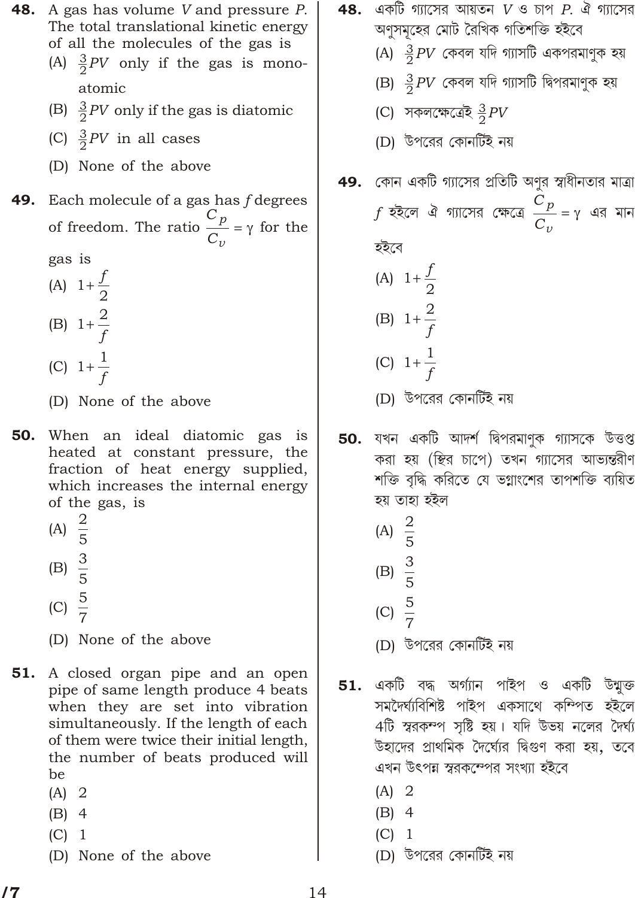**48.** A gas has volume $V$ and pressure $P$. The total translational kinetic energy of all the molecules of the gas is

(A) $\frac{3}{2}PV$ only if the gas is monoatomic

(B) $\frac{3}{2}PV$ only if the gas is diatomic

(C) $\frac{3}{2}PV$ in all cases

(D) None of the above

**49.** Each molecule of a gas has $f$ degrees of freedom. The ratio $\frac{C_p}{C_v} = \gamma$ for the gas is

(A) $1+\frac{f}{2}$

(B) $1+\frac{2}{f}$

(C) $1+\frac{1}{f}$

(D) None of the above

**50.** When an ideal diatomic gas is heated at constant pressure, the fraction of heat energy supplied, which increases the internal energy of the gas, is

(A) $\frac{2}{5}$

(B) $\frac{3}{5}$

(C) $\frac{5}{7}$

(D) None of the above

**51.** A closed organ pipe and an open pipe of same length produce 4 beats when they are set into vibration simultaneously. If the length of each of them were twice their initial length, the number of beats produced will be

(A) 2

(B) 4

(C) 1

(D) None of the above

**48.** একটি গ্যাসের আয়তন $V$ ও চাপ $P$. ঐ গ্যাসের অণুসমূহের মোট রৈখিক গতিশক্তি হইবে

(A) $\frac{3}{2}PV$ কেবল যদি গ্যাসটি একপরমাণুক হয়

(B) $\frac{3}{2}PV$ কেবল যদি গ্যাসটি দ্বিপরমাণুক হয়

(C) সকলক্ষেত্রেই $\frac{3}{2}PV$

(D) উপরের কোনটিই নয়

**49.** কোন একটি গ্যাসের প্রতিটি অণুর স্বাধীনতার মাত্রা $f$ হইলে ঐ গ্যাসের ক্ষেত্রে $\frac{C_p}{C_v} = \gamma$ এর মান হইবে

(A) $1+\frac{f}{2}$

(B) $1+\frac{2}{f}$

(C) $1+\frac{1}{f}$

(D) উপরের কোনটিই নয়

**50.** যখন একটি আদর্শ দ্বিপরমাণুক গ্যাসকে উত্তপ্ত করা হয় (স্থির চাপে) তখন গ্যাসের আভ্যন্তরীণ শক্তি বৃদ্ধি করিতে যে ভগ্নাংশের তাপশক্তি ব্যয়িত হয় তাহা হইল

(A) $\frac{2}{5}$

(B) $\frac{3}{5}$

(C) $\frac{5}{7}$

(D) উপরের কোনটিই নয়

**51.** একটি বদ্ধ অর্গ্যান পাইপ ও একটি উন্মুক্ত সমদৈর্ঘ্যবিশিষ্ট পাইপ একসাথে কম্পিত হইলে 4টি স্বরকম্প সৃষ্টি হয়। যদি উভয় নলের দৈর্ঘ্য উহাদের প্রাথমিক দৈর্ঘ্যের দ্বিগুণ করা হয়, তবে এখন উৎপন্ন স্বরকম্পের সংখ্যা হইবে

(A) 2

(B) 4

(C) 1

(D) উপরের কোনটিই নয়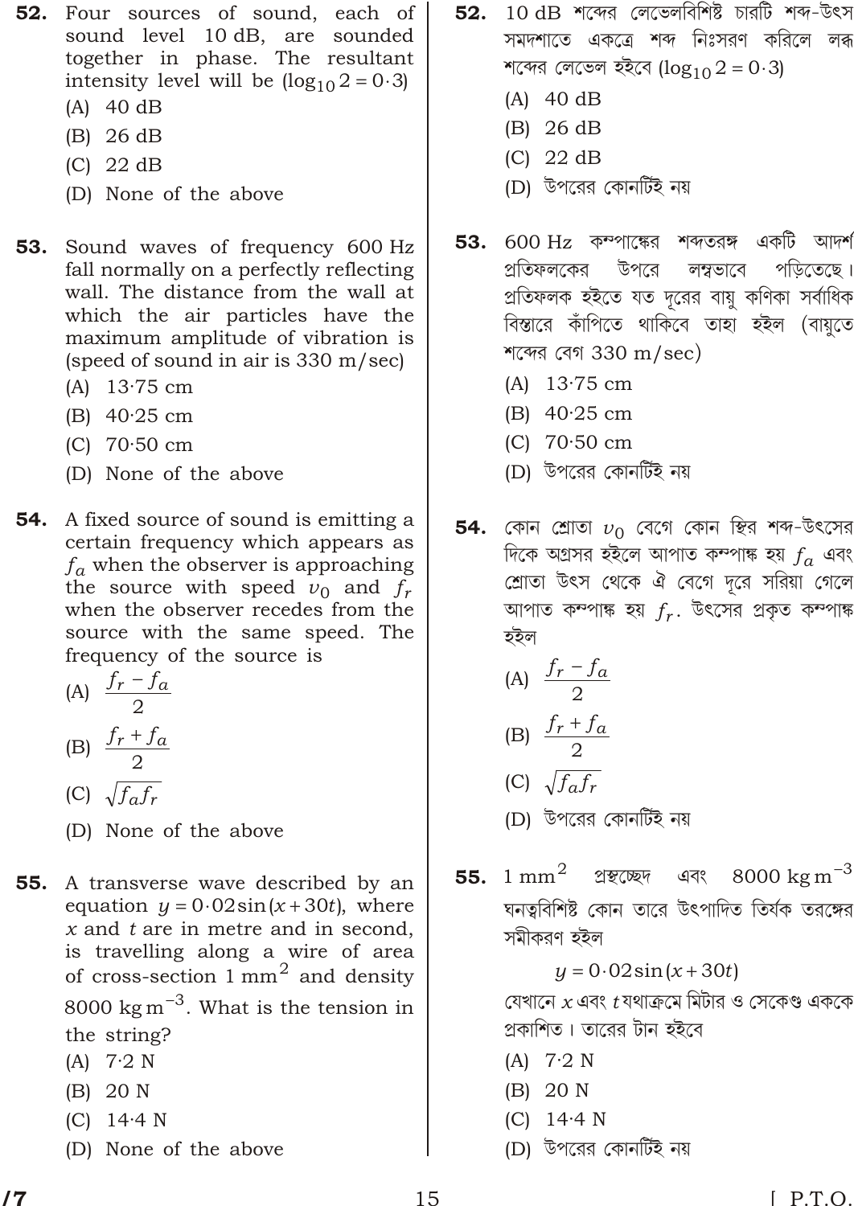**52.** Four sources of sound, each of sound level 10 dB, are sounded together in phase. The resultant intensity level will be ($\log_{10} 2 = 0 \cdot 3$)

(A) 40 dB

(B) 26 dB

(C) 22 dB

(D) None of the above

**53.** Sound waves of frequency 600 Hz fall normally on a perfectly reflecting wall. The distance from the wall at which the air particles have the maximum amplitude of vibration is (speed of sound in air is 330 m/sec)

(A) 13·75 cm

(B) 40·25 cm

(C) 70·50 cm

(D) None of the above

**54.** A fixed source of sound is emitting a certain frequency which appears as $f_a$ when the observer is approaching the source with speed $v_0$ and $f_r$ when the observer recedes from the source with the same speed. The frequency of the source is

(A) $\dfrac{f_r - f_a}{2}$

(B) $\dfrac{f_r + f_a}{2}$

(C) $\sqrt{f_a f_r}$

(D) None of the above

**55.** A transverse wave described by an equation $y = 0 \cdot 02 \sin(x + 30t)$, where $x$ and $t$ are in metre and in second, is travelling along a wire of area of cross-section 1 mm$^2$ and density 8000 kg m$^{-3}$. What is the tension in the string?

(A) 7·2 N

(B) 20 N

(C) 14·4 N

(D) None of the above

**52.** 10 dB শব্দের লেভেলবিশিষ্ট চারটি শব্দ-উৎস সমদশাতে একত্রে শব্দ নিঃসরণ করিলে লব্ধ শব্দের লেভেল হইবে ($\log_{10} 2 = 0 \cdot 3$)

(A) 40 dB

(B) 26 dB

(C) 22 dB

(D) উপরের কোনটিই নয়

**53.** 600 Hz কম্পাঙ্কের শব্দতরঙ্গ একটি আদর্শ প্রতিফলকের উপরে লম্বভাবে পড়িতেছে। প্রতিফলক হইতে যত দূরের বায়ু কণিকা সর্বাধিক বিস্তারে কাঁপিতে থাকিবে তাহা হইল (বায়ুতে শব্দের বেগ 330 m/sec)

(A) 13·75 cm

(B) 40·25 cm

(C) 70·50 cm

(D) উপরের কোনটিই নয়

**54.** কোন শ্রোতা $v_0$ বেগে কোন স্থির শব্দ-উৎসের দিকে অগ্রসর হইলে আপাত কম্পাঙ্ক হয় $f_a$ এবং শ্রোতা উৎস থেকে ঐ বেগে দূরে সরিয়া গেলে আপাত কম্পাঙ্ক হয় $f_r$. উৎসের প্রকৃত কম্পাঙ্ক হইল

(A) $\dfrac{f_r - f_a}{2}$

(B) $\dfrac{f_r + f_a}{2}$

(C) $\sqrt{f_a f_r}$

(D) উপরের কোনটিই নয়

**55.** 1 mm$^2$ প্রস্থচ্ছেদ এবং 8000 kg m$^{-3}$ ঘনত্ববিশিষ্ট কোন তারে উৎপাদিত তির্যক তরঙ্গের সমীকরণ হইল

$$y = 0 \cdot 02 \sin(x + 30t)$$

যেখানে $x$ এবং $t$ যথাক্রমে মিটার ও সেকেণ্ড এককে প্রকাশিত। তারের টান হইবে

(A) 7·2 N

(B) 20 N

(C) 14·4 N

(D) উপরের কোনটিই নয়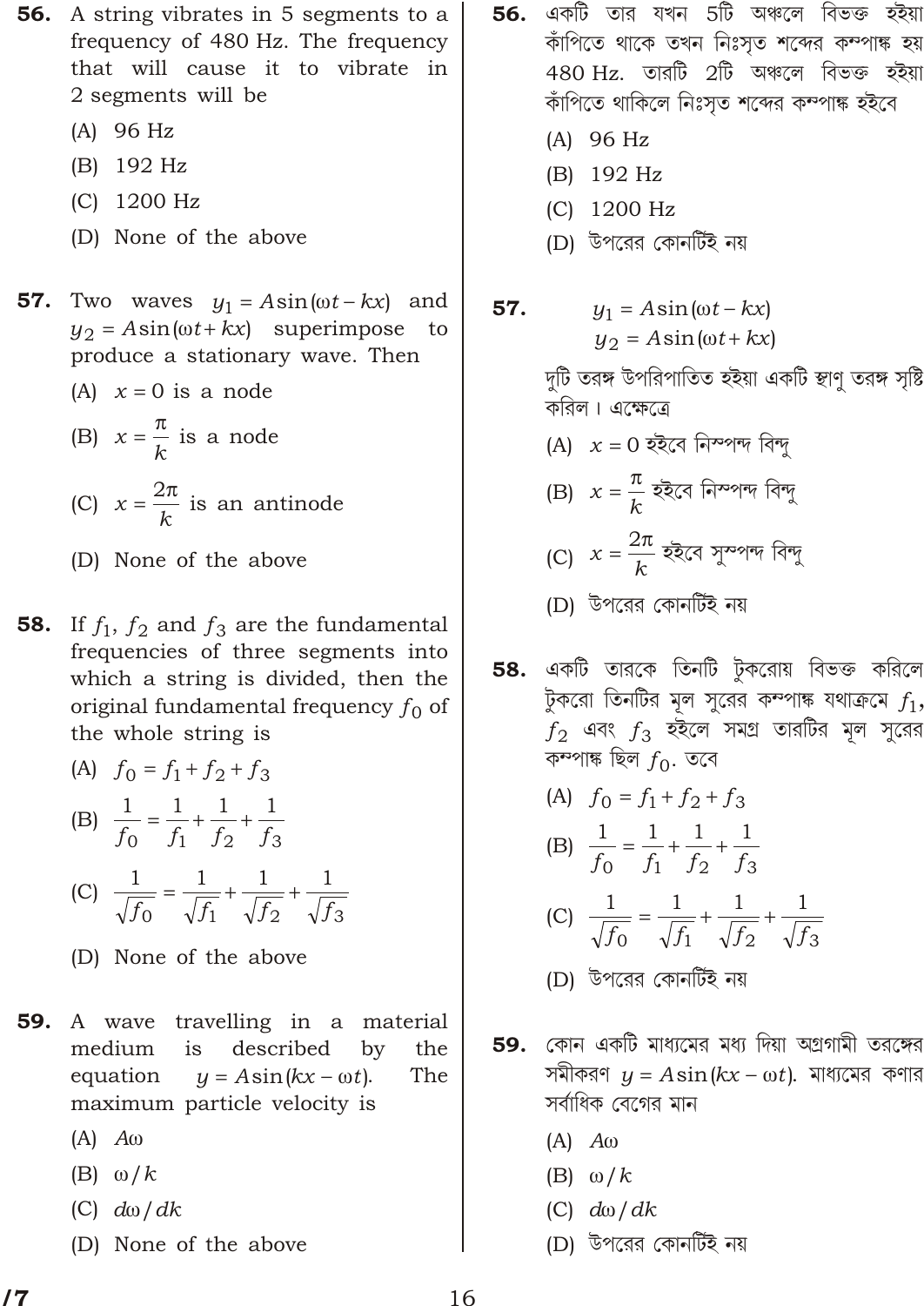**56.** A string vibrates in 5 segments to a frequency of 480 Hz. The frequency that will cause it to vibrate in 2 segments will be

(A) 96 Hz

(B) 192 Hz

(C) 1200 Hz

(D) None of the above

**57.** Two waves $y_1 = A\sin(\omega t - kx)$ and $y_2 = A\sin(\omega t + kx)$ superimpose to produce a stationary wave. Then

(A) $x = 0$ is a node

(B) $x = \dfrac{\pi}{k}$ is a node

(C) $x = \dfrac{2\pi}{k}$ is an antinode

(D) None of the above

**58.** If $f_1$, $f_2$ and $f_3$ are the fundamental frequencies of three segments into which a string is divided, then the original fundamental frequency $f_0$ of the whole string is

(A) $f_0 = f_1 + f_2 + f_3$

(B) $\dfrac{1}{f_0} = \dfrac{1}{f_1} + \dfrac{1}{f_2} + \dfrac{1}{f_3}$

(C) $\dfrac{1}{\sqrt{f_0}} = \dfrac{1}{\sqrt{f_1}} + \dfrac{1}{\sqrt{f_2}} + \dfrac{1}{\sqrt{f_3}}$

(D) None of the above

**59.** A wave travelling in a material medium is described by the equation $y = A\sin(kx - \omega t)$. The maximum particle velocity is

(A) $A\omega$

(B) $\omega / k$

(C) $d\omega / dk$

(D) None of the above

**56.** একটি তার যখন 5টি অঞ্চলে বিভক্ত হইয়া কাঁপিতে থাকে তখন নিঃসৃত শব্দের কম্পাঙ্ক হয় 480 Hz. তারটি 2টি অঞ্চলে বিভক্ত হইয়া কাঁপিতে থাকিলে নিঃসৃত শব্দের কম্পাঙ্ক হইবে

(A) 96 Hz

(B) 192 Hz

(C) 1200 Hz

(D) উপরের কোনটিই নয়

**57.**

$$y_1 = A\sin(\omega t - kx)$$
$$y_2 = A\sin(\omega t + kx)$$

দুটি তরঙ্গ উপরিপাতিত হইয়া একটি স্থাণু তরঙ্গ সৃষ্টি করিল। এক্ষেত্রে

(A) $x = 0$ হইবে নিস্পন্দ বিন্দু

(B) $x = \dfrac{\pi}{k}$ হইবে নিস্পন্দ বিন্দু

(C) $x = \dfrac{2\pi}{k}$ হইবে সুস্পন্দ বিন্দু

(D) উপরের কোনটিই নয়

**58.** একটি তারকে তিনটি টুকরোয় বিভক্ত করিলে টুকরো তিনটির মূল সুরের কম্পাঙ্ক যথাক্রমে $f_1$, $f_2$ এবং $f_3$ হইলে সমগ্র তারটির মূল সুরের কম্পাঙ্ক ছিল $f_0$. তবে

(A) $f_0 = f_1 + f_2 + f_3$

(B) $\dfrac{1}{f_0} = \dfrac{1}{f_1} + \dfrac{1}{f_2} + \dfrac{1}{f_3}$

(C) $\dfrac{1}{\sqrt{f_0}} = \dfrac{1}{\sqrt{f_1}} + \dfrac{1}{\sqrt{f_2}} + \dfrac{1}{\sqrt{f_3}}$

(D) উপরের কোনটিই নয়

**59.** কোন একটি মাধ্যমের মধ্য দিয়া অগ্রগামী তরঙ্গের সমীকরণ $y = A\sin(kx - \omega t)$. মাধ্যমের কণার সর্বাধিক বেগের মান

(A) $A\omega$

(B) $\omega / k$

(C) $d\omega / dk$

(D) উপরের কোনটিই নয়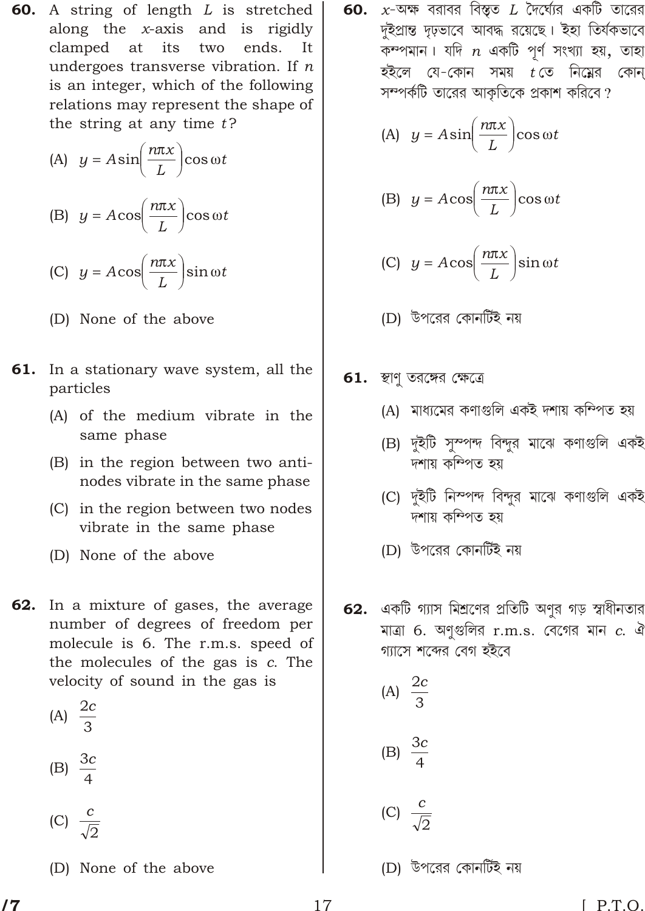**60.** A string of length $L$ is stretched along the $x$-axis and is rigidly clamped at its two ends. It undergoes transverse vibration. If $n$ is an integer, which of the following relations may represent the shape of the string at any time $t$?

(A) $y = A\sin\left(\frac{n\pi x}{L}\right)\cos\omega t$

(B) $y = A\cos\left(\frac{n\pi x}{L}\right)\cos\omega t$

(C) $y = A\cos\left(\frac{n\pi x}{L}\right)\sin\omega t$

(D) None of the above

**61.** In a stationary wave system, all the particles

(A) of the medium vibrate in the same phase

(B) in the region between two anti-nodes vibrate in the same phase

(C) in the region between two nodes vibrate in the same phase

(D) None of the above

**62.** In a mixture of gases, the average number of degrees of freedom per molecule is 6. The r.m.s. speed of the molecules of the gas is $c$. The velocity of sound in the gas is

(A) $\frac{2c}{3}$

(B) $\frac{3c}{4}$

(C) $\frac{c}{\sqrt{2}}$

(D) None of the above

**60.** $x$-অক্ষ বরাবর বিস্তৃত $L$ দৈর্ঘ্যের একটি তারের দুইপ্রান্ত দৃঢ়ভাবে আবদ্ধ রয়েছে। ইহা তির্যকভাবে কম্পমান। যদি $n$ একটি পূর্ণ সংখ্যা হয়, তাহা হইলে যে-কোন সময় $t$ তে নিম্নের কোন্ সম্পর্কটি তারের আকৃতিকে প্রকাশ করিবে?

(A) $y = A\sin\left(\frac{n\pi x}{L}\right)\cos\omega t$

(B) $y = A\cos\left(\frac{n\pi x}{L}\right)\cos\omega t$

(C) $y = A\cos\left(\frac{n\pi x}{L}\right)\sin\omega t$

(D) উপরের কোনটিই নয়

**61.** স্থাণু তরঙ্গের ক্ষেত্রে

(A) মাধ্যমের কণাগুলি একই দশায় কম্পিত হয়

(B) দুইটি সুস্পন্দ বিন্দুর মাঝে কণাগুলি একই দশায় কম্পিত হয়

(C) দুইটি নিস্পন্দ বিন্দুর মাঝে কণাগুলি একই দশায় কম্পিত হয়

(D) উপরের কোনটিই নয়

**62.** একটি গ্যাস মিশ্রণের প্রতিটি অণুর গড় স্বাধীনতার মাত্রা 6. অণুগুলির r.m.s. বেগের মান $c$. ঐ গ্যাসে শব্দের বেগ হইবে

(A) $\frac{2c}{3}$

(B) $\frac{3c}{4}$

(C) $\frac{c}{\sqrt{2}}$

(D) উপরের কোনটিই নয়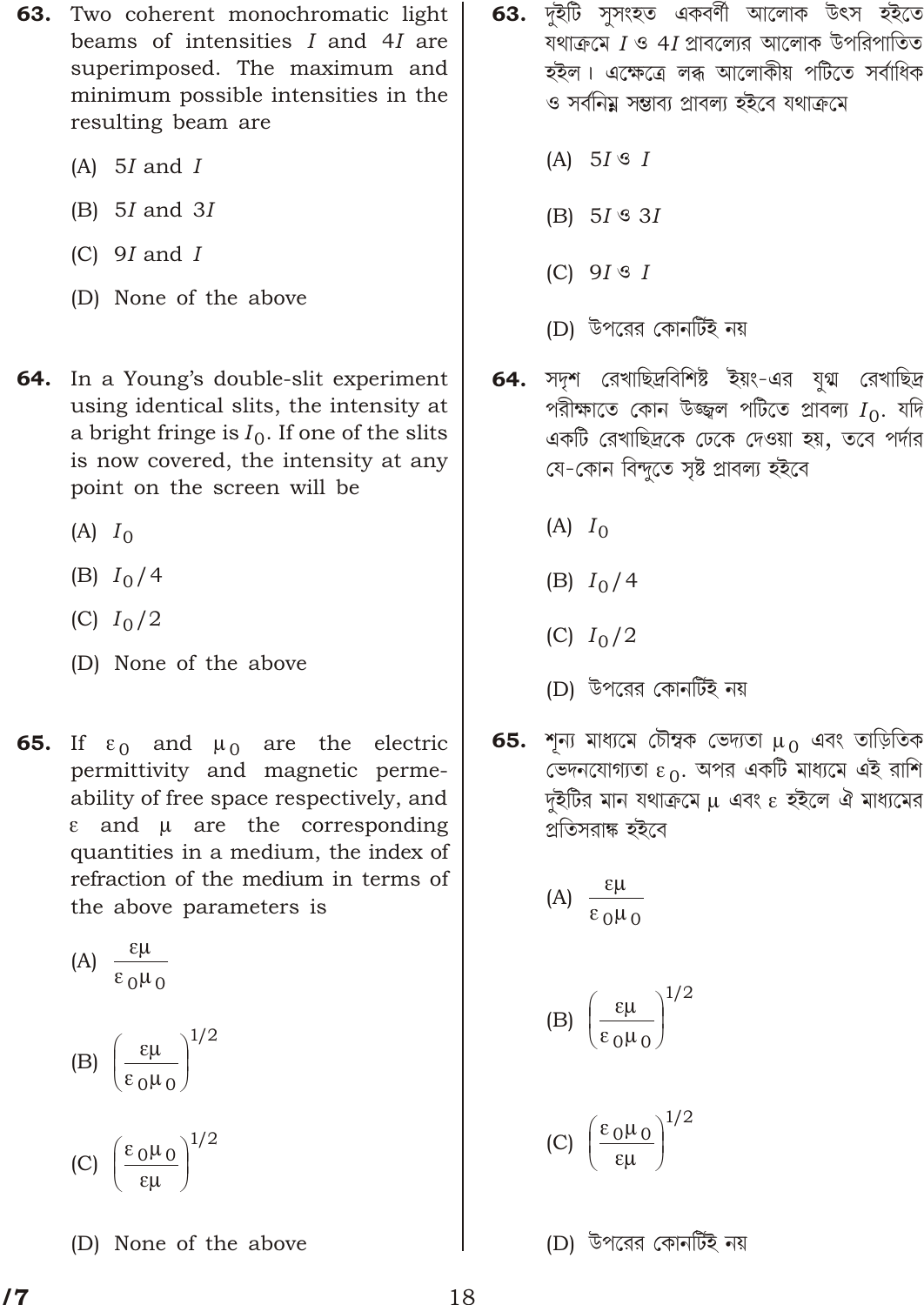**63.** Two coherent monochromatic light beams of intensities $I$ and $4I$ are superimposed. The maximum and minimum possible intensities in the resulting beam are

(A) $5I$ and $I$

(B) $5I$ and $3I$

(C) $9I$ and $I$

(D) None of the above

**64.** In a Young's double-slit experiment using identical slits, the intensity at a bright fringe is $I_0$. If one of the slits is now covered, the intensity at any point on the screen will be

(A) $I_0$

(B) $I_0/4$

(C) $I_0/2$

(D) None of the above

**65.** If $\varepsilon_0$ and $\mu_0$ are the electric permittivity and magnetic permeability of free space respectively, and $\varepsilon$ and $\mu$ are the corresponding quantities in a medium, the index of refraction of the medium in terms of the above parameters is

(A) $\dfrac{\varepsilon\mu}{\varepsilon_0\mu_0}$

(B) $\left(\dfrac{\varepsilon\mu}{\varepsilon_0\mu_0}\right)^{1/2}$

(C) $\left(\dfrac{\varepsilon_0\mu_0}{\varepsilon\mu}\right)^{1/2}$

(D) None of the above

**63.** দুইটি সুসংহত একবর্ণী আলোক উৎস হইতে যথাক্রমে $I$ ও $4I$ প্রাবল্যের আলোক উপরিপাতিত হইল। এক্ষেত্রে লব্ধ আলোকীয় পটিতে সর্বাধিক ও সর্বনিম্ন সম্ভাব্য প্রাবল্য হইবে যথাক্রমে

(A) $5I$ ও $I$

(B) $5I$ ও $3I$

(C) $9I$ ও $I$

(D) উপরের কোনটিই নয়

**64.** সদৃশ রেখাছিদ্রবিশিষ্ট ইয়ং-এর যুগ্ম রেখাছিদ্র পরীক্ষাতে কোন উজ্জ্বল পটিতে প্রাবল্য $I_0$. যদি একটি রেখাছিদ্রকে ঢেকে দেওয়া হয়, তবে পর্দার যে-কোন বিন্দুতে সৃষ্ট প্রাবল্য হইবে

(A) $I_0$

(B) $I_0/4$

(C) $I_0/2$

(D) উপরের কোনটিই নয়

**65.** শূন্য মাধ্যমে চৌম্বক ভেদ্যতা $\mu_0$ এবং তাড়িতিক ভেদনযোগ্যতা $\varepsilon_0$. অপর একটি মাধ্যমে এই রাশি দুইটির মান যথাক্রমে $\mu$ এবং $\varepsilon$ হইলে ঐ মাধ্যমের প্রতিসরাঙ্ক হইবে

(A) $\dfrac{\varepsilon\mu}{\varepsilon_0\mu_0}$

(B) $\left(\dfrac{\varepsilon\mu}{\varepsilon_0\mu_0}\right)^{1/2}$

(C) $\left(\dfrac{\varepsilon_0\mu_0}{\varepsilon\mu}\right)^{1/2}$

(D) উপরের কোনটিই নয়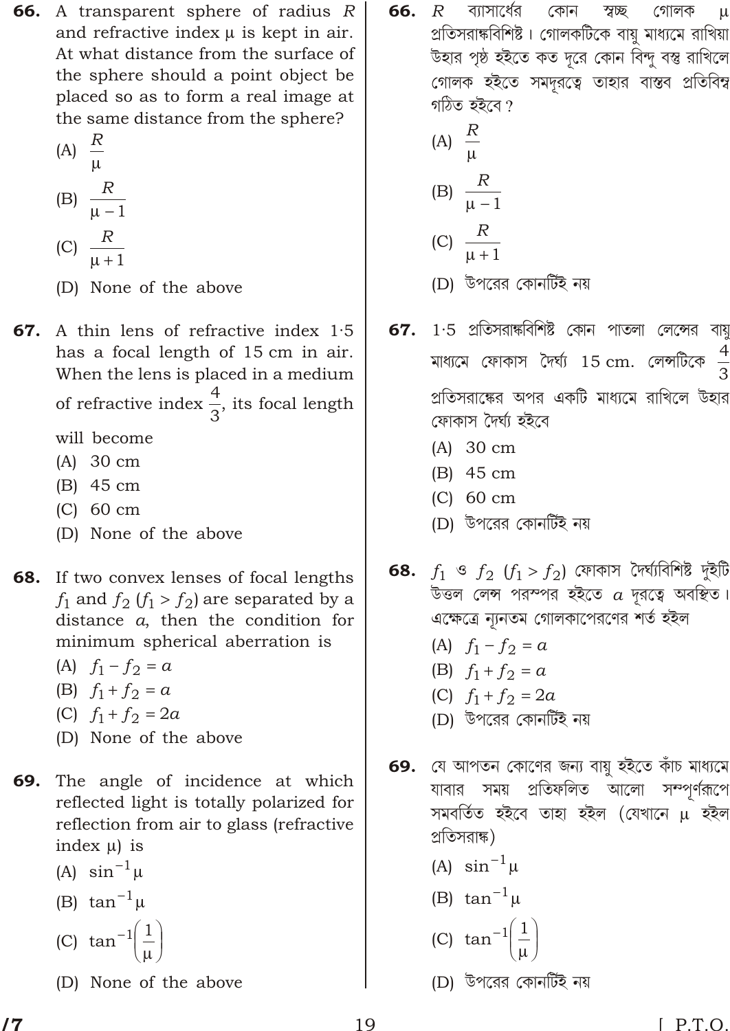**66.** A transparent sphere of radius $R$ and refractive index $\mu$ is kept in air. At what distance from the surface of the sphere should a point object be placed so as to form a real image at the same distance from the sphere?

(A) $\dfrac{R}{\mu}$

(B) $\dfrac{R}{\mu - 1}$

(C) $\dfrac{R}{\mu + 1}$

(D) None of the above

**67.** A thin lens of refractive index 1·5 has a focal length of 15 cm in air. When the lens is placed in a medium of refractive index $\dfrac{4}{3}$, its focal length will become

(A) 30 cm

(B) 45 cm

(C) 60 cm

(D) None of the above

**68.** If two convex lenses of focal lengths $f_1$ and $f_2$ ($f_1 > f_2$) are separated by a distance $a$, then the condition for minimum spherical aberration is

(A) $f_1 - f_2 = a$

(B) $f_1 + f_2 = a$

(C) $f_1 + f_2 = 2a$

(D) None of the above

**69.** The angle of incidence at which reflected light is totally polarized for reflection from air to glass (refractive index $\mu$) is

(A) $\sin^{-1}\mu$

(B) $\tan^{-1}\mu$

(C) $\tan^{-1}\left(\dfrac{1}{\mu}\right)$

(D) None of the above

**66.** $R$ ব্যাসার্ধের কোন স্বচ্ছ গোলক $\mu$ প্রতিসরাঙ্কবিশিষ্ট। গোলকটিকে বায়ু মাধ্যমে রাখিয়া উহার পৃষ্ঠ হইতে কত দূরে কোন বিন্দু বস্তু রাখিলে গোলক হইতে সমদূরত্বে তাহার বাস্তব প্রতিবিম্ব গঠিত হইবে?

(A) $\dfrac{R}{\mu}$

(B) $\dfrac{R}{\mu - 1}$

(C) $\dfrac{R}{\mu + 1}$

(D) উপরের কোনটিই নয়

**67.** 1·5 প্রতিসরাঙ্কবিশিষ্ট কোন পাতলা লেন্সের বায়ু মাধ্যমে ফোকাস দৈর্ঘ্য 15 cm. লেন্সটিকে $\dfrac{4}{3}$ প্রতিসরাঙ্কের অপর একটি মাধ্যমে রাখিলে উহার ফোকাস দৈর্ঘ্য হইবে

(A) 30 cm

(B) 45 cm

(C) 60 cm

(D) উপরের কোনটিই নয়

**68.** $f_1$ ও $f_2$ ($f_1 > f_2$) ফোকাস দৈর্ঘ্যবিশিষ্ট দুইটি উত্তল লেন্স পরস্পর হইতে $a$ দূরত্বে অবস্থিত। এক্ষেত্রে ন্যূনতম গোলকাপেরণের শর্ত হইল

(A) $f_1 - f_2 = a$

(B) $f_1 + f_2 = a$

(C) $f_1 + f_2 = 2a$

(D) উপরের কোনটিই নয়

**69.** যে আপতন কোণের জন্য বায়ু হইতে কাঁচ মাধ্যমে যাবার সময় প্রতিফলিত আলো সম্পূর্ণরূপে সমবর্তিত হইবে তাহা হইল (যেখানে $\mu$ হইল প্রতিসরাঙ্ক)

(A) $\sin^{-1}\mu$

(B) $\tan^{-1}\mu$

(C) $\tan^{-1}\left(\dfrac{1}{\mu}\right)$

(D) উপরের কোনটিই নয়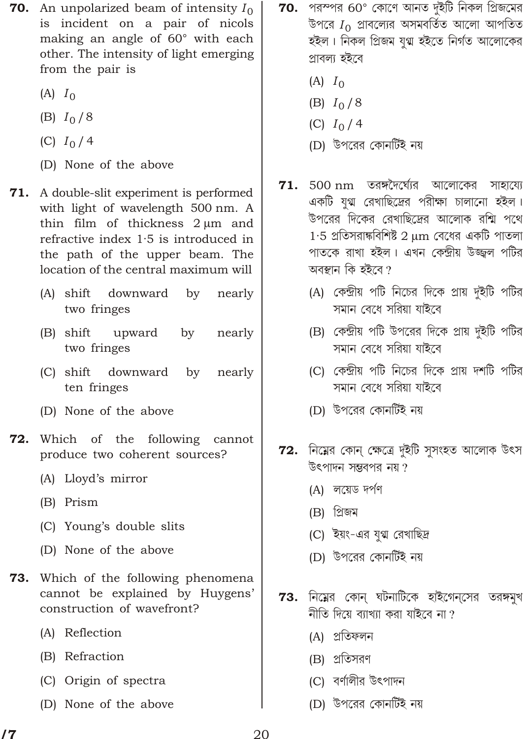**70.** An unpolarized beam of intensity $I_0$ is incident on a pair of nicols making an angle of 60° with each other. The intensity of light emerging from the pair is

(A) $I_0$

(B) $I_0 / 8$

(C) $I_0 / 4$

(D) None of the above

**70.** পরস্পর 60° কোণে আনত দুইটি নিকল প্রিজমের উপরে $I_0$ প্রাবল্যের অসমবর্তিত আলো আপতিত হইল। নিকল প্রিজম যুগ্ম হইতে নির্গত আলোকের প্রাবল্য হইবে

(A) $I_0$

(B) $I_0 / 8$

(C) $I_0 / 4$

(D) উপরের কোনটিই নয়

**71.** A double-slit experiment is performed with light of wavelength 500 nm. A thin film of thickness 2 μm and refractive index 1·5 is introduced in the path of the upper beam. The location of the central maximum will

(A) shift downward by nearly two fringes

(B) shift upward by nearly two fringes

(C) shift downward by nearly ten fringes

(D) None of the above

**71.** 500 nm তরঙ্গদৈর্ঘ্যের আলোকের সাহায্যে একটি যুগ্ম রেখাছিদ্রের পরীক্ষা চালানো হইল। উপরের দিকের রেখাছিদ্রের আলোক রশ্মি পথে 1·5 প্রতিসরাঙ্কবিশিষ্ট 2 μm বেধের একটি পাতলা পাতকে রাখা হইল। এখন কেন্দ্রীয় উজ্জ্বল পটির অবস্থান কি হইবে?

(A) কেন্দ্রীয় পটি নিচের দিকে প্রায় দুইটি পটির সমান বেধে সরিয়া যাইবে

(B) কেন্দ্রীয় পটি উপরের দিকে প্রায় দুইটি পটির সমান বেধে সরিয়া যাইবে

(C) কেন্দ্রীয় পটি নিচের দিকে প্রায় দশটি পটির সমান বেধে সরিয়া যাইবে

(D) উপরের কোনটিই নয়

**72.** Which of the following cannot produce two coherent sources?

(A) Lloyd's mirror

(B) Prism

(C) Young's double slits

(D) None of the above

**72.** নিম্নের কোন্ ক্ষেত্রে দুইটি সুসংহত আলোক উৎস উৎপাদন সম্ভবপর নয়?

(A) লয়েড দর্পণ

(B) প্রিজম

(C) ইয়ং-এর যুগ্ম রেখাছিদ্র

(D) উপরের কোনটিই নয়

**73.** Which of the following phenomena cannot be explained by Huygens' construction of wavefront?

(A) Reflection

(B) Refraction

(C) Origin of spectra

(D) None of the above

**73.** নিম্নের কোন্ ঘটনাটিকে হাইগেন্সের তরঙ্গমুখ নীতি দিয়ে ব্যাখ্যা করা যাইবে না?

(A) প্রতিফলন

(B) প্রতিসরণ

(C) বর্ণালীর উৎপাদন

(D) উপরের কোনটিই নয়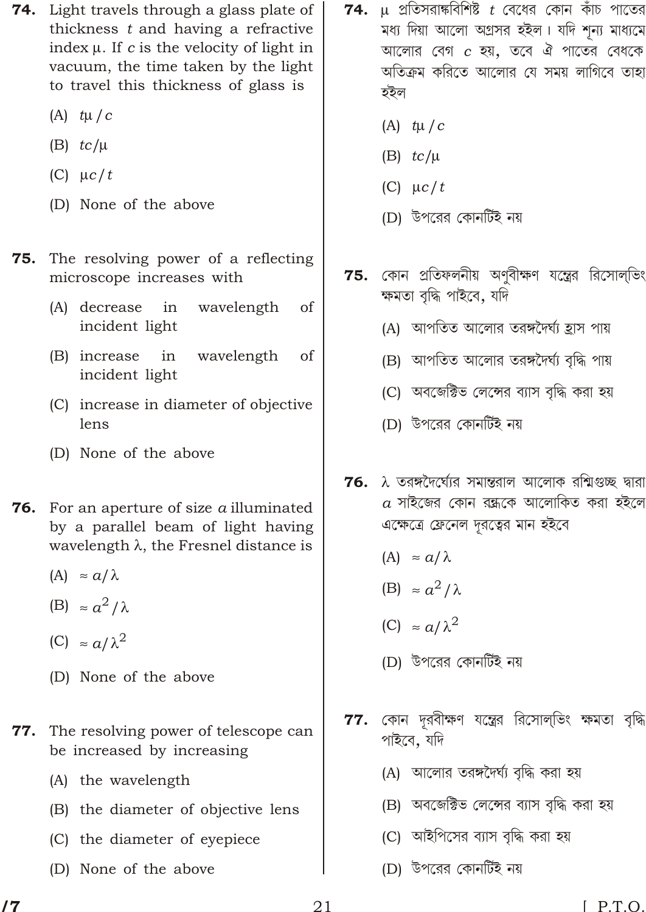**74.** Light travels through a glass plate of thickness $t$ and having a refractive index $\mu$. If $c$ is the velocity of light in vacuum, the time taken by the light to travel this thickness of glass is

(A) $t\mu / c$

(B) $tc/\mu$

(C) $\mu c / t$

(D) None of the above

**75.** The resolving power of a reflecting microscope increases with

(A) decrease in wavelength of incident light

(B) increase in wavelength of incident light

(C) increase in diameter of objective lens

(D) None of the above

**76.** For an aperture of size $a$ illuminated by a parallel beam of light having wavelength $\lambda$, the Fresnel distance is

(A) $\approx a/\lambda$

(B) $\approx a^2/\lambda$

(C) $\approx a/\lambda^2$

(D) None of the above

**77.** The resolving power of telescope can be increased by increasing

(A) the wavelength

(B) the diameter of objective lens

(C) the diameter of eyepiece

(D) None of the above

**74.** $\mu$ প্রতিসরাঙ্কবিশিষ্ট $t$ বেধের কোন কাঁচ পাতের মধ্য দিয়া আলো অগ্রসর হইল। যদি শূন্য মাধ্যমে আলোর বেগ $c$ হয়, তবে ঐ পাতের বেধকে অতিক্রম করিতে আলোর যে সময় লাগিবে তাহা হইল

(A) $t\mu / c$

(B) $tc/\mu$

(C) $\mu c / t$

(D) উপরের কোনটিই নয়

**75.** কোন প্রতিফলনীয় অণুবীক্ষণ যন্ত্রের রিসোল্‌ভিং ক্ষমতা বৃদ্ধি পাইবে, যদি

(A) আপতিত আলোর তরঙ্গদৈর্ঘ্য হ্রাস পায়

(B) আপতিত আলোর তরঙ্গদৈর্ঘ্য বৃদ্ধি পায়

(C) অবজেক্টিভ লেন্সের ব্যাস বৃদ্ধি করা হয়

(D) উপরের কোনটিই নয়

**76.** $\lambda$ তরঙ্গদৈর্ঘ্যের সমান্তরাল আলোক রশ্মিগুচ্ছ দ্বারা $a$ সাইজের কোন রন্ধ্রকে আলোকিত করা হইলে এক্ষেত্রে ফ্রেনেল দূরত্বের মান হইবে

(A) $\approx a/\lambda$

(B) $\approx a^2/\lambda$

(C) $\approx a/\lambda^2$

(D) উপরের কোনটিই নয়

**77.** কোন দূরবীক্ষণ যন্ত্রের রিসোল্‌ভিং ক্ষমতা বৃদ্ধি পাইবে, যদি

(A) আলোর তরঙ্গদৈর্ঘ্য বৃদ্ধি করা হয়

(B) অবজেক্টিভ লেন্সের ব্যাস বৃদ্ধি করা হয়

(C) আইপিসের ব্যাস বৃদ্ধি করা হয়

(D) উপরের কোনটিই নয়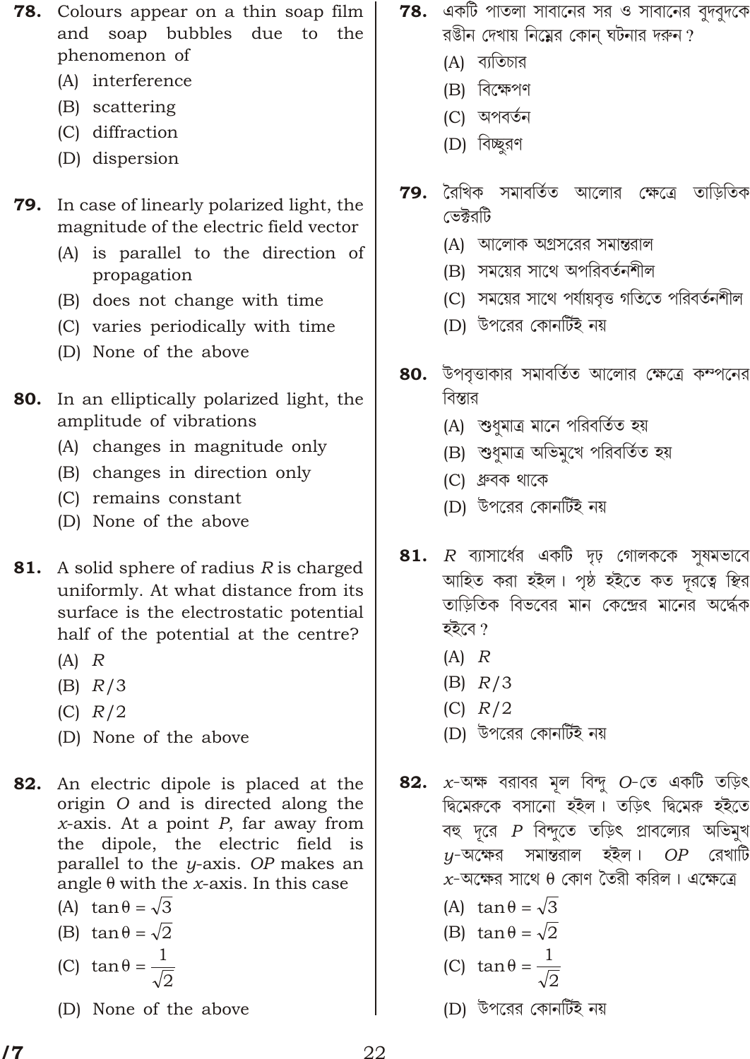**78.** Colours appear on a thin soap film and soap bubbles due to the phenomenon of

(A) interference

(B) scattering

(C) diffraction

(D) dispersion

**79.** In case of linearly polarized light, the magnitude of the electric field vector

(A) is parallel to the direction of propagation

(B) does not change with time

(C) varies periodically with time

(D) None of the above

**80.** In an elliptically polarized light, the amplitude of vibrations

(A) changes in magnitude only

(B) changes in direction only

(C) remains constant

(D) None of the above

**81.** A solid sphere of radius $R$ is charged uniformly. At what distance from its surface is the electrostatic potential half of the potential at the centre?

(A) $R$

(B) $R/3$

(C) $R/2$

(D) None of the above

**82.** An electric dipole is placed at the origin $O$ and is directed along the $x$-axis. At a point $P$, far away from the dipole, the electric field is parallel to the $y$-axis. $OP$ makes an angle $\theta$ with the $x$-axis. In this case

(A) $\tan\theta = \sqrt{3}$

(B) $\tan\theta = \sqrt{2}$

(C) $\tan\theta = \frac{1}{\sqrt{2}}$

(D) None of the above

**78.** একটি পাতলা সাবানের সর ও সাবানের বুদ্‌বুদকে রঙীন দেখায় নিম্নের কোন্ ঘটনার দরুন ?

(A) ব্যতিচার

(B) বিক্ষেপণ

(C) অপবর্তন

(D) বিচ্ছুরণ

**79.** রৈখিক সমাবর্তিত আলোর ক্ষেত্রে তাড়িতিক ভেক্টরটি

(A) আলোক অগ্রসরের সমান্তরাল

(B) সময়ের সাথে অপরিবর্তনশীল

(C) সময়ের সাথে পর্যায়বৃত্ত গতিতে পরিবর্তনশীল

(D) উপরের কোনটিই নয়

**80.** উপবৃত্তাকার সমাবর্তিত আলোর ক্ষেত্রে কম্পনের বিস্তার

(A) শুধুমাত্র মানে পরিবর্তিত হয়

(B) শুধুমাত্র অভিমুখে পরিবর্তিত হয়

(C) ধ্রুবক থাকে

(D) উপরের কোনটিই নয়

**81.** $R$ ব্যাসার্ধের একটি দৃঢ় গোলককে সুষমভাবে আহিত করা হইল। পৃষ্ঠ হইতে কত দূরত্বে স্থির তাড়িতিক বিভবের মান কেন্দ্রের মানের অর্দ্ধেক হইবে ?

(A) $R$

(B) $R/3$

(C) $R/2$

(D) উপরের কোনটিই নয়

**82.** $x$-অক্ষ বরাবর মূল বিন্দু $O$-তে একটি তড়িৎ দ্বিমেরুকে বসানো হইল। তড়িৎ দ্বিমেরু হইতে বহু দূরে $P$ বিন্দুতে তড়িৎ প্রাবল্যের অভিমুখ $y$-অক্ষের সমান্তরাল হইল। $OP$ রেখাটি $x$-অক্ষের সাথে $\theta$ কোণ তৈরী করিল। এক্ষেত্রে

(A) $\tan\theta = \sqrt{3}$

(B) $\tan\theta = \sqrt{2}$

(C) $\tan\theta = \frac{1}{\sqrt{2}}$

(D) উপরের কোনটিই নয়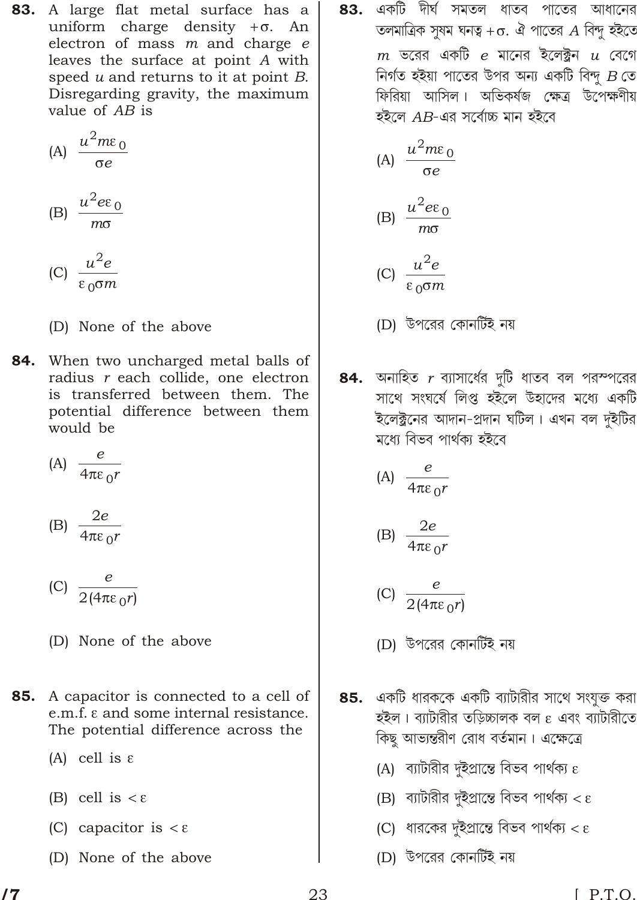**83.** A large flat metal surface has a uniform charge density $+\sigma$. An electron of mass $m$ and charge $e$ leaves the surface at point $A$ with speed $u$ and returns to it at point $B$. Disregarding gravity, the maximum value of $AB$ is

(A) $\frac{u^2 m \varepsilon_0}{\sigma e}$

(B) $\frac{u^2 e \varepsilon_0}{m \sigma}$

(C) $\frac{u^2 e}{\varepsilon_0 \sigma m}$

(D) None of the above

**84.** When two uncharged metal balls of radius $r$ each collide, one electron is transferred between them. The potential difference between them would be

(A) $\frac{e}{4\pi\varepsilon_0 r}$

(B) $\frac{2e}{4\pi\varepsilon_0 r}$

(C) $\frac{e}{2(4\pi\varepsilon_0 r)}$

(D) None of the above

**85.** A capacitor is connected to a cell of e.m.f. $\varepsilon$ and some internal resistance. The potential difference across the

(A) cell is $\varepsilon$

(B) cell is $< \varepsilon$

(C) capacitor is $< \varepsilon$

(D) None of the above

**83.** একটি দীর্ঘ সমতল ধাতব পাতের আধানের তলমাত্রিক সুষম ঘনত্ব $+\sigma$. ঐ পাতের $A$ বিন্দু হইতে $m$ ভরের একটি $e$ মানের ইলেক্ট্রন $u$ বেগে নির্গত হইয়া পাতের উপর অন্য একটি বিন্দু $B$ তে ফিরিয়া আসিল। অভিকর্ষজ ক্ষেত্র উপেক্ষণীয় হইলে $AB$-এর সর্বোচ্চ মান হইবে

(A) $\frac{u^2 m \varepsilon_0}{\sigma e}$

(B) $\frac{u^2 e \varepsilon_0}{m \sigma}$

(C) $\frac{u^2 e}{\varepsilon_0 \sigma m}$

(D) উপরের কোনটিই নয়

**84.** অনাহিত $r$ ব্যাসার্ধের দুটি ধাতব বল পরস্পরের সাথে সংঘর্ষে লিপ্ত হইলে উহাদের মধ্যে একটি ইলেক্ট্রনের আদান-প্রদান ঘটিল। এখন বল দুইটির মধ্যে বিভব পার্থক্য হইবে

(A) $\frac{e}{4\pi\varepsilon_0 r}$

(B) $\frac{2e}{4\pi\varepsilon_0 r}$

(C) $\frac{e}{2(4\pi\varepsilon_0 r)}$

(D) উপরের কোনটিই নয়

**85.** একটি ধারককে একটি ব্যাটারীর সাথে সংযুক্ত করা হইল। ব্যাটারীর তড়িচ্চালক বল $\varepsilon$ এবং ব্যাটারীতে কিছু আভ্যন্তরীণ রোধ বর্তমান। এক্ষেত্রে

(A) ব্যাটারীর দুইপ্রান্তে বিভব পার্থক্য $\varepsilon$

(B) ব্যাটারীর দুইপ্রান্তে বিভব পার্থক্য $< \varepsilon$

(C) ধারকের দুইপ্রান্তে বিভব পার্থক্য $< \varepsilon$

(D) উপরের কোনটিই নয়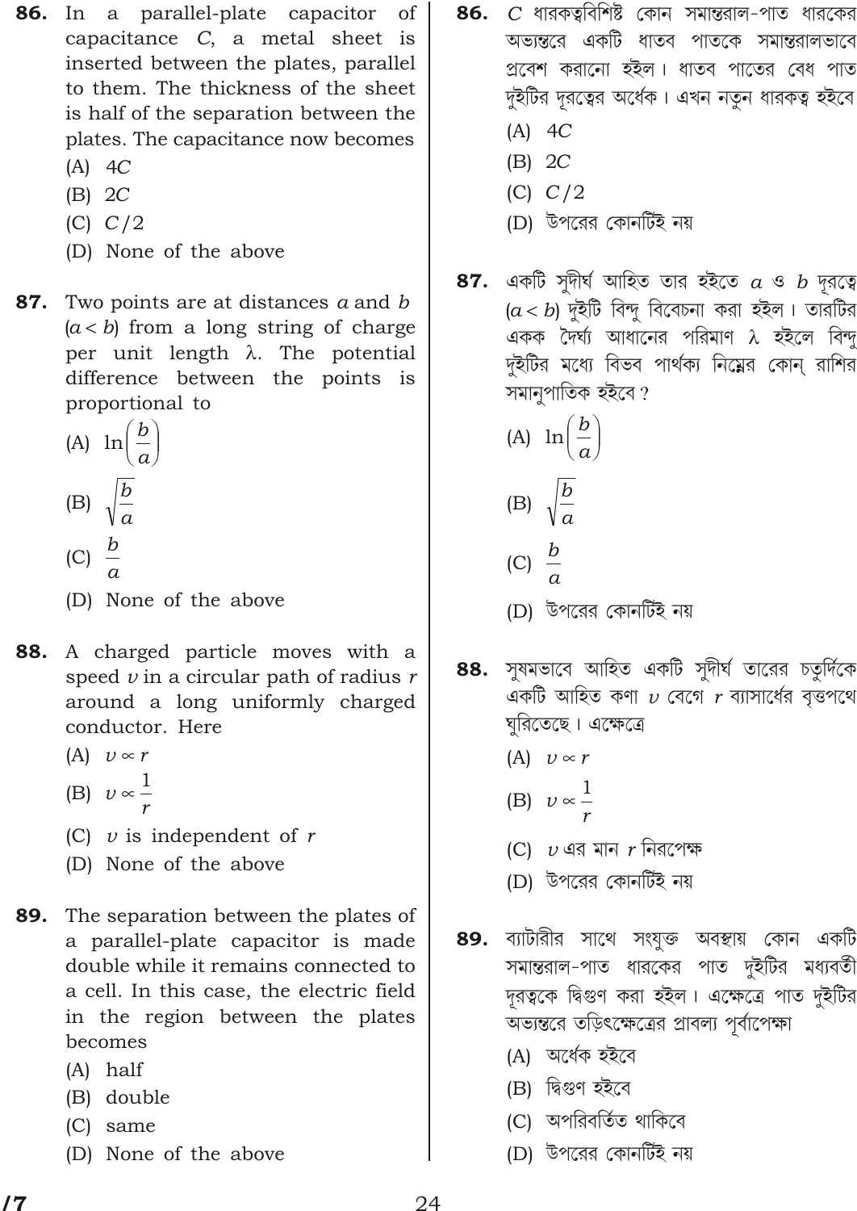**86.** In a parallel-plate capacitor of capacitance $C$, a metal sheet is inserted between the plates, parallel to them. The thickness of the sheet is half of the separation between the plates. The capacitance now becomes

(A) $4C$

(B) $2C$

(C) $C/2$

(D) None of the above

**87.** Two points are at distances $a$ and $b$ ($a < b$) from a long string of charge per unit length $\lambda$. The potential difference between the points is proportional to

(A) $\ln\left(\dfrac{b}{a}\right)$

(B) $\sqrt{\dfrac{b}{a}}$

(C) $\dfrac{b}{a}$

(D) None of the above

**88.** A charged particle moves with a speed $v$ in a circular path of radius $r$ around a long uniformly charged conductor. Here

(A) $v \propto r$

(B) $v \propto \dfrac{1}{r}$

(C) $v$ is independent of $r$

(D) None of the above

**89.** The separation between the plates of a parallel-plate capacitor is made double while it remains connected to a cell. In this case, the electric field in the region between the plates becomes

(A) half

(B) double

(C) same

(D) None of the above

**86.** $C$ ধারকত্ববিশিষ্ট কোন সমান্তরাল-পাত ধারকের অভ্যন্তরে একটি ধাতব পাতকে সমান্তরালভাবে প্রবেশ করানো হইল। ধাতব পাতের বেধ পাত দুইটির দূরত্বের অর্ধেক। এখন নতুন ধারকত্ব হইবে

(A) $4C$

(B) $2C$

(C) $C/2$

(D) উপরের কোনটিই নয়

**87.** একটি সুদীর্ঘ আহিত তার হইতে $a$ ও $b$ দূরত্বে ($a < b$) দুইটি বিন্দু বিবেচনা করা হইল। তারটির একক দৈর্ঘ্য আধানের পরিমাণ $\lambda$ হইলে বিন্দু দুইটির মধ্যে বিভব পার্থক্য নিম্নের কোন্ রাশির সমানুপাতিক হইবে?

(A) $\ln\left(\dfrac{b}{a}\right)$

(B) $\sqrt{\dfrac{b}{a}}$

(C) $\dfrac{b}{a}$

(D) উপরের কোনটিই নয়

**88.** সুষমভাবে আহিত একটি সুদীর্ঘ তারের চতুর্দিকে একটি আহিত কণা $v$ বেগে $r$ ব্যাসার্ধের বৃত্তপথে ঘুরিতেছে। এক্ষেত্রে

(A) $v \propto r$

(B) $v \propto \dfrac{1}{r}$

(C) $v$ এর মান $r$ নিরপেক্ষ

(D) উপরের কোনটিই নয়

**89.** ব্যাটারীর সাথে সংযুক্ত অবস্থায় কোন একটি সমান্তরাল-পাত ধারকের পাত দুইটির মধ্যবর্তী দূরত্বকে দ্বিগুণ করা হইল। এক্ষেত্রে পাত দুইটির অভ্যন্তরে তড়িৎক্ষেত্রের প্রাবল্য পূর্বাপেক্ষা

(A) অর্ধেক হইবে

(B) দ্বিগুণ হইবে

(C) অপরিবর্তিত থাকিবে

(D) উপরের কোনটিই নয়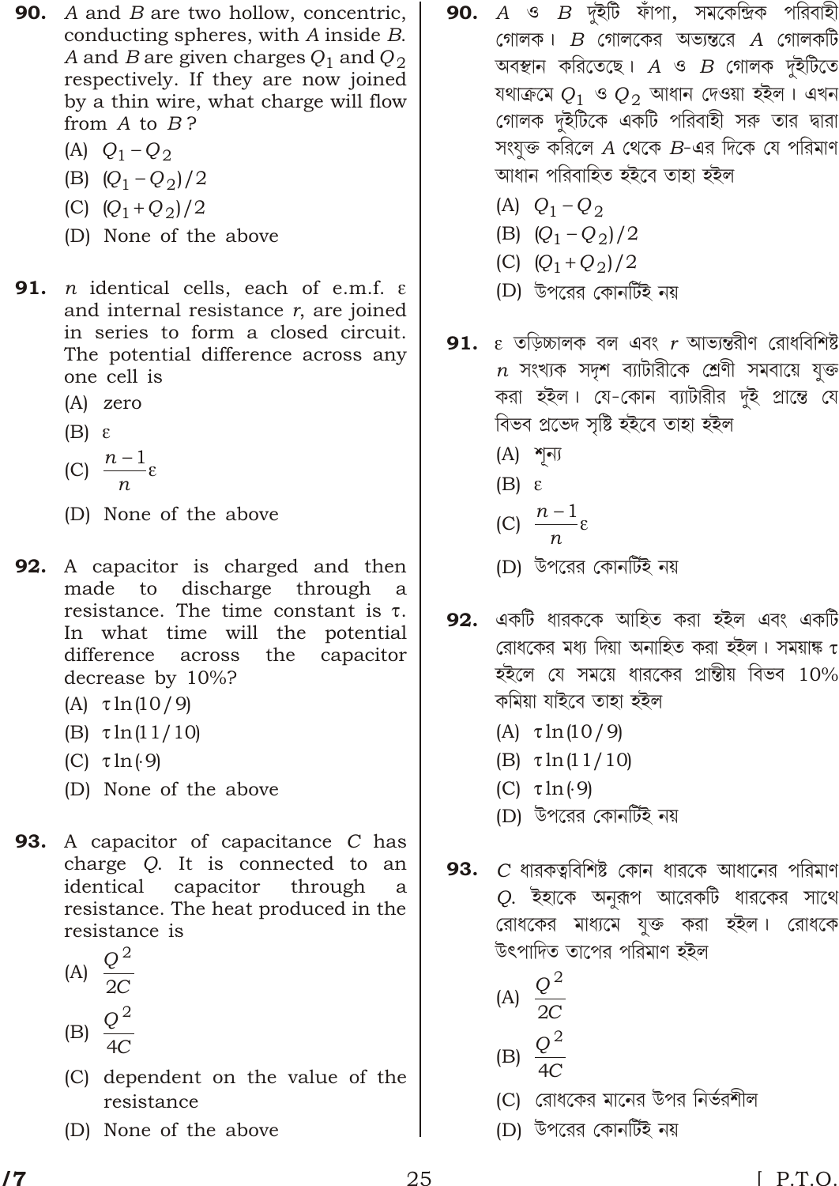**90.** $A$ and $B$ are two hollow, concentric, conducting spheres, with $A$ inside $B$. $A$ and $B$ are given charges $Q_1$ and $Q_2$ respectively. If they are now joined by a thin wire, what charge will flow from $A$ to $B$?

(A) $Q_1 - Q_2$

(B) $(Q_1 - Q_2)/2$

(C) $(Q_1 + Q_2)/2$

(D) None of the above

**91.** $n$ identical cells, each of e.m.f. $\varepsilon$ and internal resistance $r$, are joined in series to form a closed circuit. The potential difference across any one cell is

(A) zero

(B) $\varepsilon$

(C) $\frac{n-1}{n}\varepsilon$

(D) None of the above

**92.** A capacitor is charged and then made to discharge through a resistance. The time constant is $\tau$. In what time will the potential difference across the capacitor decrease by 10%?

(A) $\tau \ln(10/9)$

(B) $\tau \ln(11/10)$

(C) $\tau \ln(\cdot 9)$

(D) None of the above

**93.** A capacitor of capacitance $C$ has charge $Q$. It is connected to an identical capacitor through a resistance. The heat produced in the resistance is

(A) $\frac{Q^2}{2C}$

(B) $\frac{Q^2}{4C}$

(C) dependent on the value of the resistance

(D) None of the above

**90.** $A$ ও $B$ দুইটি ফাঁপা, সমকেন্দ্রিক পরিবাহী গোলক। $B$ গোলকের অভ্যন্তরে $A$ গোলকটি অবস্থান করিতেছে। $A$ ও $B$ গোলক দুইটিতে যথাক্রমে $Q_1$ ও $Q_2$ আধান দেওয়া হইল। এখন গোলক দুইটিকে একটি পরিবাহী সরু তার দ্বারা সংযুক্ত করিলে $A$ থেকে $B$-এর দিকে যে পরিমাণ আধান পরিবাহিত হইবে তাহা হইল

(A) $Q_1 - Q_2$

(B) $(Q_1 - Q_2)/2$

(C) $(Q_1 + Q_2)/2$

(D) উপরের কোনটিই নয়

**91.** $\varepsilon$ তড়িচ্চালক বল এবং $r$ আভ্যন্তরীণ রোধবিশিষ্ট $n$ সংখ্যক সদৃশ ব্যাটারীকে শ্রেণী সমবায়ে যুক্ত করা হইল। যে-কোন ব্যাটারীর দুই প্রান্তে যে বিভব প্রভেদ সৃষ্টি হইবে তাহা হইল

(A) শূন্য

(B) $\varepsilon$

(C) $\frac{n-1}{n}\varepsilon$

(D) উপরের কোনটিই নয়

**92.** একটি ধারককে আহিত করা হইল এবং একটি রোধকের মধ্য দিয়া অনাহিত করা হইল। সময়াঙ্ক $\tau$ হইলে যে সময়ে ধারকের প্রান্তীয় বিভব 10% কমিয়া যাইবে তাহা হইল

(A) $\tau \ln(10/9)$

(B) $\tau \ln(11/10)$

(C) $\tau \ln(\cdot 9)$

(D) উপরের কোনটিই নয়

**93.** $C$ ধারকত্ববিশিষ্ট কোন ধারকে আধানের পরিমাণ $Q$. ইহাকে অনুরূপ আরেকটি ধারকের সাথে রোধকের মাধ্যমে যুক্ত করা হইল। রোধকে উৎপাদিত তাপের পরিমাণ হইল

(A) $\frac{Q^2}{2C}$

(B) $\frac{Q^2}{4C}$

(C) রোধকের মানের উপর নির্ভরশীল

(D) উপরের কোনটিই নয়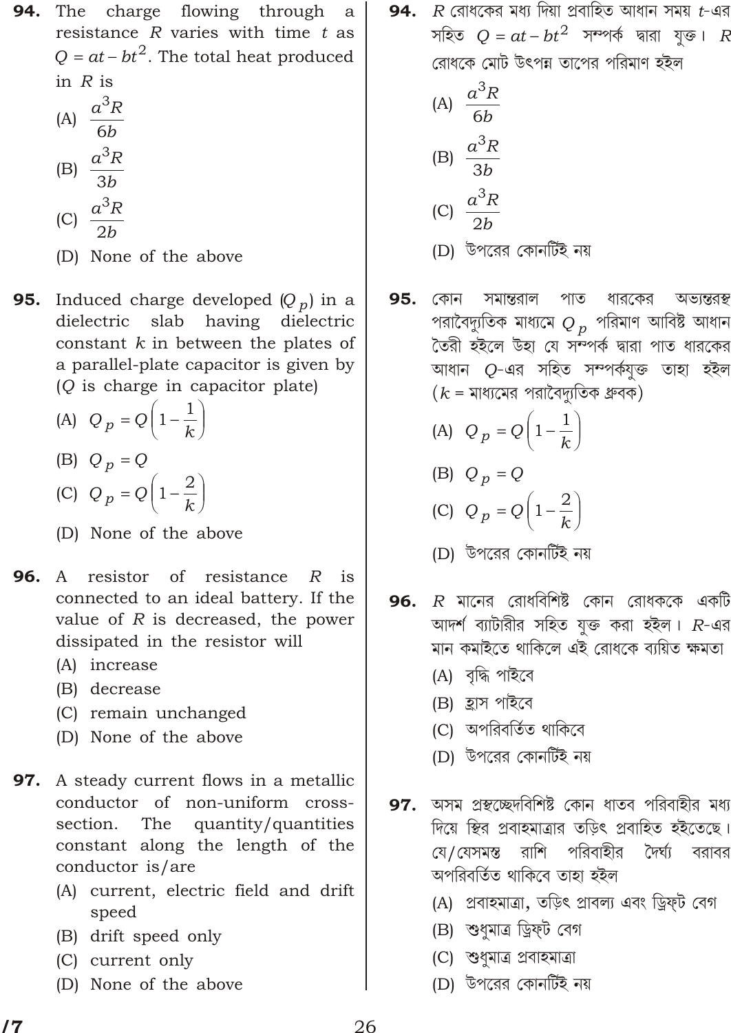**94.** The charge flowing through a resistance $R$ varies with time $t$ as $Q = at - bt^2$. The total heat produced in $R$ is

(A) $\frac{a^3R}{6b}$

(B) $\frac{a^3R}{3b}$

(C) $\frac{a^3R}{2b}$

(D) None of the above

**95.** Induced charge developed ($Q_p$) in a dielectric slab having dielectric constant $k$ in between the plates of a parallel-plate capacitor is given by ($Q$ is charge in capacitor plate)

(A) $Q_p = Q\left(1 - \frac{1}{k}\right)$

(B) $Q_p = Q$

(C) $Q_p = Q\left(1 - \frac{2}{k}\right)$

(D) None of the above

**96.** A resistor of resistance $R$ is connected to an ideal battery. If the value of $R$ is decreased, the power dissipated in the resistor will

(A) increase

(B) decrease

(C) remain unchanged

(D) None of the above

**97.** A steady current flows in a metallic conductor of non-uniform cross-section. The quantity/quantities constant along the length of the conductor is/are

(A) current, electric field and drift speed

(B) drift speed only

(C) current only

(D) None of the above

**94.** $R$ রোধকের মধ্য দিয়া প্রবাহিত আধান সময় $t$-এর সহিত $Q = at - bt^2$ সম্পর্ক দ্বারা যুক্ত। $R$ রোধকে মোট উৎপন্ন তাপের পরিমাণ হইল

(A) $\frac{a^3R}{6b}$

(B) $\frac{a^3R}{3b}$

(C) $\frac{a^3R}{2b}$

(D) উপরের কোনটিই নয়

**95.** কোন সমান্তরাল পাত ধারকের অভ্যন্তরস্থ পরাবৈদ্যুতিক মাধ্যমে $Q_p$ পরিমাণ আবিষ্ট আধান তৈরী হইলে উহা যে সম্পর্ক দ্বারা পাত ধারকের আধান $Q$-এর সহিত সম্পর্কযুক্ত তাহা হইল ($k$ = মাধ্যমের পরাবৈদ্যুতিক ধ্রুবক)

(A) $Q_p = Q\left(1 - \frac{1}{k}\right)$

(B) $Q_p = Q$

(C) $Q_p = Q\left(1 - \frac{2}{k}\right)$

(D) উপরের কোনটিই নয়

**96.** $R$ মানের রোধবিশিষ্ট কোন রোধককে একটি আদর্শ ব্যাটারীর সহিত যুক্ত করা হইল। $R$-এর মান কমাইতে থাকিলে এই রোধকে ব্যয়িত ক্ষমতা

(A) বৃদ্ধি পাইবে

(B) হ্রাস পাইবে

(C) অপরিবর্তিত থাকিবে

(D) উপরের কোনটিই নয়

**97.** অসম প্রস্থচ্ছেদবিশিষ্ট কোন ধাতব পরিবাহীর মধ্য দিয়ে স্থির প্রবাহমাত্রার তড়িৎ প্রবাহিত হইতেছে। যে/যেসমস্ত রাশি পরিবাহীর দৈর্ঘ্য বরাবর অপরিবর্তিত থাকিবে তাহা হইল

(A) প্রবাহমাত্রা, তড়িৎ প্রাবল্য এবং ড্রিফ্ট বেগ

(B) শুধুমাত্র ড্রিফ্ট বেগ

(C) শুধুমাত্র প্রবাহমাত্রা

(D) উপরের কোনটিই নয়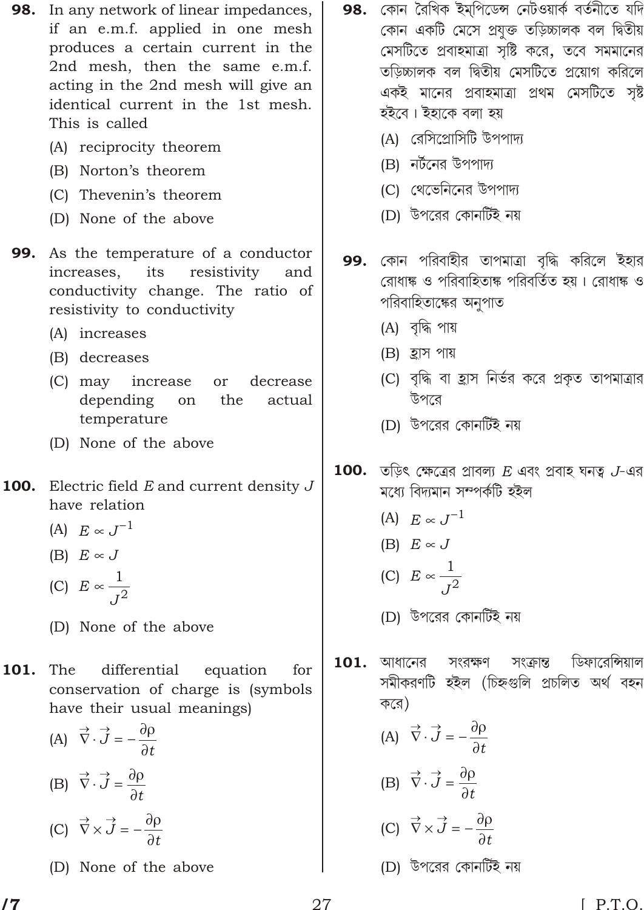**98.** In any network of linear impedances, if an e.m.f. applied in one mesh produces a certain current in the 2nd mesh, then the same e.m.f. acting in the 2nd mesh will give an identical current in the 1st mesh. This is called

(A) reciprocity theorem

(B) Norton's theorem

(C) Thevenin's theorem

(D) None of the above

**99.** As the temperature of a conductor increases, its resistivity and conductivity change. The ratio of resistivity to conductivity

(A) increases

(B) decreases

(C) may increase or decrease depending on the actual temperature

(D) None of the above

**100.** Electric field $E$ and current density $J$ have relation

(A) $E \propto J^{-1}$

(B) $E \propto J$

(C) $E \propto \frac{1}{J^2}$

(D) None of the above

**101.** The differential equation for conservation of charge is (symbols have their usual meanings)

(A) $\vec{\nabla} \cdot \vec{J} = -\frac{\partial \rho}{\partial t}$

(B) $\vec{\nabla} \cdot \vec{J} = \frac{\partial \rho}{\partial t}$

(C) $\vec{\nabla} \times \vec{J} = -\frac{\partial \rho}{\partial t}$

(D) None of the above

**98.** কোন রৈখিক ইম্‌পিডেন্স নেটওয়ার্ক বর্তনীতে যদি কোন একটি মেসে প্রযুক্ত তড়িচ্চালক বল দ্বিতীয় মেসটিতে প্রবাহমাত্রা সৃষ্টি করে, তবে সমমানের তড়িচ্চালক বল দ্বিতীয় মেসটিতে প্রয়োগ করিলে একই মানের প্রবাহমাত্রা প্রথম মেসটিতে সৃষ্ট হইবে। ইহাকে বলা হয়

(A) রেসিপ্রোসিটি উপপাদ্য

(B) নর্টনের উপপাদ্য

(C) থেভেনিনের উপপাদ্য

(D) উপরের কোনটিই নয়

**99.** কোন পরিবাহীর তাপমাত্রা বৃদ্ধি করিলে ইহার রোধাঙ্ক ও পরিবাহিতাঙ্ক পরিবর্তিত হয়। রোধাঙ্ক ও পরিবাহিতাঙ্কের অনুপাত

(A) বৃদ্ধি পায়

(B) হ্রাস পায়

(C) বৃদ্ধি বা হ্রাস নির্ভর করে প্রকৃত তাপমাত্রার উপরে

(D) উপরের কোনটিই নয়

**100.** তড়িৎ ক্ষেত্রের প্রাবল্য $E$ এবং প্রবাহ ঘনত্ব $J$-এর মধ্যে বিদ্যমান সম্পর্কটি হইল

(A) $E \propto J^{-1}$

(B) $E \propto J$

(C) $E \propto \frac{1}{J^2}$

(D) উপরের কোনটিই নয়

**101.** আধানের সংরক্ষণ সংক্রান্ত ডিফারেন্সিয়াল সমীকরণটি হইল (চিহ্নগুলি প্রচলিত অর্থ বহন করে)

(A) $\vec{\nabla} \cdot \vec{J} = -\frac{\partial \rho}{\partial t}$

(B) $\vec{\nabla} \cdot \vec{J} = \frac{\partial \rho}{\partial t}$

(C) $\vec{\nabla} \times \vec{J} = -\frac{\partial \rho}{\partial t}$

(D) উপরের কোনটিই নয়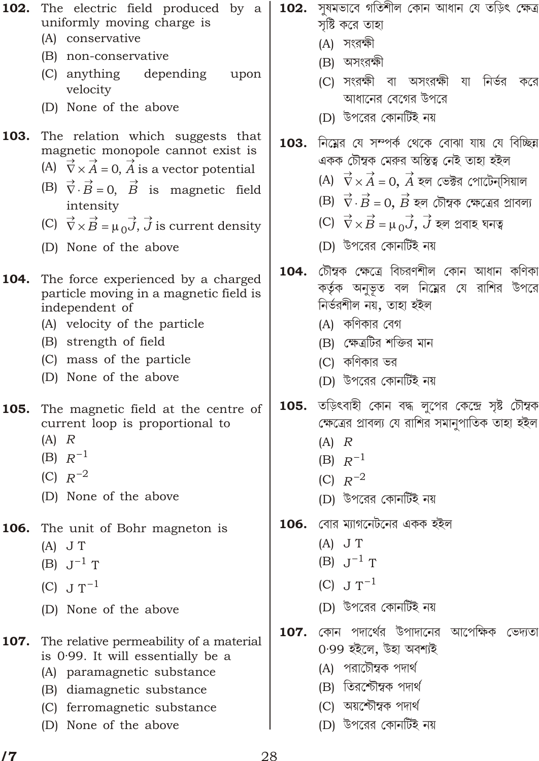**102.** The electric field produced by a uniformly moving charge is

(A) conservative

(B) non-conservative

(C) anything depending upon velocity

(D) None of the above

**102.** সুষমভাবে গতিশীল কোন আধান যে তড়িৎ ক্ষেত্র সৃষ্টি করে তাহা

(A) সংরক্ষী

(B) অসংরক্ষী

(C) সংরক্ষী বা অসংরক্ষী যা নির্ভর করে আধানের বেগের উপরে

(D) উপরের কোনটিই নয়

**103.** The relation which suggests that magnetic monopole cannot exist is

(A) $\vec{\nabla} \times \vec{A} = 0$, $\vec{A}$ is a vector potential

(B) $\vec{\nabla} \cdot \vec{B} = 0$, $\vec{B}$ is magnetic field intensity

(C) $\vec{\nabla} \times \vec{B} = \mu_0 \vec{J}$, $\vec{J}$ is current density

(D) None of the above

**103.** নিম্নের যে সম্পর্ক থেকে বোঝা যায় যে বিচ্ছিন্ন একক চৌম্বক মেরুর অস্তিত্ব নেই তাহা হইল

(A) $\vec{\nabla} \times \vec{A} = 0$, $\vec{A}$ হল ভেক্টর পোটেন্সিয়াল

(B) $\vec{\nabla} \cdot \vec{B} = 0$, $\vec{B}$ হল চৌম্বক ক্ষেত্রের প্রাবল্য

(C) $\vec{\nabla} \times \vec{B} = \mu_0 \vec{J}$, $\vec{J}$ হল প্রবাহ ঘনত্ব

(D) উপরের কোনটিই নয়

**104.** The force experienced by a charged particle moving in a magnetic field is independent of

(A) velocity of the particle

(B) strength of field

(C) mass of the particle

(D) None of the above

**104.** চৌম্বক ক্ষেত্রে বিচরণশীল কোন আধান কণিকা কর্তৃক অনুভূত বল নিম্নের যে রাশির উপরে নির্ভরশীল নয়, তাহা হইল

(A) কণিকার বেগ

(B) ক্ষেত্রটির শক্তির মান

(C) কণিকার ভর

(D) উপরের কোনটিই নয়

**105.** The magnetic field at the centre of current loop is proportional to

(A) $R$

(B) $R^{-1}$

(C) $R^{-2}$

(D) None of the above

**105.** তড়িৎবাহী কোন বদ্ধ লুপের কেন্দ্রে সৃষ্ট চৌম্বক ক্ষেত্রের প্রাবল্য যে রাশির সমানুপাতিক তাহা হইল

(A) $R$

(B) $R^{-1}$

(C) $R^{-2}$

(D) উপরের কোনটিই নয়

**106.** The unit of Bohr magneton is

(A) J T

(B) $\text{J}^{-1}$ T

(C) J $\text{T}^{-1}$

(D) None of the above

**106.** বোর ম্যাগনেটনের একক হইল

(A) J T

(B) $\text{J}^{-1}$ T

(C) J $\text{T}^{-1}$

(D) উপরের কোনটিই নয়

**107.** The relative permeability of a material is 0·99. It will essentially be a

(A) paramagnetic substance

(B) diamagnetic substance

(C) ferromagnetic substance

(D) None of the above

**107.** কোন পদার্থের উপাদানের আপেক্ষিক ভেদ্যতা 0·99 হইলে, উহা অবশ্যই

(A) পরাচৌম্বক পদার্থ

(B) তিরশ্চৌম্বক পদার্থ

(C) অয়শ্চৌম্বক পদার্থ

(D) উপরের কোনটিই নয়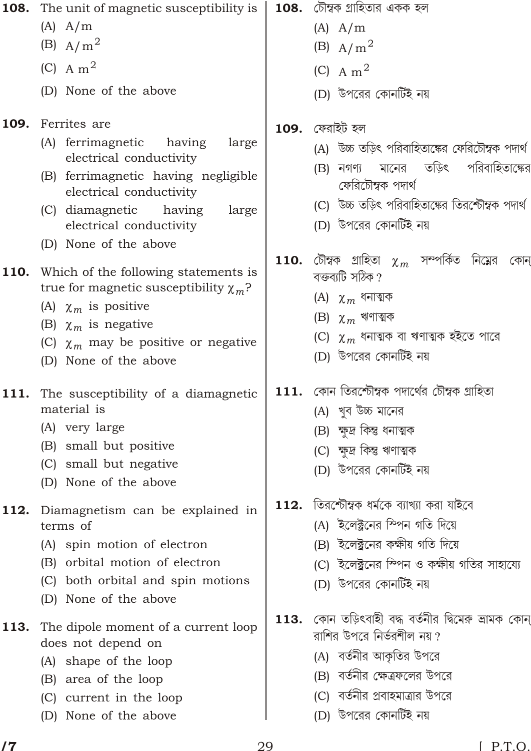**108.** The unit of magnetic susceptibility is

(A) A/m

(B) $A/m^2$

(C) $A\ m^2$

(D) None of the above

**109.** Ferrites are

(A) ferrimagnetic having large electrical conductivity

(B) ferrimagnetic having negligible electrical conductivity

(C) diamagnetic having large electrical conductivity

(D) None of the above

**110.** Which of the following statements is true for magnetic susceptibility $\chi_m$?

(A) $\chi_m$ is positive

(B) $\chi_m$ is negative

(C) $\chi_m$ may be positive or negative

(D) None of the above

**111.** The susceptibility of a diamagnetic material is

(A) very large

(B) small but positive

(C) small but negative

(D) None of the above

**112.** Diamagnetism can be explained in terms of

(A) spin motion of electron

(B) orbital motion of electron

(C) both orbital and spin motions

(D) None of the above

**113.** The dipole moment of a current loop does not depend on

(A) shape of the loop

(B) area of the loop

(C) current in the loop

(D) None of the above

**108.** চৌম্বক গ্রাহিতার একক হল

(A) A/m

(B) $A/m^2$

(C) $A\ m^2$

(D) উপরের কোনটিই নয়

**109.** ফেরাইট হল

(A) উচ্চ তড়িৎ পরিবাহিতাঙ্কের ফেরিচৌম্বক পদার্থ

(B) নগণ্য মানের তড়িৎ পরিবাহিতাঙ্কের ফেরিচৌম্বক পদার্থ

(C) উচ্চ তড়িৎ পরিবাহিতাঙ্কের তিরশ্চৌম্বক পদার্থ

(D) উপরের কোনটিই নয়

**110.** চৌম্বক গ্রাহিতা $\chi_m$ সম্পর্কিত নিম্নের কোন্ বক্তব্যটি সঠিক?

(A) $\chi_m$ ধনাত্মক

(B) $\chi_m$ ঋণাত্মক

(C) $\chi_m$ ধনাত্মক বা ঋণাত্মক হইতে পারে

(D) উপরের কোনটিই নয়

**111.** কোন তিরশ্চৌম্বক পদার্থের চৌম্বক গ্রাহিতা

(A) খুব উচ্চ মানের

(B) ক্ষুদ্র কিন্তু ধনাত্মক

(C) ক্ষুদ্র কিন্তু ঋণাত্মক

(D) উপরের কোনটিই নয়

**112.** তিরশ্চৌম্বক ধর্মকে ব্যাখ্যা করা যাইবে

(A) ইলেক্ট্রনের স্পিন গতি দিয়ে

(B) ইলেক্ট্রনের কক্ষীয় গতি দিয়ে

(C) ইলেক্ট্রনের স্পিন ও কক্ষীয় গতির সাহায্যে

(D) উপরের কোনটিই নয়

**113.** কোন তড়িৎবাহী বদ্ধ বর্তনীর দ্বিমেরু ভ্রামক কোন্ রাশির উপরে নির্ভরশীল নয়?

(A) বর্তনীর আকৃতির উপরে

(B) বর্তনীর ক্ষেত্রফলের উপরে

(C) বর্তনীর প্রবাহমাত্রার উপরে

(D) উপরের কোনটিই নয়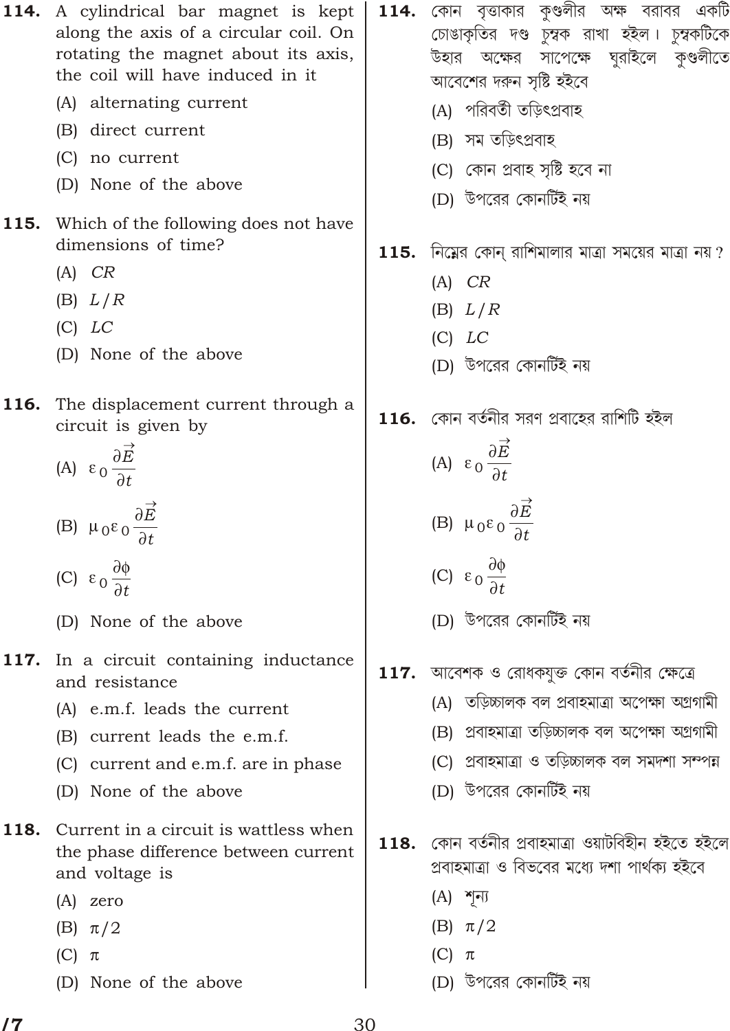**114.** A cylindrical bar magnet is kept along the axis of a circular coil. On rotating the magnet about its axis, the coil will have induced in it

(A) alternating current

(B) direct current

(C) no current

(D) None of the above

**114.** কোন বৃত্তাকার কুণ্ডলীর অক্ষ বরাবর একটি চোঙাকৃতির দণ্ড চুম্বক রাখা হইল। চুম্বকটিকে উহার অক্ষের সাপেক্ষে ঘুরাইলে কুণ্ডলীতে আবেশের দরুন সৃষ্টি হইবে

(A) পরিবর্তী তড়িৎপ্রবাহ

(B) সম তড়িৎপ্রবাহ

(C) কোন প্রবাহ সৃষ্টি হবে না

(D) উপরের কোনটিই নয়

**115.** Which of the following does not have dimensions of time?

(A) $CR$

(B) $L/R$

(C) $LC$

(D) None of the above

**115.** নিম্নের কোন্ রাশিমালার মাত্রা সময়ের মাত্রা নয়?

(A) $CR$

(B) $L/R$

(C) $LC$

(D) উপরের কোনটিই নয়

**116.** The displacement current through a circuit is given by

(A) $\varepsilon_0 \dfrac{\partial \vec{E}}{\partial t}$

(B) $\mu_0 \varepsilon_0 \dfrac{\partial \vec{E}}{\partial t}$

(C) $\varepsilon_0 \dfrac{\partial \phi}{\partial t}$

(D) None of the above

**116.** কোন বর্তনীর সরণ প্রবাহের রাশিটি হইল

(A) $\varepsilon_0 \dfrac{\partial \vec{E}}{\partial t}$

(B) $\mu_0 \varepsilon_0 \dfrac{\partial \vec{E}}{\partial t}$

(C) $\varepsilon_0 \dfrac{\partial \phi}{\partial t}$

(D) উপরের কোনটিই নয়

**117.** In a circuit containing inductance and resistance

(A) e.m.f. leads the current

(B) current leads the e.m.f.

(C) current and e.m.f. are in phase

(D) None of the above

**117.** আবেশক ও রোধকযুক্ত কোন বর্তনীর ক্ষেত্রে

(A) তড়িচ্চালক বল প্রবাহমাত্রা অপেক্ষা অগ্রগামী

(B) প্রবাহমাত্রা তড়িচ্চালক বল অপেক্ষা অগ্রগামী

(C) প্রবাহমাত্রা ও তড়িচ্চালক বল সমদশা সম্পন্ন

(D) উপরের কোনটিই নয়

**118.** Current in a circuit is wattless when the phase difference between current and voltage is

(A) zero

(B) $\pi/2$

(C) $\pi$

(D) None of the above

**118.** কোন বর্তনীর প্রবাহমাত্রা ওয়াটবিহীন হইতে হইলে প্রবাহমাত্রা ও বিভবের মধ্যে দশা পার্থক্য হইবে

(A) শূন্য

(B) $\pi/2$

(C) $\pi$

(D) উপরের কোনটিই নয়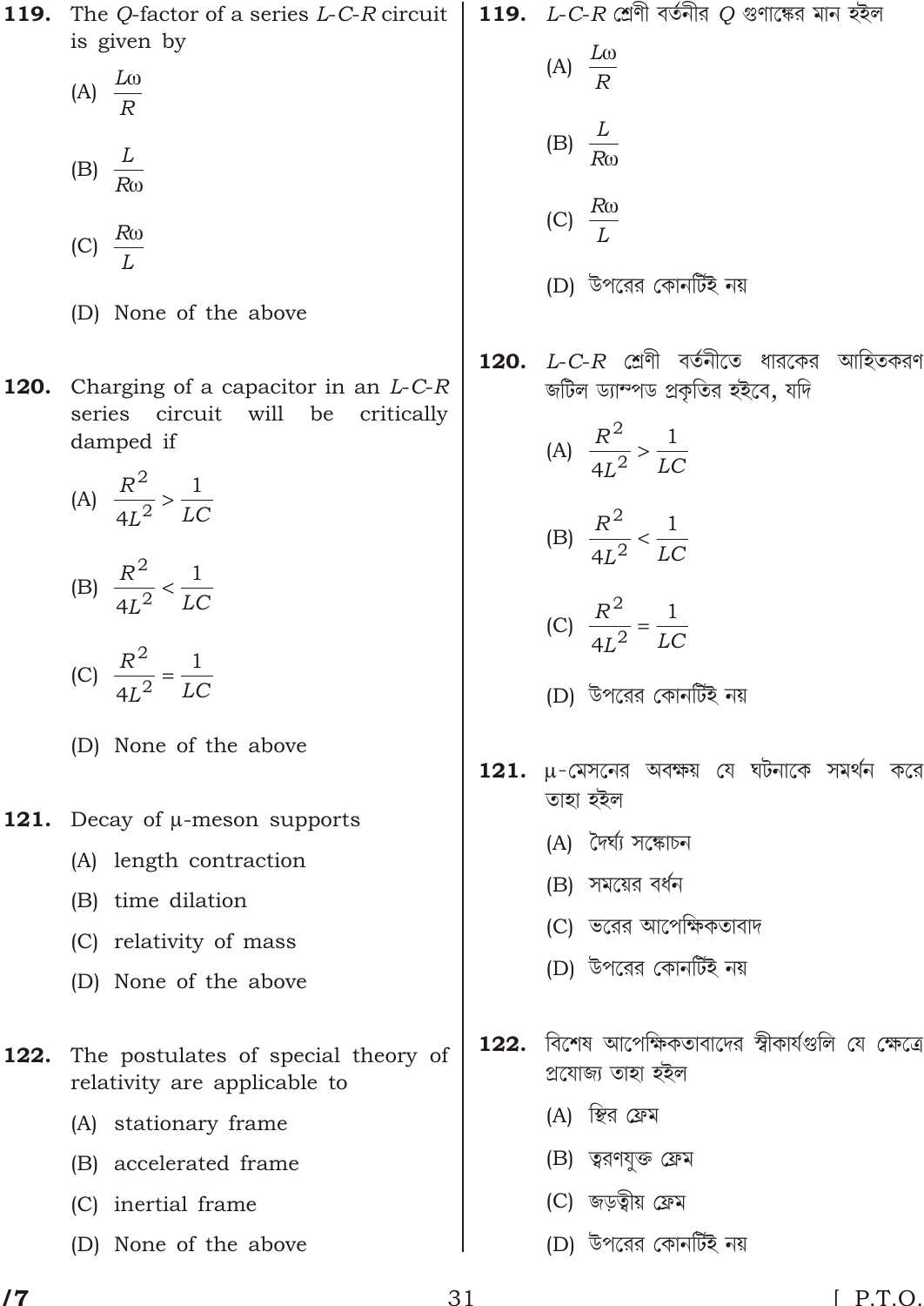**119.** The $Q$-factor of a series $L$-$C$-$R$ circuit is given by

(A) $\frac{L\omega}{R}$

(B) $\frac{L}{R\omega}$

(C) $\frac{R\omega}{L}$

(D) None of the above

**120.** Charging of a capacitor in an $L$-$C$-$R$ series circuit will be critically damped if

(A) $\frac{R^2}{4L^2} > \frac{1}{LC}$

(B) $\frac{R^2}{4L^2} < \frac{1}{LC}$

(C) $\frac{R^2}{4L^2} = \frac{1}{LC}$

(D) None of the above

**121.** Decay of μ-meson supports

(A) length contraction

(B) time dilation

(C) relativity of mass

(D) None of the above

**122.** The postulates of special theory of relativity are applicable to

(A) stationary frame

(B) accelerated frame

(C) inertial frame

(D) None of the above

**119.** $L$-$C$-$R$ শ্রেণী বর্তনীর $Q$ গুণাঙ্কের মান হইল

(A) $\frac{L\omega}{R}$

(B) $\frac{L}{R\omega}$

(C) $\frac{R\omega}{L}$

(D) উপরের কোনটিই নয়

**120.** $L$-$C$-$R$ শ্রেণী বর্তনীতে ধারকের আহিতকরণ জটিল ড্যাম্পড প্রকৃতির হইবে, যদি

(A) $\frac{R^2}{4L^2} > \frac{1}{LC}$

(B) $\frac{R^2}{4L^2} < \frac{1}{LC}$

(C) $\frac{R^2}{4L^2} = \frac{1}{LC}$

(D) উপরের কোনটিই নয়

**121.** μ-মেসনের অবক্ষয় যে ঘটনাকে সমর্থন করে তাহা হইল

(A) দৈর্ঘ্য সঙ্কোচন

(B) সময়ের বর্ধন

(C) ভরের আপেক্ষিকতাবাদ

(D) উপরের কোনটিই নয়

**122.** বিশেষ আপেক্ষিকতাবাদের স্বীকার্যগুলি যে ক্ষেত্রে প্রযোজ্য তাহা হইল

(A) স্থির ফ্রেম

(B) ত্বরণযুক্ত ফ্রেম

(C) জড়ত্বীয় ফ্রেম

(D) উপরের কোনটিই নয়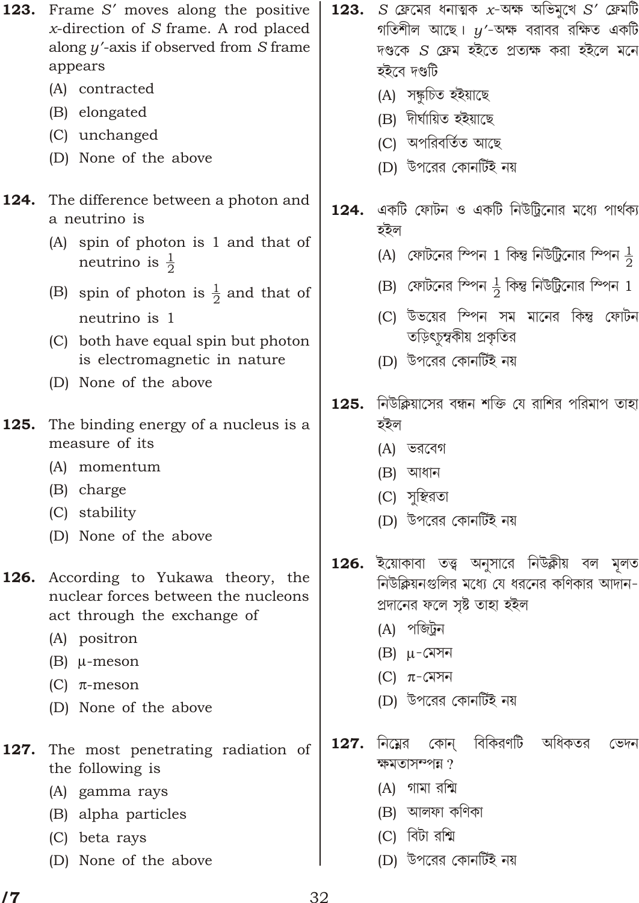**123.** Frame $S'$ moves along the positive $x$-direction of $S$ frame. A rod placed along $y'$-axis if observed from $S$ frame appears

(A) contracted

(B) elongated

(C) unchanged

(D) None of the above

**124.** The difference between a photon and a neutrino is

(A) spin of photon is 1 and that of neutrino is $\frac{1}{2}$

(B) spin of photon is $\frac{1}{2}$ and that of neutrino is 1

(C) both have equal spin but photon is electromagnetic in nature

(D) None of the above

**125.** The binding energy of a nucleus is a measure of its

(A) momentum

(B) charge

(C) stability

(D) None of the above

**126.** According to Yukawa theory, the nuclear forces between the nucleons act through the exchange of

(A) positron

(B) $\mu$-meson

(C) $\pi$-meson

(D) None of the above

**127.** The most penetrating radiation of the following is

(A) gamma rays

(B) alpha particles

(C) beta rays

(D) None of the above

**123.** $S$ ফ্রেমের ধনাত্মক $x$-অক্ষ অভিমুখে $S'$ ফ্রেমটি গতিশীল আছে। $y'$-অক্ষ বরাবর রক্ষিত একটি দণ্ডকে $S$ ফ্রেম হইতে প্রত্যক্ষ করা হইলে মনে হইবে দণ্ডটি

(A) সঙ্কুচিত হইয়াছে

(B) দীর্ঘায়িত হইয়াছে

(C) অপরিবর্তিত আছে

(D) উপরের কোনটিই নয়

**124.** একটি ফোটন ও একটি নিউট্রিনোর মধ্যে পার্থক্য হইল

(A) ফোটনের স্পিন 1 কিন্তু নিউট্রিনোর স্পিন $\frac{1}{2}$

(B) ফোটনের স্পিন $\frac{1}{2}$ কিন্তু নিউট্রিনোর স্পিন 1

(C) উভয়ের স্পিন সম মানের কিন্তু ফোটন তড়িৎচুম্বকীয় প্রকৃতির

(D) উপরের কোনটিই নয়

**125.** নিউক্লিয়াসের বন্ধন শক্তি যে রাশির পরিমাপ তাহা হইল

(A) ভরবেগ

(B) আধান

(C) সুস্থিরতা

(D) উপরের কোনটিই নয়

**126.** ইয়োকাবা তত্ত্ব অনুসারে নিউক্লীয় বল মূলত নিউক্লিয়নগুলির মধ্যে যে ধরনের কণিকার আদান-প্রদানের ফলে সৃষ্ট তাহা হইল

(A) পজিট্রন

(B) $\mu$-মেসন

(C) $\pi$-মেসন

(D) উপরের কোনটিই নয়

**127.** নিম্নের কোন্ বিকিরণটি অধিকতর ভেদন ক্ষমতাসম্পন্ন ?

(A) গামা রশ্মি

(B) আলফা কণিকা

(C) বিটা রশ্মি

(D) উপরের কোনটিই নয়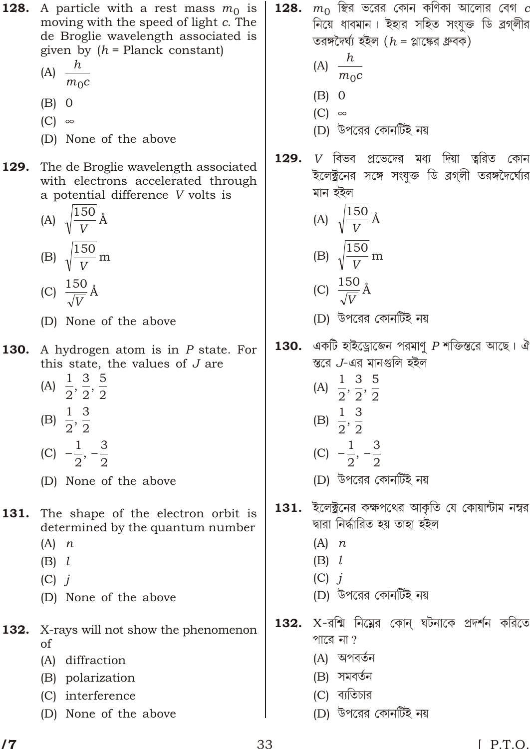**128.** A particle with a rest mass $m_0$ is moving with the speed of light $c$. The de Broglie wavelength associated is given by ($h$ = Planck constant)

(A) $\dfrac{h}{m_0 c}$

(B) 0

(C) $\infty$

(D) None of the above

**129.** The de Broglie wavelength associated with electrons accelerated through a potential difference $V$ volts is

(A) $\sqrt{\dfrac{150}{V}}$ Å

(B) $\sqrt{\dfrac{150}{V}}$ m

(C) $\dfrac{150}{\sqrt{V}}$ Å

(D) None of the above

**130.** A hydrogen atom is in $P$ state. For this state, the values of $J$ are

(A) $\dfrac{1}{2}, \dfrac{3}{2}, \dfrac{5}{2}$

(B) $\dfrac{1}{2}, \dfrac{3}{2}$

(C) $-\dfrac{1}{2}, -\dfrac{3}{2}$

(D) None of the above

**131.** The shape of the electron orbit is determined by the quantum number

(A) $n$

(B) $l$

(C) $j$

(D) None of the above

**132.** X-rays will not show the phenomenon of

(A) diffraction

(B) polarization

(C) interference

(D) None of the above

**128.** $m_0$ স্থির ভরের কোন কণিকা আলোর বেগ $c$ নিয়ে ধাবমান। ইহার সহিত সংযুক্ত ডি ব্রগ্‌লীর তরঙ্গদৈর্ঘ্য হইল ($h$ = প্লাঙ্কের ধ্রুবক)

(A) $\dfrac{h}{m_0 c}$

(B) 0

(C) $\infty$

(D) উপরের কোনটিই নয়

**129.** $V$ বিভব প্রভেদের মধ্য দিয়া ত্বরিত কোন ইলেক্ট্রনের সঙ্গে সংযুক্ত ডি ব্রগ্‌লী তরঙ্গদৈর্ঘ্যের মান হইল

(A) $\sqrt{\dfrac{150}{V}}$ Å

(B) $\sqrt{\dfrac{150}{V}}$ m

(C) $\dfrac{150}{\sqrt{V}}$ Å

(D) উপরের কোনটিই নয়

**130.** একটি হাইড্রোজেন পরমাণু $P$ শক্তিস্তরে আছে। ঐ স্তরে $J$-এর মানগুলি হইল

(A) $\dfrac{1}{2}, \dfrac{3}{2}, \dfrac{5}{2}$

(B) $\dfrac{1}{2}, \dfrac{3}{2}$

(C) $-\dfrac{1}{2}, -\dfrac{3}{2}$

(D) উপরের কোনটিই নয়

**131.** ইলেক্ট্রনের কক্ষপথের আকৃতি যে কোয়ান্টাম নম্বর দ্বারা নির্দ্ধারিত হয় তাহা হইল

(A) $n$

(B) $l$

(C) $j$

(D) উপরের কোনটিই নয়

**132.** X-রশ্মি নিম্নের কোন্ ঘটনাকে প্রদর্শন করিতে পারে না?

(A) অপবর্তন

(B) সমবর্তন

(C) ব্যতিচার

(D) উপরের কোনটিই নয়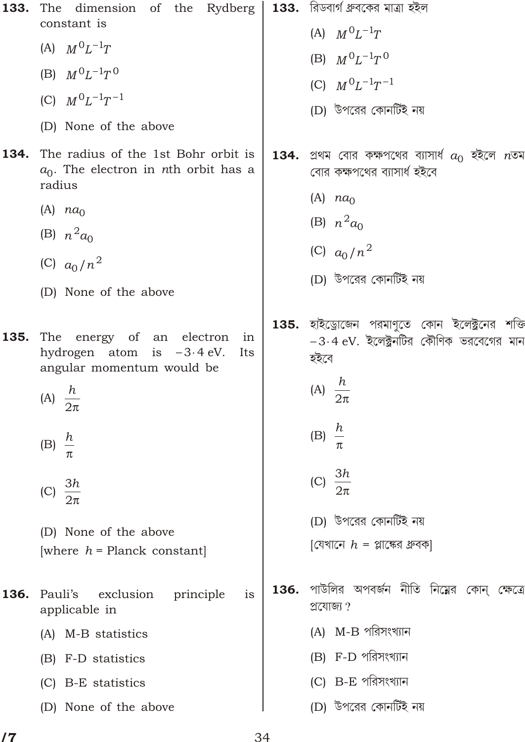**133.** The dimension of the Rydberg constant is

(A) $M^0L^{-1}T$

(B) $M^0L^{-1}T^0$

(C) $M^0L^{-1}T^{-1}$

(D) None of the above

**134.** The radius of the 1st Bohr orbit is $a_0$. The electron in $n$th orbit has a radius

(A) $na_0$

(B) $n^2a_0$

(C) $a_0/n^2$

(D) None of the above

**135.** The energy of an electron in hydrogen atom is $-3{\cdot}4$ eV. Its angular momentum would be

(A) $\frac{h}{2\pi}$

(B) $\frac{h}{\pi}$

(C) $\frac{3h}{2\pi}$

(D) None of the above

[where $h$ = Planck constant]

**136.** Pauli's exclusion principle is applicable in

(A) M-B statistics

(B) F-D statistics

(C) B-E statistics

(D) None of the above

**133.** রিডবার্গ ধ্রুবকের মাত্রা হইল

(A) $M^0L^{-1}T$

(B) $M^0L^{-1}T^0$

(C) $M^0L^{-1}T^{-1}$

(D) উপরের কোনটিই নয়

**134.** প্রথম বোর কক্ষপথের ব্যাসার্ধ $a_0$ হইলে $n$তম বোর কক্ষপথের ব্যাসার্ধ হইবে

(A) $na_0$

(B) $n^2a_0$

(C) $a_0/n^2$

(D) উপরের কোনটিই নয়

**135.** হাইড্রোজেন পরমাণুতে কোন ইলেক্ট্রনের শক্তি $-3{\cdot}4$ eV. ইলেক্ট্রনটির কৌণিক ভরবেগের মান হইবে

(A) $\frac{h}{2\pi}$

(B) $\frac{h}{\pi}$

(C) $\frac{3h}{2\pi}$

(D) উপরের কোনটিই নয়

[যেখানে $h$ = প্লাঙ্কের ধ্রুবক]

**136.** পাউলির অপবর্জন নীতি নিম্নের কোন্ ক্ষেত্রে প্রযোজ্য ?

(A) M-B পরিসংখ্যান

(B) F-D পরিসংখ্যান

(C) B-E পরিসংখ্যান

(D) উপরের কোনটিই নয়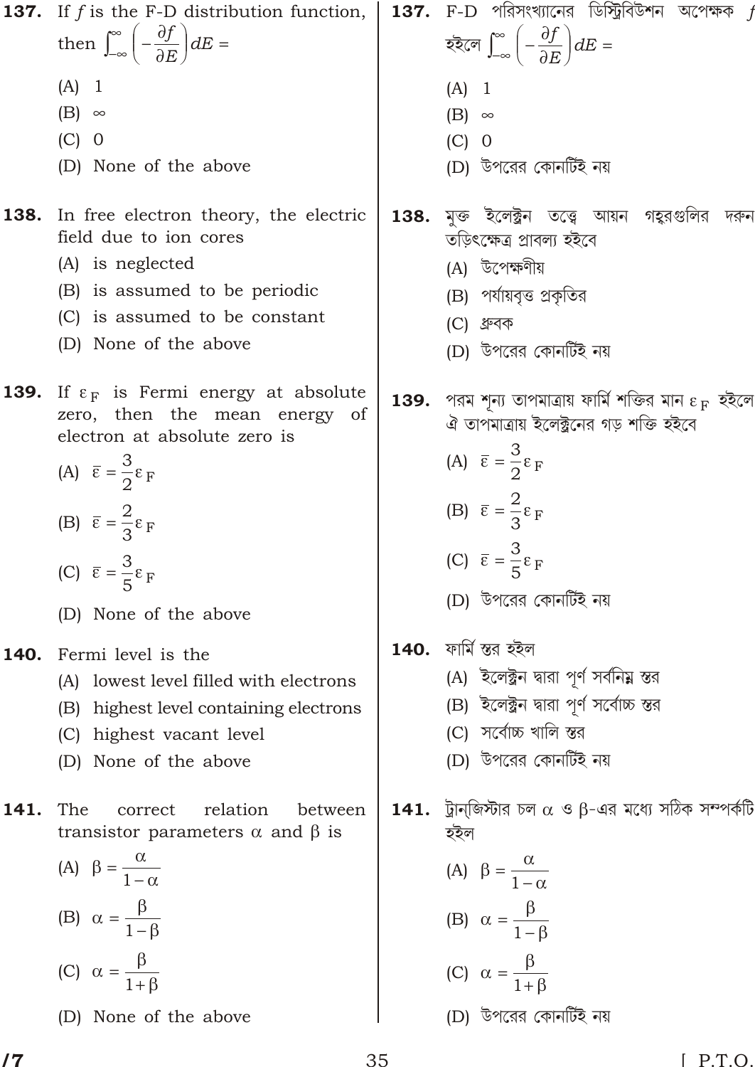**137.** If $f$ is the F-D distribution function, then $\int_{-\infty}^{\infty}\left(-\frac{\partial f}{\partial E}\right)dE =$

(A) 1

(B) $\infty$

(C) 0

(D) None of the above

**138.** In free electron theory, the electric field due to ion cores

(A) is neglected

(B) is assumed to be periodic

(C) is assumed to be constant

(D) None of the above

**139.** If $\varepsilon_F$ is Fermi energy at absolute zero, then the mean energy of electron at absolute zero is

(A) $\bar{\varepsilon} = \frac{3}{2}\varepsilon_F$

(B) $\bar{\varepsilon} = \frac{2}{3}\varepsilon_F$

(C) $\bar{\varepsilon} = \frac{3}{5}\varepsilon_F$

(D) None of the above

**140.** Fermi level is the

(A) lowest level filled with electrons

(B) highest level containing electrons

(C) highest vacant level

(D) None of the above

**141.** The correct relation between transistor parameters $\alpha$ and $\beta$ is

(A) $\beta = \frac{\alpha}{1-\alpha}$

(B) $\alpha = \frac{\beta}{1-\beta}$

(C) $\alpha = \frac{\beta}{1+\beta}$

(D) None of the above

**137.** F-D পরিসংখ্যানের ডিস্ট্রিবিউশন অপেক্ষক $f$ হইলে $\int_{-\infty}^{\infty}\left(-\frac{\partial f}{\partial E}\right)dE =$

(A) 1

(B) $\infty$

(C) 0

(D) উপরের কোনটিই নয়

**138.** মুক্ত ইলেক্ট্রন তত্ত্বে আয়ন গহ্বরগুলির দরুন তড়িৎক্ষেত্র প্রাবল্য হইবে

(A) উপেক্ষণীয়

(B) পর্যায়বৃত্ত প্রকৃতির

(C) ধ্রুবক

(D) উপরের কোনটিই নয়

**139.** পরম শূন্য তাপমাত্রায় ফার্মি শক্তির মান $\varepsilon_F$ হইলে ঐ তাপমাত্রায় ইলেক্ট্রনের গড় শক্তি হইবে

(A) $\bar{\varepsilon} = \frac{3}{2}\varepsilon_F$

(B) $\bar{\varepsilon} = \frac{2}{3}\varepsilon_F$

(C) $\bar{\varepsilon} = \frac{3}{5}\varepsilon_F$

(D) উপরের কোনটিই নয়

**140.** ফার্মি স্তর হইল

(A) ইলেক্ট্রন দ্বারা পূর্ণ সর্বনিম্ন স্তর

(B) ইলেক্ট্রন দ্বারা পূর্ণ সর্বোচ্চ স্তর

(C) সর্বোচ্চ খালি স্তর

(D) উপরের কোনটিই নয়

**141.** ট্রানজিস্টার চল $\alpha$ ও $\beta$-এর মধ্যে সঠিক সম্পর্কটি হইল

(A) $\beta = \frac{\alpha}{1-\alpha}$

(B) $\alpha = \frac{\beta}{1-\beta}$

(C) $\alpha = \frac{\beta}{1+\beta}$

(D) উপরের কোনটিই নয়

[ P.T.O.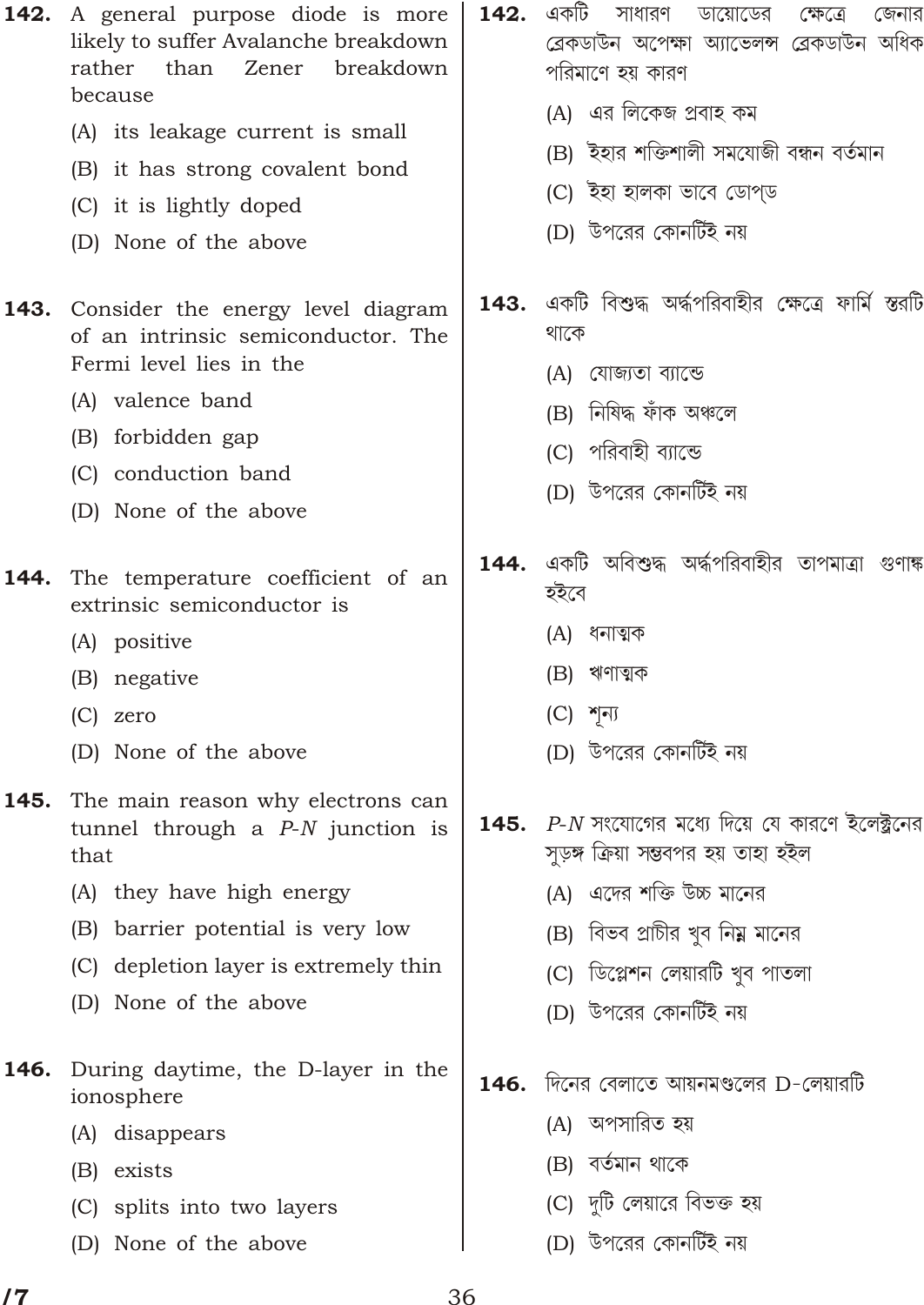**142.** A general purpose diode is more likely to suffer Avalanche breakdown rather than Zener breakdown because

(A) its leakage current is small

(B) it has strong covalent bond

(C) it is lightly doped

(D) None of the above

**142.** একটি সাধারণ ডায়োডের ক্ষেত্রে জেনার ব্রেকডাউন অপেক্ষা অ্যাভেলন্স ব্রেকডাউন অধিক পরিমাণে হয় কারণ

(A) এর লিকেজ প্রবাহ কম

(B) ইহার শক্তিশালী সমযোজী বন্ধন বর্তমান

(C) ইহা হালকা ভাবে ডোপ্ড

(D) উপরের কোনটিই নয়

**143.** Consider the energy level diagram of an intrinsic semiconductor. The Fermi level lies in the

(A) valence band

(B) forbidden gap

(C) conduction band

(D) None of the above

**143.** একটি বিশুদ্ধ অর্দ্ধপরিবাহীর ক্ষেত্রে ফার্মি স্তরটি থাকে

(A) যোজ্যতা ব্যান্ডে

(B) নিষিদ্ধ ফাঁক অঞ্চলে

(C) পরিবাহী ব্যান্ডে

(D) উপরের কোনটিই নয়

**144.** The temperature coefficient of an extrinsic semiconductor is

(A) positive

(B) negative

(C) zero

(D) None of the above

**144.** একটি অবিশুদ্ধ অর্দ্ধপরিবাহীর তাপমাত্রা গুণাঙ্ক হইবে

(A) ধনাত্মক

(B) ঋণাত্মক

(C) শূন্য

(D) উপরের কোনটিই নয়

**145.** The main reason why electrons can tunnel through a *P-N* junction is that

(A) they have high energy

(B) barrier potential is very low

(C) depletion layer is extremely thin

(D) None of the above

**145.** *P-N* সংযোগের মধ্যে দিয়ে যে কারণে ইলেক্ট্রনের সুড়ঙ্গ ক্রিয়া সম্ভবপর হয় তাহা হইল

(A) এদের শক্তি উচ্চ মানের

(B) বিভব প্রাচীর খুব নিম্ন মানের

(C) ডিপ্লেশন লেয়ারটি খুব পাতলা

(D) উপরের কোনটিই নয়

**146.** During daytime, the D-layer in the ionosphere

(A) disappears

(B) exists

(C) splits into two layers

(D) None of the above

**146.** দিনের বেলাতে আয়নমণ্ডলের D-লেয়ারটি

(A) অপসারিত হয়

(B) বর্তমান থাকে

(C) দুটি লেয়ারে বিভক্ত হয়

(D) উপরের কোনটিই নয়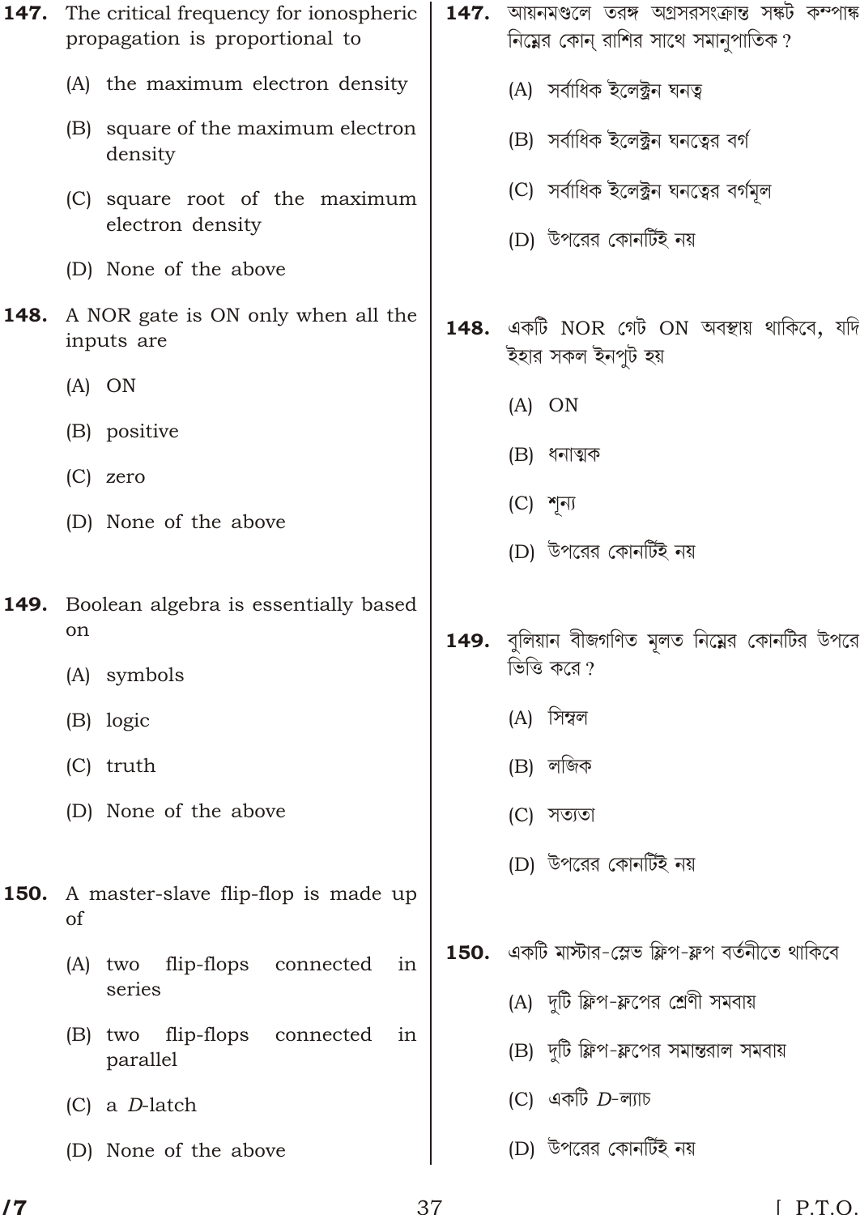**147.** The critical frequency for ionospheric propagation is proportional to

(A) the maximum electron density

(B) square of the maximum electron density

(C) square root of the maximum electron density

(D) None of the above

**147.** আয়নমণ্ডলে তরঙ্গ অগ্রসরসংক্রান্ত সঙ্কট কম্পাঙ্ক নিম্নের কোন্ রাশির সাথে সমানুপাতিক?

(A) সর্বাধিক ইলেক্ট্রন ঘনত্ব

(B) সর্বাধিক ইলেক্ট্রন ঘনত্বের বর্গ

(C) সর্বাধিক ইলেক্ট্রন ঘনত্বের বর্গমূল

(D) উপরের কোনটিই নয়

**148.** A NOR gate is ON only when all the inputs are

(A) ON

(B) positive

(C) zero

(D) None of the above

**148.** একটি NOR গেট ON অবস্থায় থাকিবে, যদি ইহার সকল ইনপুট হয়

(A) ON

(B) ধনাত্মক

(C) শূন্য

(D) উপরের কোনটিই নয়

**149.** Boolean algebra is essentially based on

(A) symbols

(B) logic

(C) truth

(D) None of the above

**149.** বুলিয়ান বীজগণিত মূলত নিম্নের কোনটির উপরে ভিত্তি করে?

(A) সিম্বল

(B) লজিক

(C) সত্যতা

(D) উপরের কোনটিই নয়

**150.** A master-slave flip-flop is made up of

(A) two flip-flops connected in series

(B) two flip-flops connected in parallel

(C) a $D$-latch

(D) None of the above

**150.** একটি মাস্টার-স্লেভ ফ্লিপ-ফ্লপ বর্তনীতে থাকিবে

(A) দুটি ফ্লিপ-ফ্লপের শ্রেণী সমবায়

(B) দুটি ফ্লিপ-ফ্লপের সমান্তরাল সমবায়

(C) একটি $D$-ল্যাচ

(D) উপরের কোনটিই নয়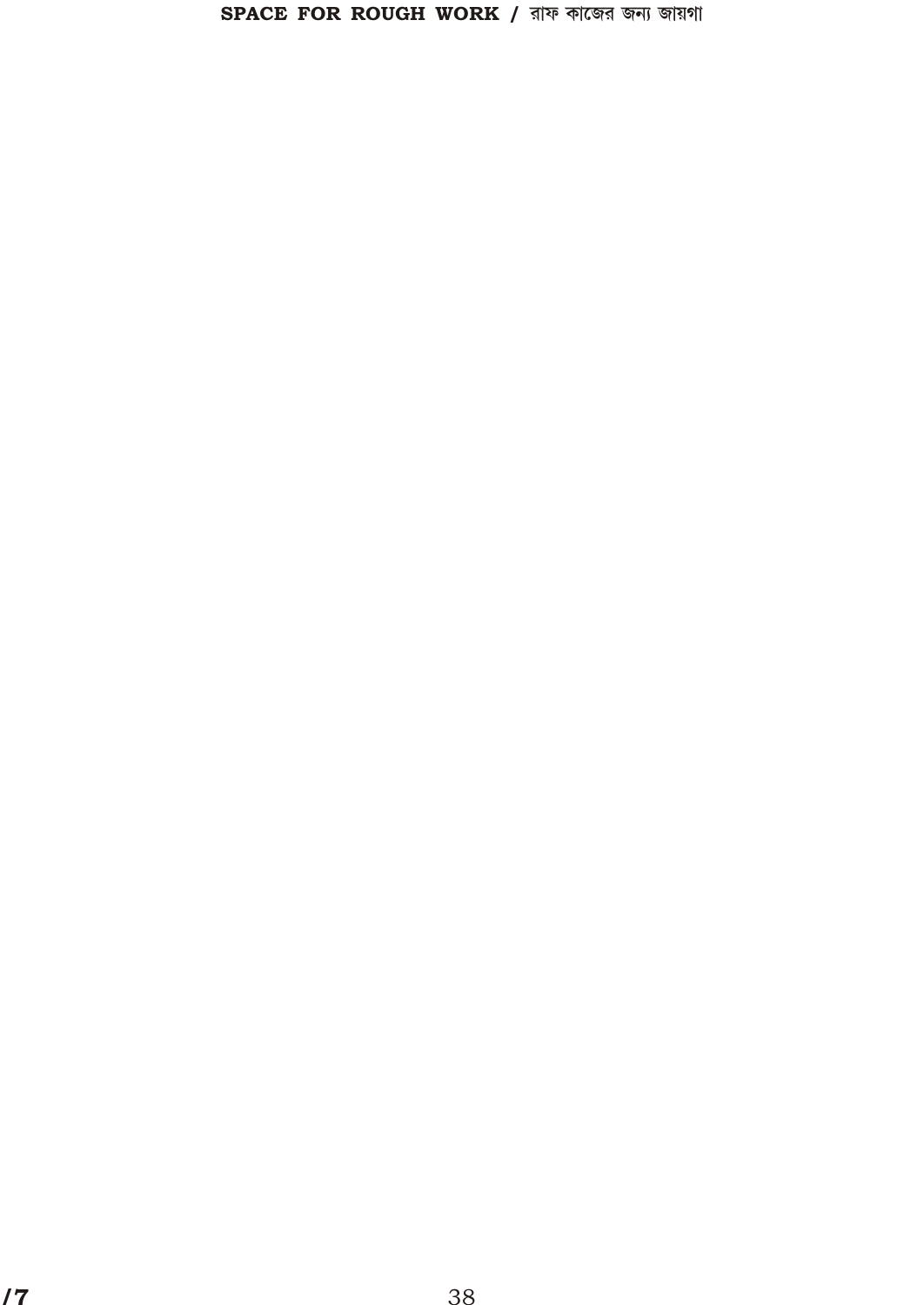**SPACE FOR ROUGH WORK / রাফ কাজের জন্য জায়গা**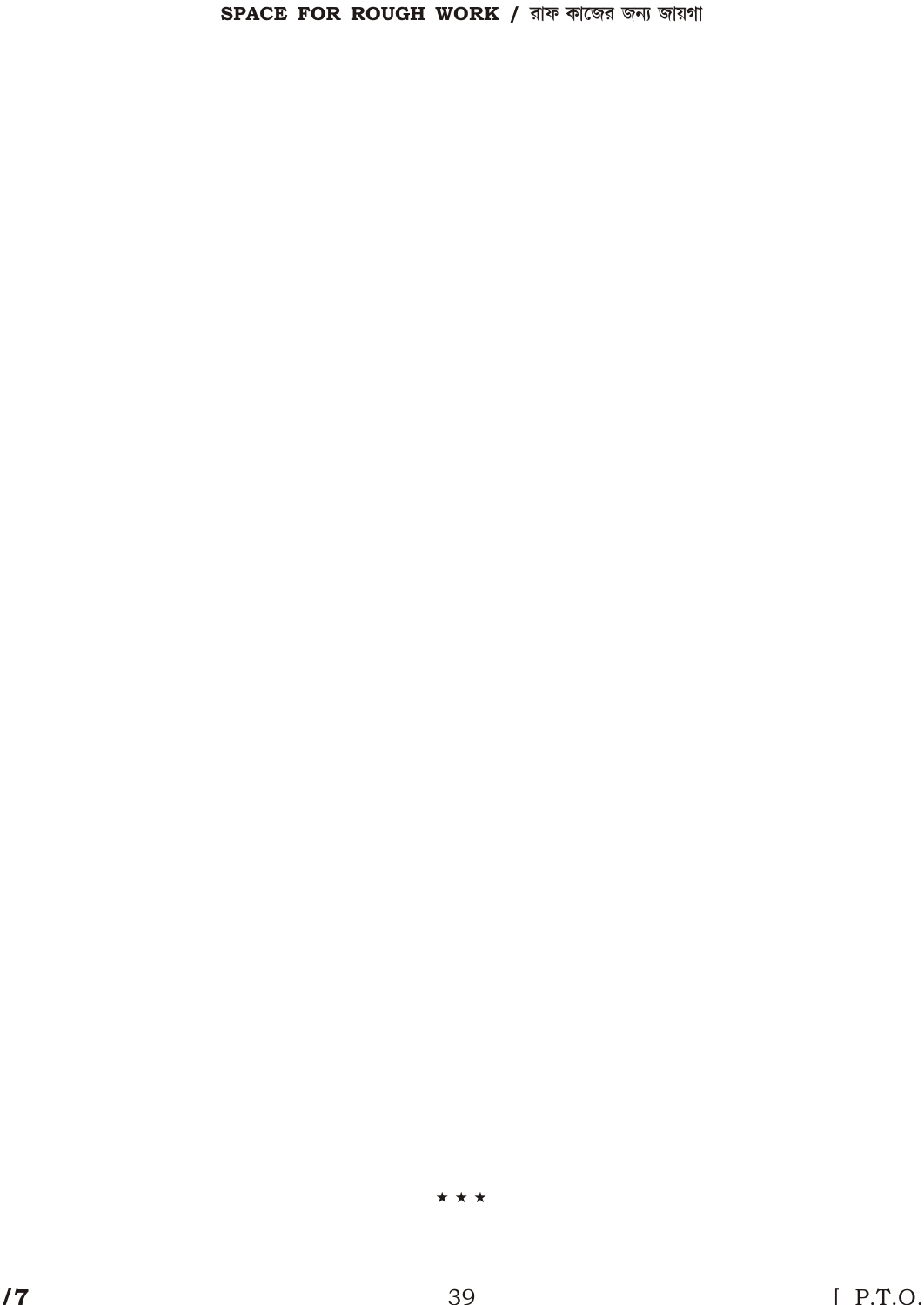**SPACE FOR ROUGH WORK / রাফ কাজের জন্য জায়গা**

★ ★ ★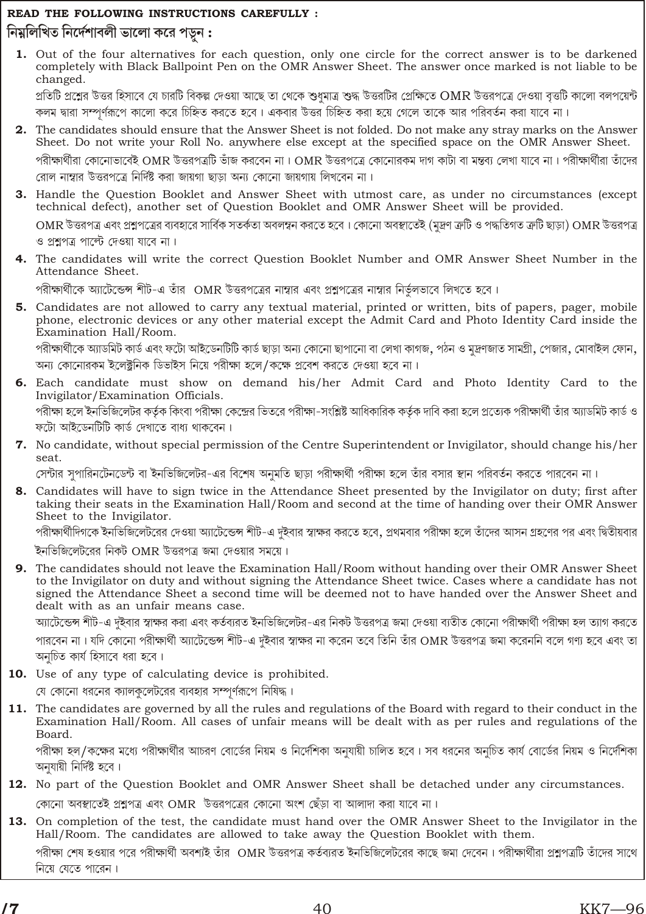**READ THE FOLLOWING INSTRUCTIONS CAREFULLY :**

**নিম্নলিখিত নির্দেশাবলী ভালো করে পড়ুন :**

1. Out of the four alternatives for each question, only one circle for the correct answer is to be darkened completely with Black Ballpoint Pen on the OMR Answer Sheet. The answer once marked is not liable to be changed.

   প্রতিটি প্রশ্নের উত্তর হিসাবে যে চারটি বিকল্প দেওয়া আছে তা থেকে শুধুমাত্র শুদ্ধ উত্তরটির প্রেক্ষিতে OMR উত্তরপত্রে দেওয়া বৃত্তটি কালো বলপয়েন্ট কলম দ্বারা সম্পূর্ণরূপে কালো করে চিহ্নিত করতে হবে। একবার উত্তর চিহ্নিত করা হয়ে গেলে তাকে আর পরিবর্তন করা যাবে না।

2. The candidates should ensure that the Answer Sheet is not folded. Do not make any stray marks on the Answer Sheet. Do not write your Roll No. anywhere else except at the specified space on the OMR Answer Sheet.

   পরীক্ষার্থীরা কোনোভাবেই OMR উত্তরপত্রটি ভাঁজ করবেন না। OMR উত্তরপত্রে কোনোরকম দাগ কাটা বা মন্তব্য লেখা যাবে না। পরীক্ষার্থীরা তাঁদের রোল নাম্বার উত্তরপত্রে নির্দিষ্ট করা জায়গা ছাড়া অন্য কোনো জায়গায় লিখবেন না।

3. Handle the Question Booklet and Answer Sheet with utmost care, as under no circumstances (except technical defect), another set of Question Booklet and OMR Answer Sheet will be provided.

   OMR উত্তরপত্র এবং প্রশ্নপত্রের ব্যবহারে সার্বিক সতর্কতা অবলম্বন করতে হবে। কোনো অবস্থাতেই (মুদ্রণ ত্রুটি ও পদ্ধতিগত ত্রুটি ছাড়া) OMR উত্তরপত্র ও প্রশ্নপত্র পাল্টে দেওয়া যাবে না।

4. The candidates will write the correct Question Booklet Number and OMR Answer Sheet Number in the Attendance Sheet.

   পরীক্ষার্থীকে অ্যাটেন্ডেন্স শীট-এ তাঁর OMR উত্তরপত্রের নাম্বার এবং প্রশ্নপত্রের নাম্বার নির্ভুলভাবে লিখতে হবে।

5. Candidates are not allowed to carry any textual material, printed or written, bits of papers, pager, mobile phone, electronic devices or any other material except the Admit Card and Photo Identity Card inside the Examination Hall/Room.

   পরীক্ষার্থীকে অ্যাডমিট কার্ড এবং ফটো আইডেনটিটি কার্ড ছাড়া অন্য কোনো ছাপানো বা লেখা কাগজ, পঠন ও মুদ্রণজাত সামগ্রী, পেজার, মোবাইল ফোন, অন্য কোনোরকম ইলেক্ট্রনিক ডিভাইস নিয়ে পরীক্ষা হলে/কক্ষে প্রবেশ করতে দেওয়া হবে না।

6. Each candidate must show on demand his/her Admit Card and Photo Identity Card to the Invigilator/Examination Officials.

   পরীক্ষা হলে ইনভিজিলেটর কর্তৃক কিংবা পরীক্ষা কেন্দ্রের ভিতরে পরীক্ষা-সংশ্লিষ্ট আধিকারিক কর্তৃক দাবি করা হলে প্রত্যেক পরীক্ষার্থী তাঁর অ্যাডমিট কার্ড ও ফটো আইডেনটিটি কার্ড দেখাতে বাধ্য থাকবেন।

7. No candidate, without special permission of the Centre Superintendent or Invigilator, should change his/her seat.

   সেন্টার সুপারিনটেনডেন্ট বা ইনভিজিলেটর-এর বিশেষ অনুমতি ছাড়া পরীক্ষার্থী পরীক্ষা হলে তাঁর বসার স্থান পরিবর্তন করতে পারবেন না।

8. Candidates will have to sign twice in the Attendance Sheet presented by the Invigilator on duty; first after taking their seats in the Examination Hall/Room and second at the time of handing over their OMR Answer Sheet to the Invigilator.

   পরীক্ষার্থীদিগকে ইনভিজিলেটরের দেওয়া অ্যাটেন্ডেন্স শীট-এ দুইবার স্বাক্ষর করতে হবে, প্রথমবার পরীক্ষা হলে তাঁদের আসন গ্রহণের পর এবং দ্বিতীয়বার ইনভিজিলেটরের নিকট OMR উত্তরপত্র জমা দেওয়ার সময়ে।

9. The candidates should not leave the Examination Hall/Room without handing over their OMR Answer Sheet to the Invigilator on duty and without signing the Attendance Sheet twice. Cases where a candidate has not signed the Attendance Sheet a second time will be deemed not to have handed over the Answer Sheet and dealt with as an unfair means case.

   অ্যাটেন্ডেন্স শীট-এ দুইবার স্বাক্ষর করা এবং কর্তব্যরত ইনভিজিলেটর-এর নিকট উত্তরপত্র জমা দেওয়া ব্যতীত কোনো পরীক্ষার্থী পরীক্ষা হল ত্যাগ করতে পারবেন না। যদি কোনো পরীক্ষার্থী অ্যাটেন্ডেন্স শীট-এ দুইবার স্বাক্ষর না করেন তবে তিনি তাঁর OMR উত্তরপত্র জমা করেননি বলে গণ্য হবে এবং তা অনুচিত কার্য হিসাবে ধরা হবে।

10. Use of any type of calculating device is prohibited.

    যে কোনো ধরনের ক্যালকুলেটরের ব্যবহার সম্পূর্ণরূপে নিষিদ্ধ।

11. The candidates are governed by all the rules and regulations of the Board with regard to their conduct in the Examination Hall/Room. All cases of unfair means will be dealt with as per rules and regulations of the Board.

    পরীক্ষা হল/কক্ষের মধ্যে পরীক্ষার্থীর আচরণ বোর্ডের নিয়ম ও নির্দেশিকা অনুযায়ী চালিত হবে। সব ধরনের অনুচিত কার্য বোর্ডের নিয়ম ও নির্দেশিকা অনুযায়ী নির্দিষ্ট হবে।

12. No part of the Question Booklet and OMR Answer Sheet shall be detached under any circumstances.

    কোনো অবস্থাতেই প্রশ্নপত্র এবং OMR উত্তরপত্রের কোনো অংশ ছেঁড়া বা আলাদা করা যাবে না।

13. On completion of the test, the candidate must hand over the OMR Answer Sheet to the Invigilator in the Hall/Room. The candidates are allowed to take away the Question Booklet with them.

    পরীক্ষা শেষ হওয়ার পরে পরীক্ষার্থী অবশ্যই তাঁর OMR উত্তরপত্র কর্তব্যরত ইনভিজিলেটরের কাছে জমা দেবেন। পরীক্ষার্থীরা প্রশ্নপত্রটি তাঁদের সাথে নিয়ে যেতে পারেন।